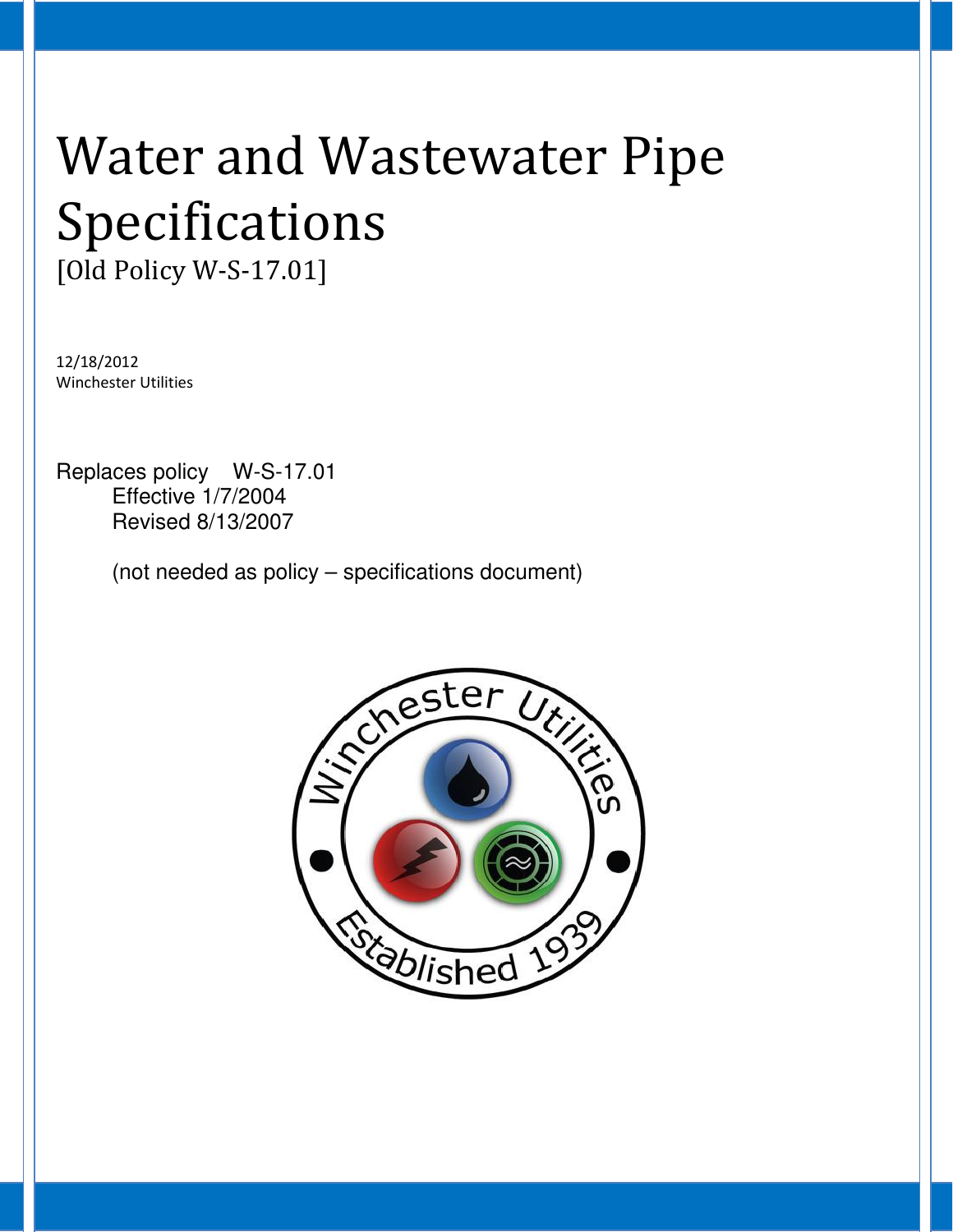# Water and Wastewater Pipe Specifications

[Old Policy W-S-17.01]

12/18/2012
Winchester Utilities

Replaces policy W-S-17.01
Effective 1/7/2004
Revised 8/13/2007

(not needed as policy – specifications document)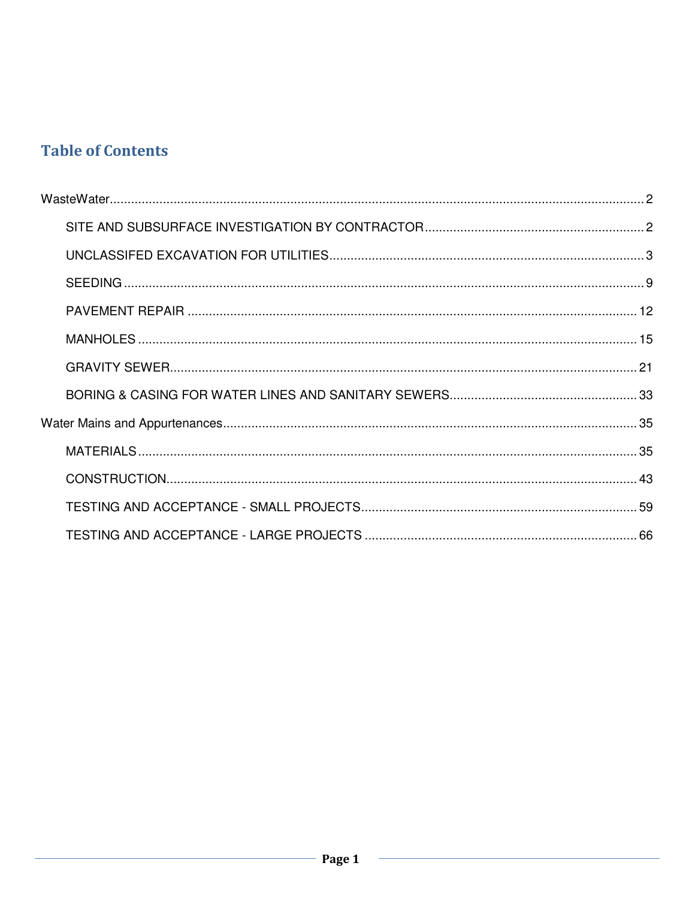# Table of Contents

WasteWater ..... 2

- SITE AND SUBSURFACE INVESTIGATION BY CONTRACTOR ..... 2
- UNCLASSIFED EXCAVATION FOR UTILITIES ..... 3
- SEEDING ..... 9
- PAVEMENT REPAIR ..... 12
- MANHOLES ..... 15
- GRAVITY SEWER ..... 21
- BORING & CASING FOR WATER LINES AND SANITARY SEWERS ..... 33

Water Mains and Appurtenances ..... 35

- MATERIALS ..... 35
- CONSTRUCTION ..... 43
- TESTING AND ACCEPTANCE - SMALL PROJECTS ..... 59
- TESTING AND ACCEPTANCE - LARGE PROJECTS ..... 66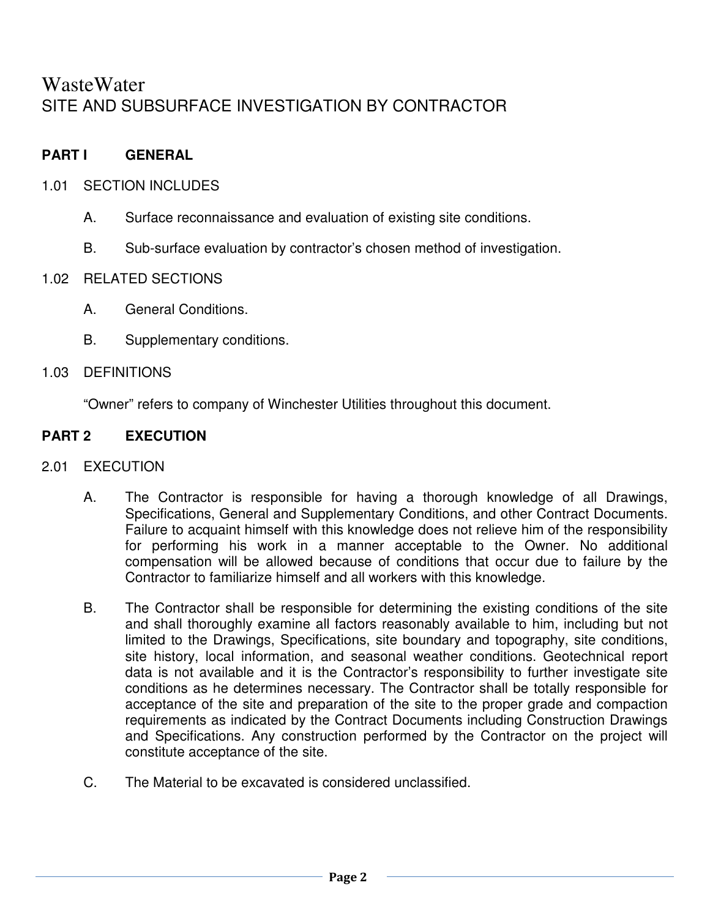# WasteWater

## SITE AND SUBSURFACE INVESTIGATION BY CONTRACTOR

### PART I GENERAL

1.01 SECTION INCLUDES

A. Surface reconnaissance and evaluation of existing site conditions.

B. Sub-surface evaluation by contractor's chosen method of investigation.

1.02 RELATED SECTIONS

A. General Conditions.

B. Supplementary conditions.

1.03 DEFINITIONS

"Owner" refers to company of Winchester Utilities throughout this document.

### PART 2 EXECUTION

2.01 EXECUTION

A. The Contractor is responsible for having a thorough knowledge of all Drawings, Specifications, General and Supplementary Conditions, and other Contract Documents. Failure to acquaint himself with this knowledge does not relieve him of the responsibility for performing his work in a manner acceptable to the Owner. No additional compensation will be allowed because of conditions that occur due to failure by the Contractor to familiarize himself and all workers with this knowledge.

B. The Contractor shall be responsible for determining the existing conditions of the site and shall thoroughly examine all factors reasonably available to him, including but not limited to the Drawings, Specifications, site boundary and topography, site conditions, site history, local information, and seasonal weather conditions. Geotechnical report data is not available and it is the Contractor's responsibility to further investigate site conditions as he determines necessary. The Contractor shall be totally responsible for acceptance of the site and preparation of the site to the proper grade and compaction requirements as indicated by the Contract Documents including Construction Drawings and Specifications. Any construction performed by the Contractor on the project will constitute acceptance of the site.

C. The Material to be excavated is considered unclassified.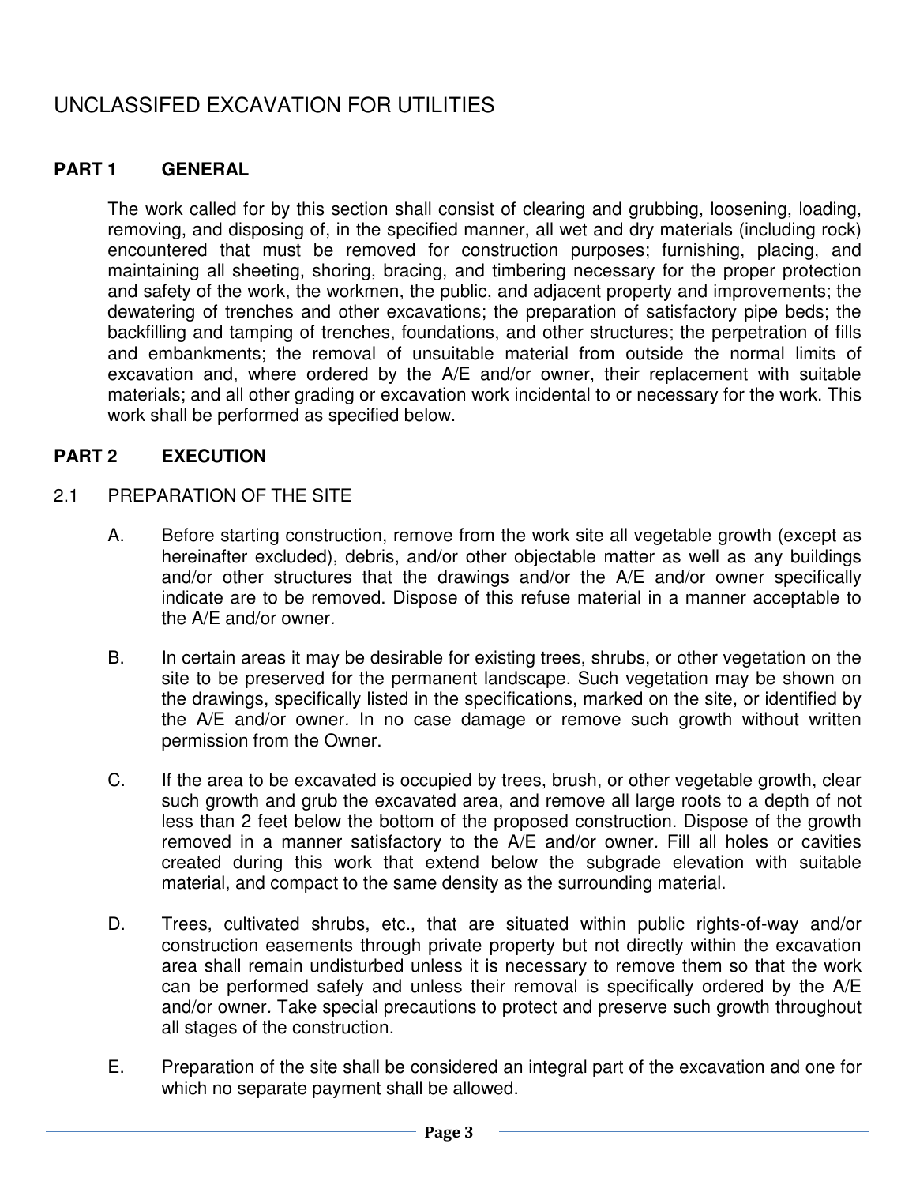# UNCLASSIFED EXCAVATION FOR UTILITIES

## PART 1 GENERAL

The work called for by this section shall consist of clearing and grubbing, loosening, loading, removing, and disposing of, in the specified manner, all wet and dry materials (including rock) encountered that must be removed for construction purposes; furnishing, placing, and maintaining all sheeting, shoring, bracing, and timbering necessary for the proper protection and safety of the work, the workmen, the public, and adjacent property and improvements; the dewatering of trenches and other excavations; the preparation of satisfactory pipe beds; the backfilling and tamping of trenches, foundations, and other structures; the perpetration of fills and embankments; the removal of unsuitable material from outside the normal limits of excavation and, where ordered by the A/E and/or owner, their replacement with suitable materials; and all other grading or excavation work incidental to or necessary for the work. This work shall be performed as specified below.

## PART 2 EXECUTION

### 2.1 PREPARATION OF THE SITE

A. Before starting construction, remove from the work site all vegetable growth (except as hereinafter excluded), debris, and/or other objectable matter as well as any buildings and/or other structures that the drawings and/or the A/E and/or owner specifically indicate are to be removed. Dispose of this refuse material in a manner acceptable to the A/E and/or owner.

B. In certain areas it may be desirable for existing trees, shrubs, or other vegetation on the site to be preserved for the permanent landscape. Such vegetation may be shown on the drawings, specifically listed in the specifications, marked on the site, or identified by the A/E and/or owner. In no case damage or remove such growth without written permission from the Owner.

C. If the area to be excavated is occupied by trees, brush, or other vegetable growth, clear such growth and grub the excavated area, and remove all large roots to a depth of not less than 2 feet below the bottom of the proposed construction. Dispose of the growth removed in a manner satisfactory to the A/E and/or owner. Fill all holes or cavities created during this work that extend below the subgrade elevation with suitable material, and compact to the same density as the surrounding material.

D. Trees, cultivated shrubs, etc., that are situated within public rights-of-way and/or construction easements through private property but not directly within the excavation area shall remain undisturbed unless it is necessary to remove them so that the work can be performed safely and unless their removal is specifically ordered by the A/E and/or owner. Take special precautions to protect and preserve such growth throughout all stages of the construction.

E. Preparation of the site shall be considered an integral part of the excavation and one for which no separate payment shall be allowed.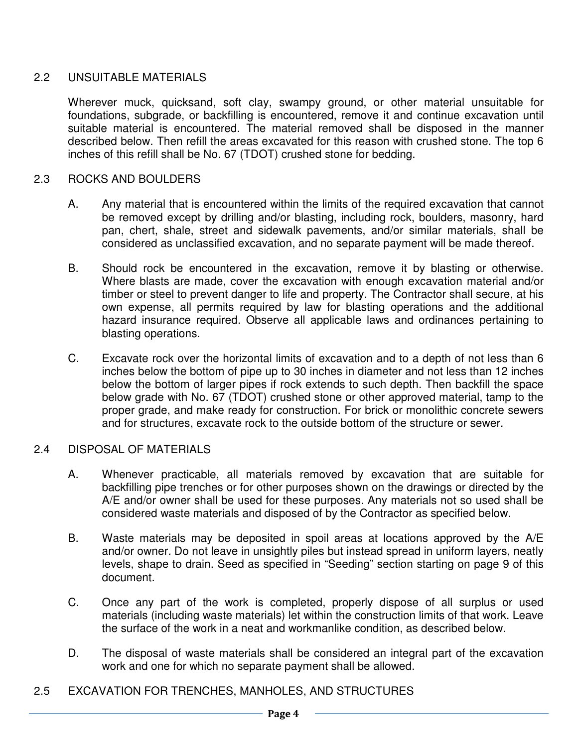## 2.2 UNSUITABLE MATERIALS

Wherever muck, quicksand, soft clay, swampy ground, or other material unsuitable for foundations, subgrade, or backfilling is encountered, remove it and continue excavation until suitable material is encountered. The material removed shall be disposed in the manner described below. Then refill the areas excavated for this reason with crushed stone. The top 6 inches of this refill shall be No. 67 (TDOT) crushed stone for bedding.

## 2.3 ROCKS AND BOULDERS

A. Any material that is encountered within the limits of the required excavation that cannot be removed except by drilling and/or blasting, including rock, boulders, masonry, hard pan, chert, shale, street and sidewalk pavements, and/or similar materials, shall be considered as unclassified excavation, and no separate payment will be made thereof.

B. Should rock be encountered in the excavation, remove it by blasting or otherwise. Where blasts are made, cover the excavation with enough excavation material and/or timber or steel to prevent danger to life and property. The Contractor shall secure, at his own expense, all permits required by law for blasting operations and the additional hazard insurance required. Observe all applicable laws and ordinances pertaining to blasting operations.

C. Excavate rock over the horizontal limits of excavation and to a depth of not less than 6 inches below the bottom of pipe up to 30 inches in diameter and not less than 12 inches below the bottom of larger pipes if rock extends to such depth. Then backfill the space below grade with No. 67 (TDOT) crushed stone or other approved material, tamp to the proper grade, and make ready for construction. For brick or monolithic concrete sewers and for structures, excavate rock to the outside bottom of the structure or sewer.

## 2.4 DISPOSAL OF MATERIALS

A. Whenever practicable, all materials removed by excavation that are suitable for backfilling pipe trenches or for other purposes shown on the drawings or directed by the A/E and/or owner shall be used for these purposes. Any materials not so used shall be considered waste materials and disposed of by the Contractor as specified below.

B. Waste materials may be deposited in spoil areas at locations approved by the A/E and/or owner. Do not leave in unsightly piles but instead spread in uniform layers, neatly levels, shape to drain. Seed as specified in "Seeding" section starting on page 9 of this document.

C. Once any part of the work is completed, properly dispose of all surplus or used materials (including waste materials) let within the construction limits of that work. Leave the surface of the work in a neat and workmanlike condition, as described below.

D. The disposal of waste materials shall be considered an integral part of the excavation work and one for which no separate payment shall be allowed.

## 2.5 EXCAVATION FOR TRENCHES, MANHOLES, AND STRUCTURES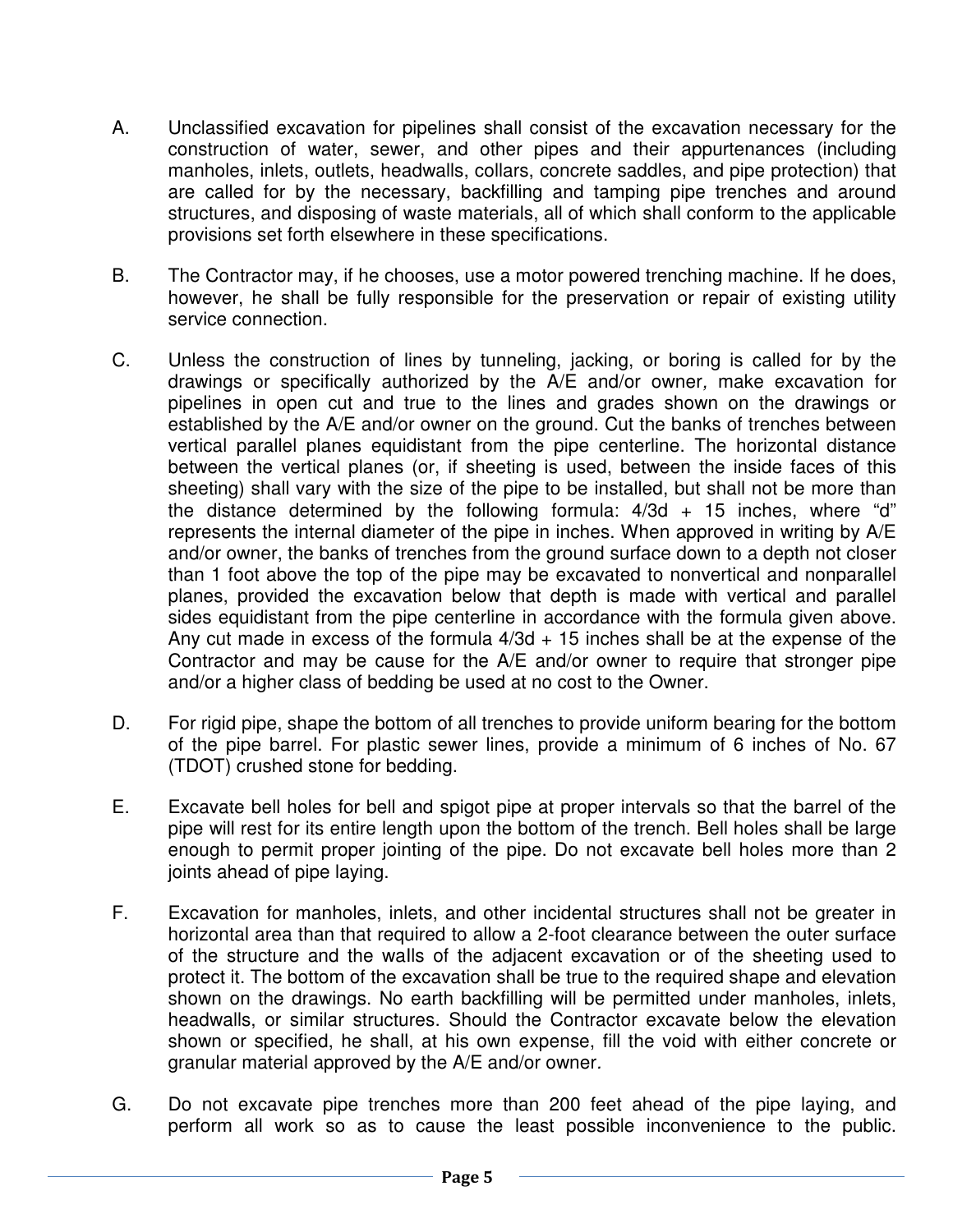A. Unclassified excavation for pipelines shall consist of the excavation necessary for the construction of water, sewer, and other pipes and their appurtenances (including manholes, inlets, outlets, headwalls, collars, concrete saddles, and pipe protection) that are called for by the necessary, backfilling and tamping pipe trenches and around structures, and disposing of waste materials, all of which shall conform to the applicable provisions set forth elsewhere in these specifications.

B. The Contractor may, if he chooses, use a motor powered trenching machine. If he does, however, he shall be fully responsible for the preservation or repair of existing utility service connection.

C. Unless the construction of lines by tunneling, jacking, or boring is called for by the drawings or specifically authorized by the A/E and/or owner, make excavation for pipelines in open cut and true to the lines and grades shown on the drawings or established by the A/E and/or owner on the ground. Cut the banks of trenches between vertical parallel planes equidistant from the pipe centerline. The horizontal distance between the vertical planes (or, if sheeting is used, between the inside faces of this sheeting) shall vary with the size of the pipe to be installed, but shall not be more than the distance determined by the following formula: $4/3d + 15$ inches, where "d" represents the internal diameter of the pipe in inches. When approved in writing by A/E and/or owner, the banks of trenches from the ground surface down to a depth not closer than 1 foot above the top of the pipe may be excavated to nonvertical and nonparallel planes, provided the excavation below that depth is made with vertical and parallel sides equidistant from the pipe centerline in accordance with the formula given above. Any cut made in excess of the formula $4/3d + 15$ inches shall be at the expense of the Contractor and may be cause for the A/E and/or owner to require that stronger pipe and/or a higher class of bedding be used at no cost to the Owner.

D. For rigid pipe, shape the bottom of all trenches to provide uniform bearing for the bottom of the pipe barrel. For plastic sewer lines, provide a minimum of 6 inches of No. 67 (TDOT) crushed stone for bedding.

E. Excavate bell holes for bell and spigot pipe at proper intervals so that the barrel of the pipe will rest for its entire length upon the bottom of the trench. Bell holes shall be large enough to permit proper jointing of the pipe. Do not excavate bell holes more than 2 joints ahead of pipe laying.

F. Excavation for manholes, inlets, and other incidental structures shall not be greater in horizontal area than that required to allow a 2-foot clearance between the outer surface of the structure and the walls of the adjacent excavation or of the sheeting used to protect it. The bottom of the excavation shall be true to the required shape and elevation shown on the drawings. No earth backfilling will be permitted under manholes, inlets, headwalls, or similar structures. Should the Contractor excavate below the elevation shown or specified, he shall, at his own expense, fill the void with either concrete or granular material approved by the A/E and/or owner.

G. Do not excavate pipe trenches more than 200 feet ahead of the pipe laying, and perform all work so as to cause the least possible inconvenience to the public.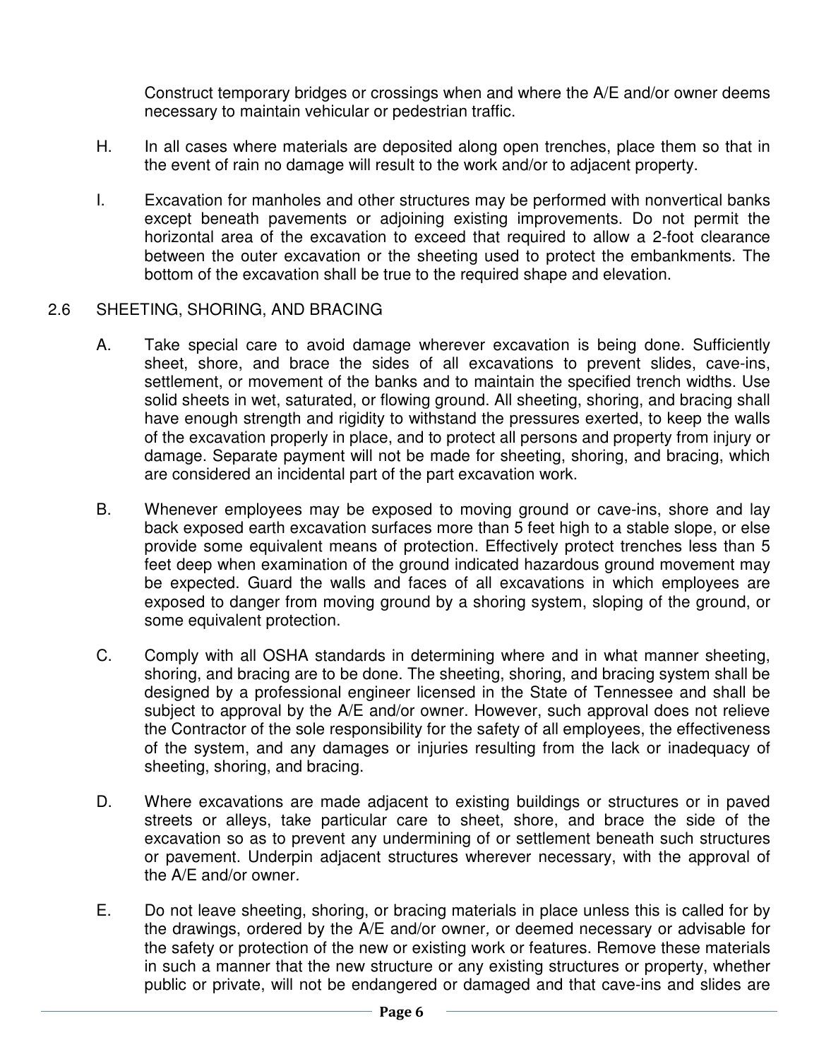Construct temporary bridges or crossings when and where the A/E and/or owner deems necessary to maintain vehicular or pedestrian traffic.

H. In all cases where materials are deposited along open trenches, place them so that in the event of rain no damage will result to the work and/or to adjacent property.

I. Excavation for manholes and other structures may be performed with nonvertical banks except beneath pavements or adjoining existing improvements. Do not permit the horizontal area of the excavation to exceed that required to allow a 2-foot clearance between the outer excavation or the sheeting used to protect the embankments. The bottom of the excavation shall be true to the required shape and elevation.

## 2.6 SHEETING, SHORING, AND BRACING

A. Take special care to avoid damage wherever excavation is being done. Sufficiently sheet, shore, and brace the sides of all excavations to prevent slides, cave-ins, settlement, or movement of the banks and to maintain the specified trench widths. Use solid sheets in wet, saturated, or flowing ground. All sheeting, shoring, and bracing shall have enough strength and rigidity to withstand the pressures exerted, to keep the walls of the excavation properly in place, and to protect all persons and property from injury or damage. Separate payment will not be made for sheeting, shoring, and bracing, which are considered an incidental part of the part excavation work.

B. Whenever employees may be exposed to moving ground or cave-ins, shore and lay back exposed earth excavation surfaces more than 5 feet high to a stable slope, or else provide some equivalent means of protection. Effectively protect trenches less than 5 feet deep when examination of the ground indicated hazardous ground movement may be expected. Guard the walls and faces of all excavations in which employees are exposed to danger from moving ground by a shoring system, sloping of the ground, or some equivalent protection.

C. Comply with all OSHA standards in determining where and in what manner sheeting, shoring, and bracing are to be done. The sheeting, shoring, and bracing system shall be designed by a professional engineer licensed in the State of Tennessee and shall be subject to approval by the A/E and/or owner. However, such approval does not relieve the Contractor of the sole responsibility for the safety of all employees, the effectiveness of the system, and any damages or injuries resulting from the lack or inadequacy of sheeting, shoring, and bracing.

D. Where excavations are made adjacent to existing buildings or structures or in paved streets or alleys, take particular care to sheet, shore, and brace the side of the excavation so as to prevent any undermining of or settlement beneath such structures or pavement. Underpin adjacent structures wherever necessary, with the approval of the A/E and/or owner.

E. Do not leave sheeting, shoring, or bracing materials in place unless this is called for by the drawings, ordered by the A/E and/or owner, or deemed necessary or advisable for the safety or protection of the new or existing work or features. Remove these materials in such a manner that the new structure or any existing structures or property, whether public or private, will not be endangered or damaged and that cave-ins and slides are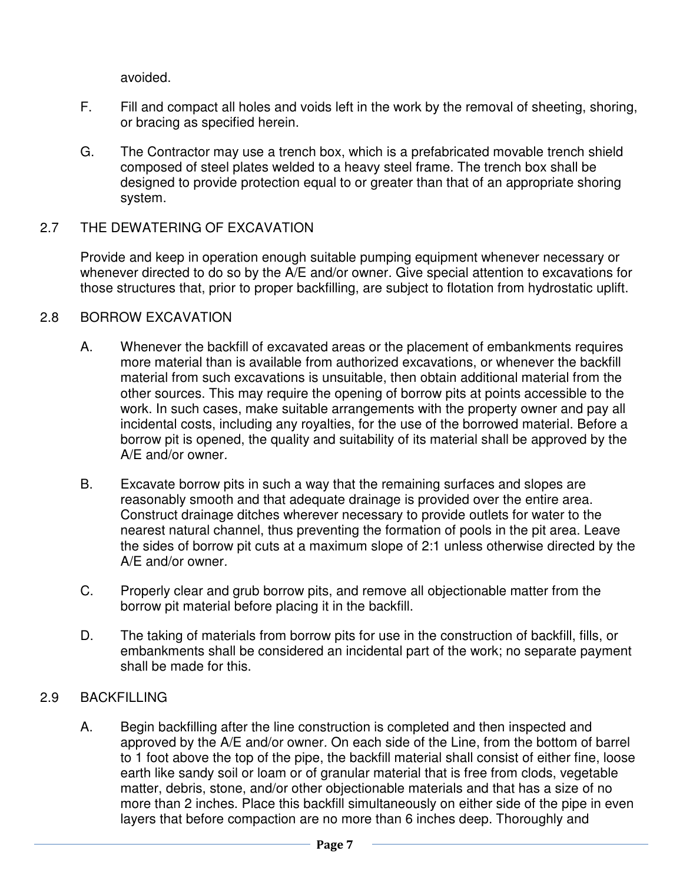avoided.

F. Fill and compact all holes and voids left in the work by the removal of sheeting, shoring, or bracing as specified herein.

G. The Contractor may use a trench box, which is a prefabricated movable trench shield composed of steel plates welded to a heavy steel frame. The trench box shall be designed to provide protection equal to or greater than that of an appropriate shoring system.

## 2.7 THE DEWATERING OF EXCAVATION

Provide and keep in operation enough suitable pumping equipment whenever necessary or whenever directed to do so by the A/E and/or owner. Give special attention to excavations for those structures that, prior to proper backfilling, are subject to flotation from hydrostatic uplift.

## 2.8 BORROW EXCAVATION

A. Whenever the backfill of excavated areas or the placement of embankments requires more material than is available from authorized excavations, or whenever the backfill material from such excavations is unsuitable, then obtain additional material from the other sources. This may require the opening of borrow pits at points accessible to the work. In such cases, make suitable arrangements with the property owner and pay all incidental costs, including any royalties, for the use of the borrowed material. Before a borrow pit is opened, the quality and suitability of its material shall be approved by the A/E and/or owner.

B. Excavate borrow pits in such a way that the remaining surfaces and slopes are reasonably smooth and that adequate drainage is provided over the entire area. Construct drainage ditches wherever necessary to provide outlets for water to the nearest natural channel, thus preventing the formation of pools in the pit area. Leave the sides of borrow pit cuts at a maximum slope of 2:1 unless otherwise directed by the A/E and/or owner.

C. Properly clear and grub borrow pits, and remove all objectionable matter from the borrow pit material before placing it in the backfill.

D. The taking of materials from borrow pits for use in the construction of backfill, fills, or embankments shall be considered an incidental part of the work; no separate payment shall be made for this.

## 2.9 BACKFILLING

A. Begin backfilling after the line construction is completed and then inspected and approved by the A/E and/or owner. On each side of the Line, from the bottom of barrel to 1 foot above the top of the pipe, the backfill material shall consist of either fine, loose earth like sandy soil or loam or of granular material that is free from clods, vegetable matter, debris, stone, and/or other objectionable materials and that has a size of no more than 2 inches. Place this backfill simultaneously on either side of the pipe in even layers that before compaction are no more than 6 inches deep. Thoroughly and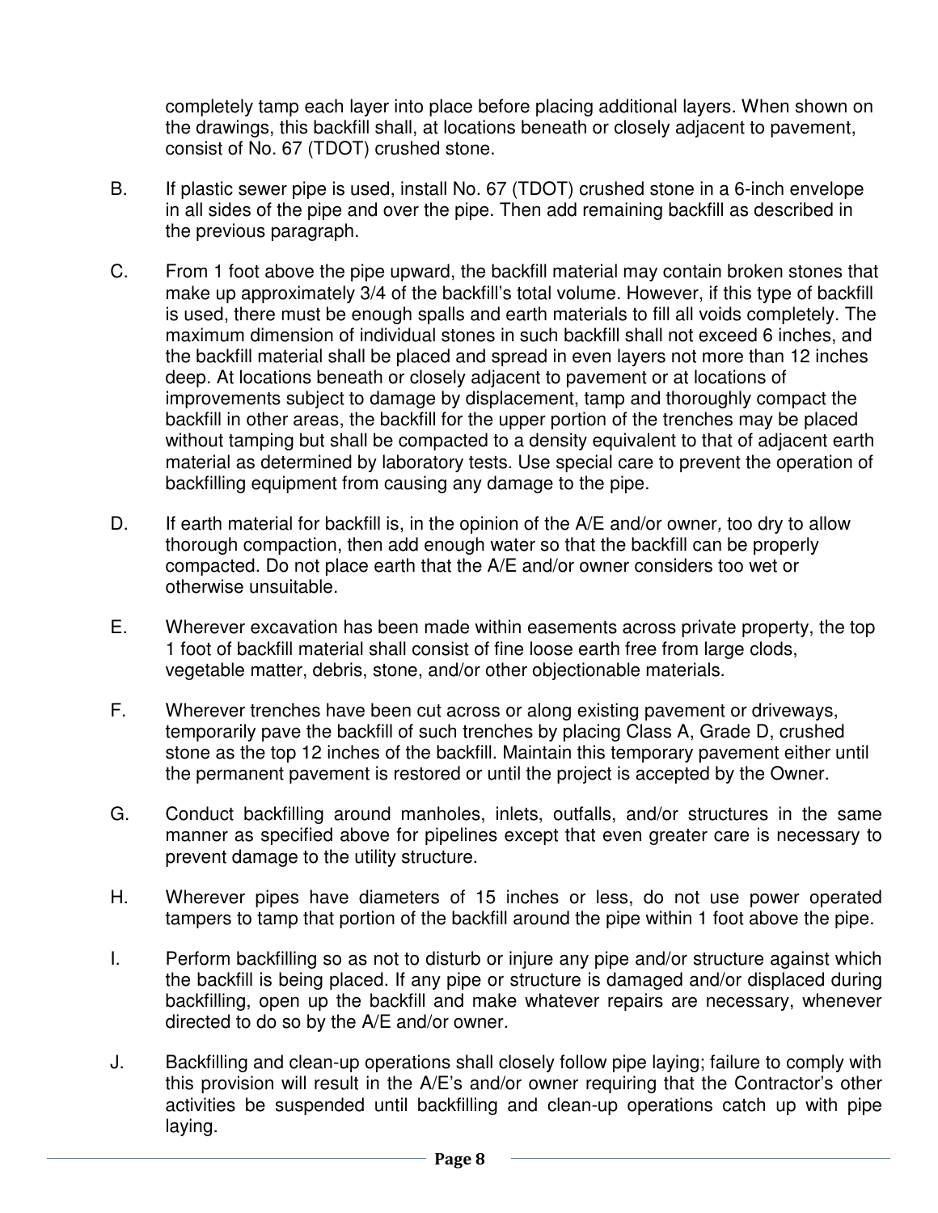completely tamp each layer into place before placing additional layers. When shown on the drawings, this backfill shall, at locations beneath or closely adjacent to pavement, consist of No. 67 (TDOT) crushed stone.

B. If plastic sewer pipe is used, install No. 67 (TDOT) crushed stone in a 6-inch envelope in all sides of the pipe and over the pipe. Then add remaining backfill as described in the previous paragraph.

C. From 1 foot above the pipe upward, the backfill material may contain broken stones that make up approximately 3/4 of the backfill's total volume. However, if this type of backfill is used, there must be enough spalls and earth materials to fill all voids completely. The maximum dimension of individual stones in such backfill shall not exceed 6 inches, and the backfill material shall be placed and spread in even layers not more than 12 inches deep. At locations beneath or closely adjacent to pavement or at locations of improvements subject to damage by displacement, tamp and thoroughly compact the backfill in other areas, the backfill for the upper portion of the trenches may be placed without tamping but shall be compacted to a density equivalent to that of adjacent earth material as determined by laboratory tests. Use special care to prevent the operation of backfilling equipment from causing any damage to the pipe.

D. If earth material for backfill is, in the opinion of the A/E and/or owner, too dry to allow thorough compaction, then add enough water so that the backfill can be properly compacted. Do not place earth that the A/E and/or owner considers too wet or otherwise unsuitable.

E. Wherever excavation has been made within easements across private property, the top 1 foot of backfill material shall consist of fine loose earth free from large clods, vegetable matter, debris, stone, and/or other objectionable materials.

F. Wherever trenches have been cut across or along existing pavement or driveways, temporarily pave the backfill of such trenches by placing Class A, Grade D, crushed stone as the top 12 inches of the backfill. Maintain this temporary pavement either until the permanent pavement is restored or until the project is accepted by the Owner.

G. Conduct backfilling around manholes, inlets, outfalls, and/or structures in the same manner as specified above for pipelines except that even greater care is necessary to prevent damage to the utility structure.

H. Wherever pipes have diameters of 15 inches or less, do not use power operated tampers to tamp that portion of the backfill around the pipe within 1 foot above the pipe.

I. Perform backfilling so as not to disturb or injure any pipe and/or structure against which the backfill is being placed. If any pipe or structure is damaged and/or displaced during backfilling, open up the backfill and make whatever repairs are necessary, whenever directed to do so by the A/E and/or owner.

J. Backfilling and clean-up operations shall closely follow pipe laying; failure to comply with this provision will result in the A/E's and/or owner requiring that the Contractor's other activities be suspended until backfilling and clean-up operations catch up with pipe laying.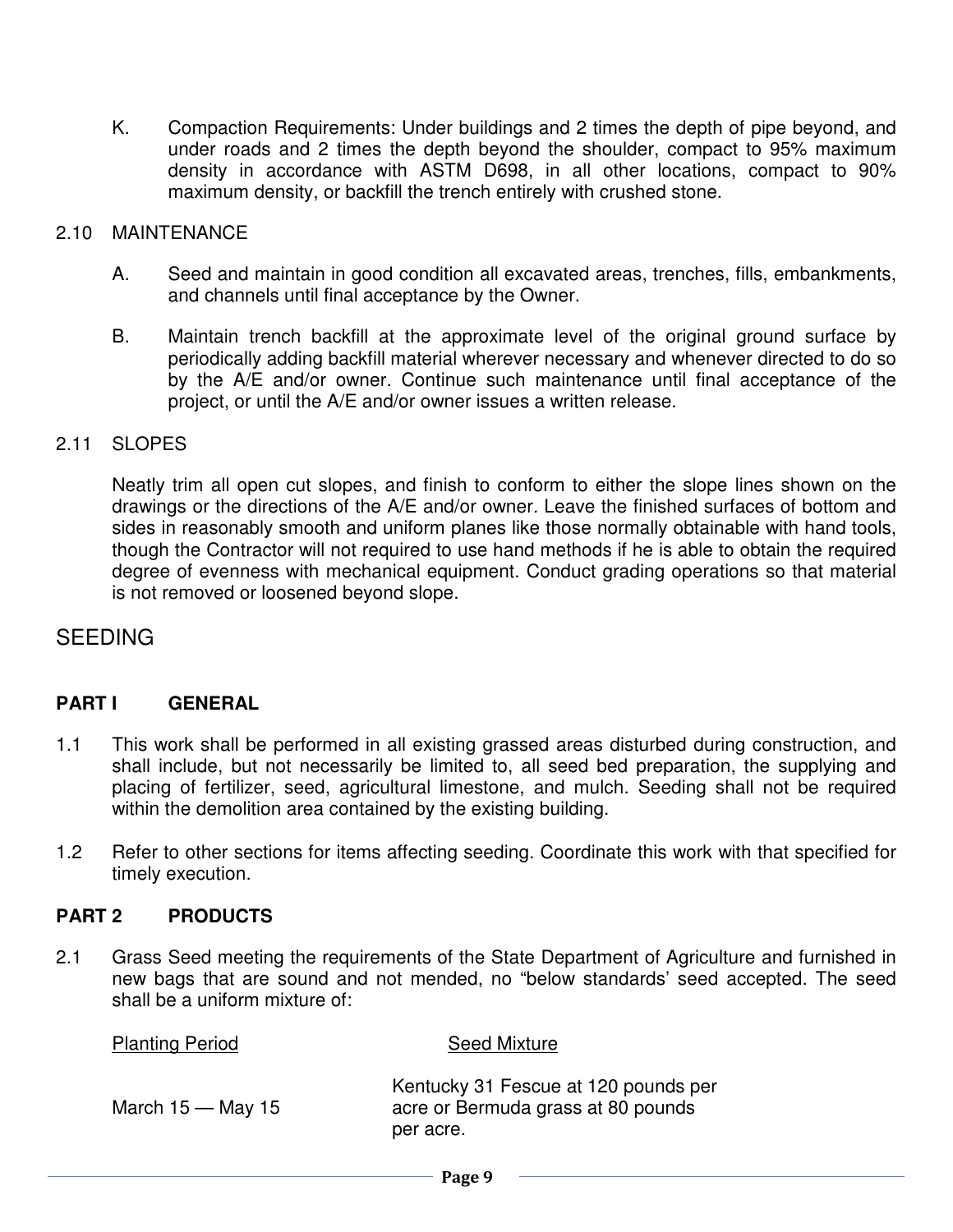K. Compaction Requirements: Under buildings and 2 times the depth of pipe beyond, and under roads and 2 times the depth beyond the shoulder, compact to 95% maximum density in accordance with ASTM D698, in all other locations, compact to 90% maximum density, or backfill the trench entirely with crushed stone.

2.10 MAINTENANCE

A. Seed and maintain in good condition all excavated areas, trenches, fills, embankments, and channels until final acceptance by the Owner.

B. Maintain trench backfill at the approximate level of the original ground surface by periodically adding backfill material wherever necessary and whenever directed to do so by the A/E and/or owner. Continue such maintenance until final acceptance of the project, or until the A/E and/or owner issues a written release.

2.11 SLOPES

Neatly trim all open cut slopes, and finish to conform to either the slope lines shown on the drawings or the directions of the A/E and/or owner. Leave the finished surfaces of bottom and sides in reasonably smooth and uniform planes like those normally obtainable with hand tools, though the Contractor will not required to use hand methods if he is able to obtain the required degree of evenness with mechanical equipment. Conduct grading operations so that material is not removed or loosened beyond slope.

# SEEDING

## PART I GENERAL

1.1 This work shall be performed in all existing grassed areas disturbed during construction, and shall include, but not necessarily be limited to, all seed bed preparation, the supplying and placing of fertilizer, seed, agricultural limestone, and mulch. Seeding shall not be required within the demolition area contained by the existing building.

1.2 Refer to other sections for items affecting seeding. Coordinate this work with that specified for timely execution.

## PART 2 PRODUCTS

2.1 Grass Seed meeting the requirements of the State Department of Agriculture and furnished in new bags that are sound and not mended, no "below standards' seed accepted. The seed shall be a uniform mixture of:

| Planting Period | Seed Mixture |
|---|---|
| March 15 — May 15 | Kentucky 31 Fescue at 120 pounds per acre or Bermuda grass at 80 pounds per acre. |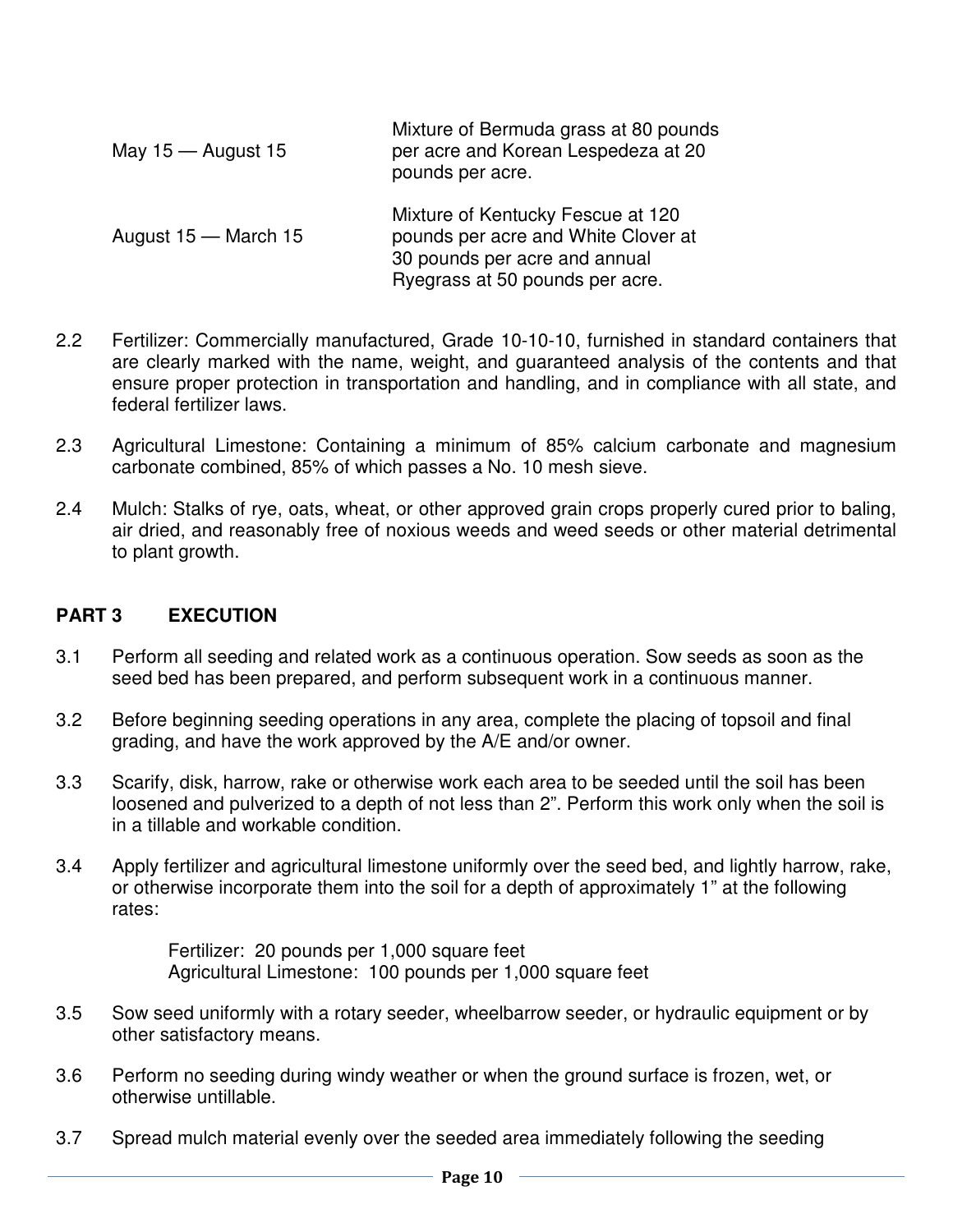| | |
|---|---|
| May 15 — August 15 | Mixture of Bermuda grass at 80 pounds per acre and Korean Lespedeza at 20 pounds per acre. |
| August 15 — March 15 | Mixture of Kentucky Fescue at 120 pounds per acre and White Clover at 30 pounds per acre and annual Ryegrass at 50 pounds per acre. |

2.2 Fertilizer: Commercially manufactured, Grade 10-10-10, furnished in standard containers that are clearly marked with the name, weight, and guaranteed analysis of the contents and that ensure proper protection in transportation and handling, and in compliance with all state, and federal fertilizer laws.

2.3 Agricultural Limestone: Containing a minimum of 85% calcium carbonate and magnesium carbonate combined, 85% of which passes a No. 10 mesh sieve.

2.4 Mulch: Stalks of rye, oats, wheat, or other approved grain crops properly cured prior to baling, air dried, and reasonably free of noxious weeds and weed seeds or other material detrimental to plant growth.

## PART 3 EXECUTION

3.1 Perform all seeding and related work as a continuous operation. Sow seeds as soon as the seed bed has been prepared, and perform subsequent work in a continuous manner.

3.2 Before beginning seeding operations in any area, complete the placing of topsoil and final grading, and have the work approved by the A/E and/or owner.

3.3 Scarify, disk, harrow, rake or otherwise work each area to be seeded until the soil has been loosened and pulverized to a depth of not less than 2". Perform this work only when the soil is in a tillable and workable condition.

3.4 Apply fertilizer and agricultural limestone uniformly over the seed bed, and lightly harrow, rake, or otherwise incorporate them into the soil for a depth of approximately 1" at the following rates:

Fertilizer: 20 pounds per 1,000 square feet
Agricultural Limestone: 100 pounds per 1,000 square feet

3.5 Sow seed uniformly with a rotary seeder, wheelbarrow seeder, or hydraulic equipment or by other satisfactory means.

3.6 Perform no seeding during windy weather or when the ground surface is frozen, wet, or otherwise untillable.

3.7 Spread mulch material evenly over the seeded area immediately following the seeding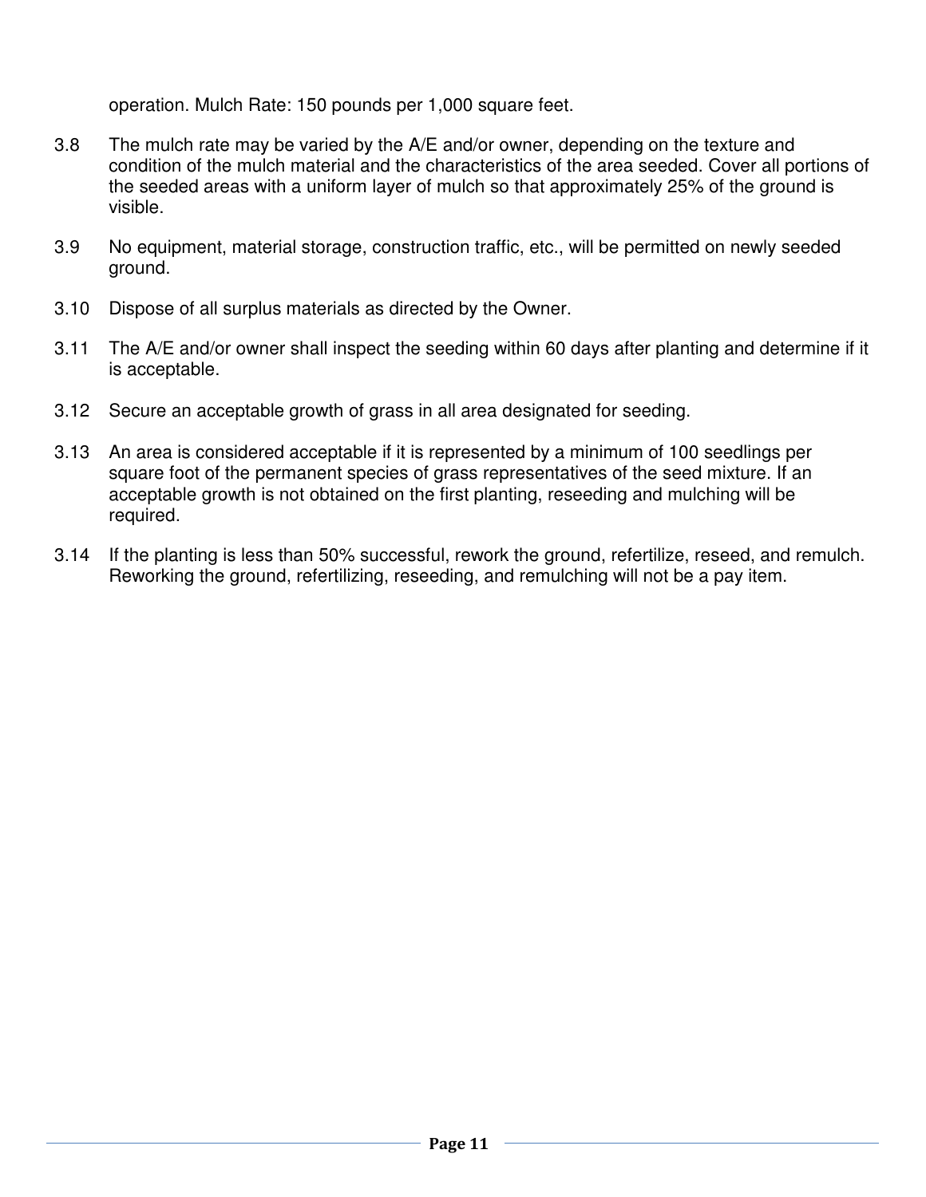operation. Mulch Rate: 150 pounds per 1,000 square feet.

3.8 The mulch rate may be varied by the A/E and/or owner, depending on the texture and condition of the mulch material and the characteristics of the area seeded. Cover all portions of the seeded areas with a uniform layer of mulch so that approximately 25% of the ground is visible.

3.9 No equipment, material storage, construction traffic, etc., will be permitted on newly seeded ground.

3.10 Dispose of all surplus materials as directed by the Owner.

3.11 The A/E and/or owner shall inspect the seeding within 60 days after planting and determine if it is acceptable.

3.12 Secure an acceptable growth of grass in all area designated for seeding.

3.13 An area is considered acceptable if it is represented by a minimum of 100 seedlings per square foot of the permanent species of grass representatives of the seed mixture. If an acceptable growth is not obtained on the first planting, reseeding and mulching will be required.

3.14 If the planting is less than 50% successful, rework the ground, refertilize, reseed, and remulch. Reworking the ground, refertilizing, reseeding, and remulching will not be a pay item.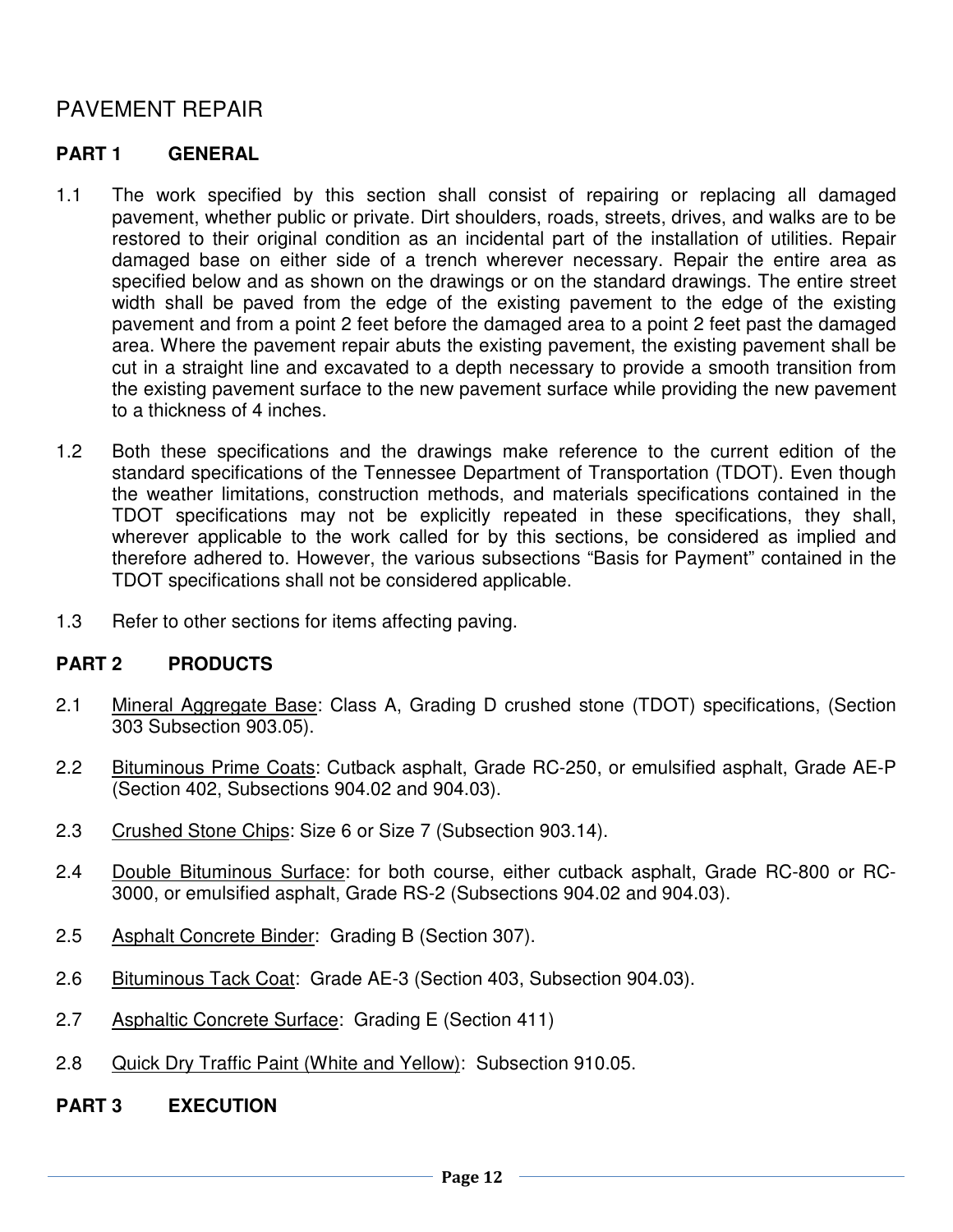## PAVEMENT REPAIR

### PART 1 GENERAL

1.1 The work specified by this section shall consist of repairing or replacing all damaged pavement, whether public or private. Dirt shoulders, roads, streets, drives, and walks are to be restored to their original condition as an incidental part of the installation of utilities. Repair damaged base on either side of a trench wherever necessary. Repair the entire area as specified below and as shown on the drawings or on the standard drawings. The entire street width shall be paved from the edge of the existing pavement to the edge of the existing pavement and from a point 2 feet before the damaged area to a point 2 feet past the damaged area. Where the pavement repair abuts the existing pavement, the existing pavement shall be cut in a straight line and excavated to a depth necessary to provide a smooth transition from the existing pavement surface to the new pavement surface while providing the new pavement to a thickness of 4 inches.

1.2 Both these specifications and the drawings make reference to the current edition of the standard specifications of the Tennessee Department of Transportation (TDOT). Even though the weather limitations, construction methods, and materials specifications contained in the TDOT specifications may not be explicitly repeated in these specifications, they shall, wherever applicable to the work called for by this sections, be considered as implied and therefore adhered to. However, the various subsections "Basis for Payment" contained in the TDOT specifications shall not be considered applicable.

1.3 Refer to other sections for items affecting paving.

### PART 2 PRODUCTS

2.1 <u>Mineral Aggregate Base</u>: Class A, Grading D crushed stone (TDOT) specifications, (Section 303 Subsection 903.05).

2.2 <u>Bituminous Prime Coats</u>: Cutback asphalt, Grade RC-250, or emulsified asphalt, Grade AE-P (Section 402, Subsections 904.02 and 904.03).

2.3 <u>Crushed Stone Chips</u>: Size 6 or Size 7 (Subsection 903.14).

2.4 <u>Double Bituminous Surface</u>: for both course, either cutback asphalt, Grade RC-800 or RC-3000, or emulsified asphalt, Grade RS-2 (Subsections 904.02 and 904.03).

2.5 <u>Asphalt Concrete Binder</u>: Grading B (Section 307).

2.6 <u>Bituminous Tack Coat</u>: Grade AE-3 (Section 403, Subsection 904.03).

2.7 <u>Asphaltic Concrete Surface</u>: Grading E (Section 411)

2.8 <u>Quick Dry Traffic Paint (White and Yellow)</u>: Subsection 910.05.

### PART 3 EXECUTION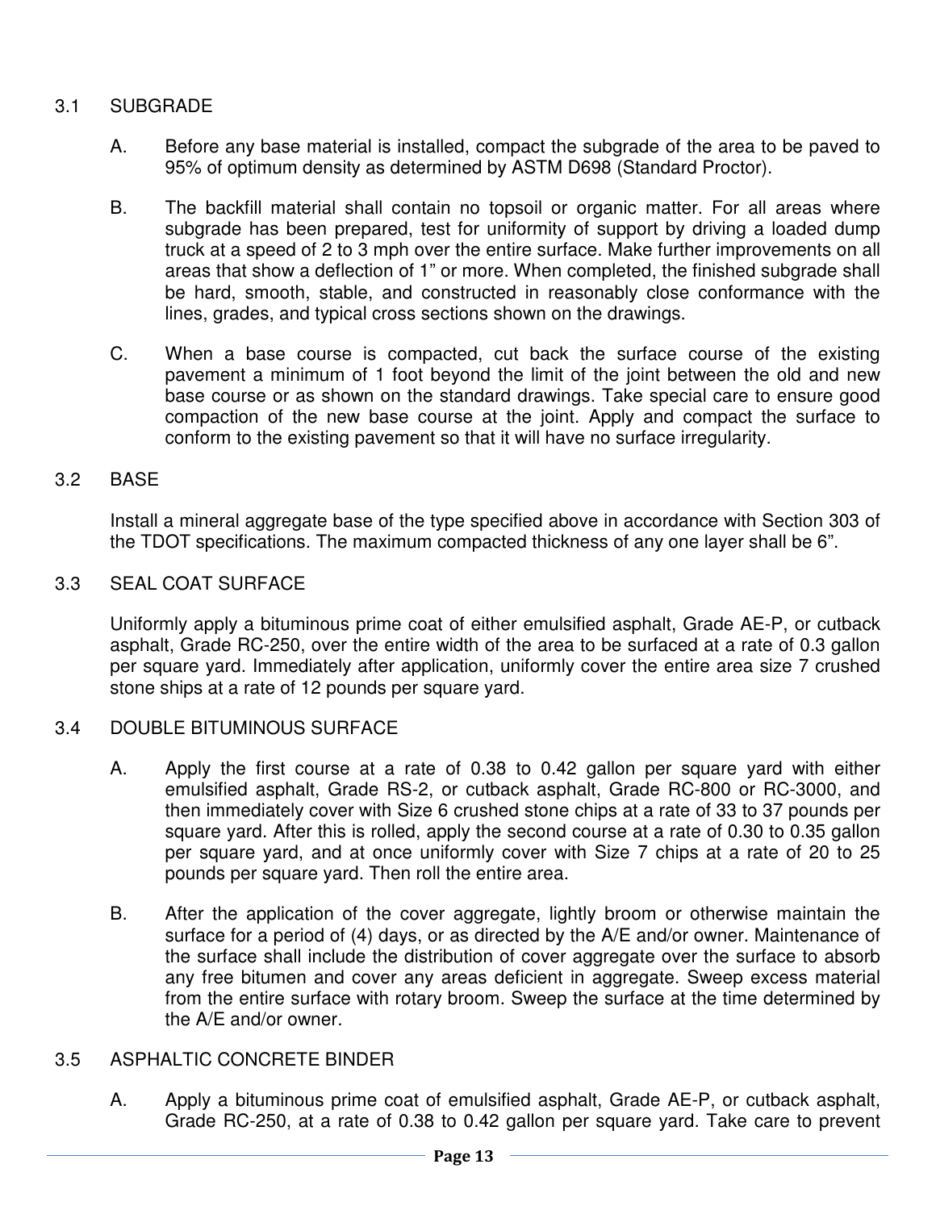### 3.1 SUBGRADE

A. Before any base material is installed, compact the subgrade of the area to be paved to 95% of optimum density as determined by ASTM D698 (Standard Proctor).

B. The backfill material shall contain no topsoil or organic matter. For all areas where subgrade has been prepared, test for uniformity of support by driving a loaded dump truck at a speed of 2 to 3 mph over the entire surface. Make further improvements on all areas that show a deflection of 1" or more. When completed, the finished subgrade shall be hard, smooth, stable, and constructed in reasonably close conformance with the lines, grades, and typical cross sections shown on the drawings.

C. When a base course is compacted, cut back the surface course of the existing pavement a minimum of 1 foot beyond the limit of the joint between the old and new base course or as shown on the standard drawings. Take special care to ensure good compaction of the new base course at the joint. Apply and compact the surface to conform to the existing pavement so that it will have no surface irregularity.

### 3.2 BASE

Install a mineral aggregate base of the type specified above in accordance with Section 303 of the TDOT specifications. The maximum compacted thickness of any one layer shall be 6".

### 3.3 SEAL COAT SURFACE

Uniformly apply a bituminous prime coat of either emulsified asphalt, Grade AE-P, or cutback asphalt, Grade RC-250, over the entire width of the area to be surfaced at a rate of 0.3 gallon per square yard. Immediately after application, uniformly cover the entire area size 7 crushed stone ships at a rate of 12 pounds per square yard.

### 3.4 DOUBLE BITUMINOUS SURFACE

A. Apply the first course at a rate of 0.38 to 0.42 gallon per square yard with either emulsified asphalt, Grade RS-2, or cutback asphalt, Grade RC-800 or RC-3000, and then immediately cover with Size 6 crushed stone chips at a rate of 33 to 37 pounds per square yard. After this is rolled, apply the second course at a rate of 0.30 to 0.35 gallon per square yard, and at once uniformly cover with Size 7 chips at a rate of 20 to 25 pounds per square yard. Then roll the entire area.

B. After the application of the cover aggregate, lightly broom or otherwise maintain the surface for a period of (4) days, or as directed by the A/E and/or owner. Maintenance of the surface shall include the distribution of cover aggregate over the surface to absorb any free bitumen and cover any areas deficient in aggregate. Sweep excess material from the entire surface with rotary broom. Sweep the surface at the time determined by the A/E and/or owner.

### 3.5 ASPHALTIC CONCRETE BINDER

A. Apply a bituminous prime coat of emulsified asphalt, Grade AE-P, or cutback asphalt, Grade RC-250, at a rate of 0.38 to 0.42 gallon per square yard. Take care to prevent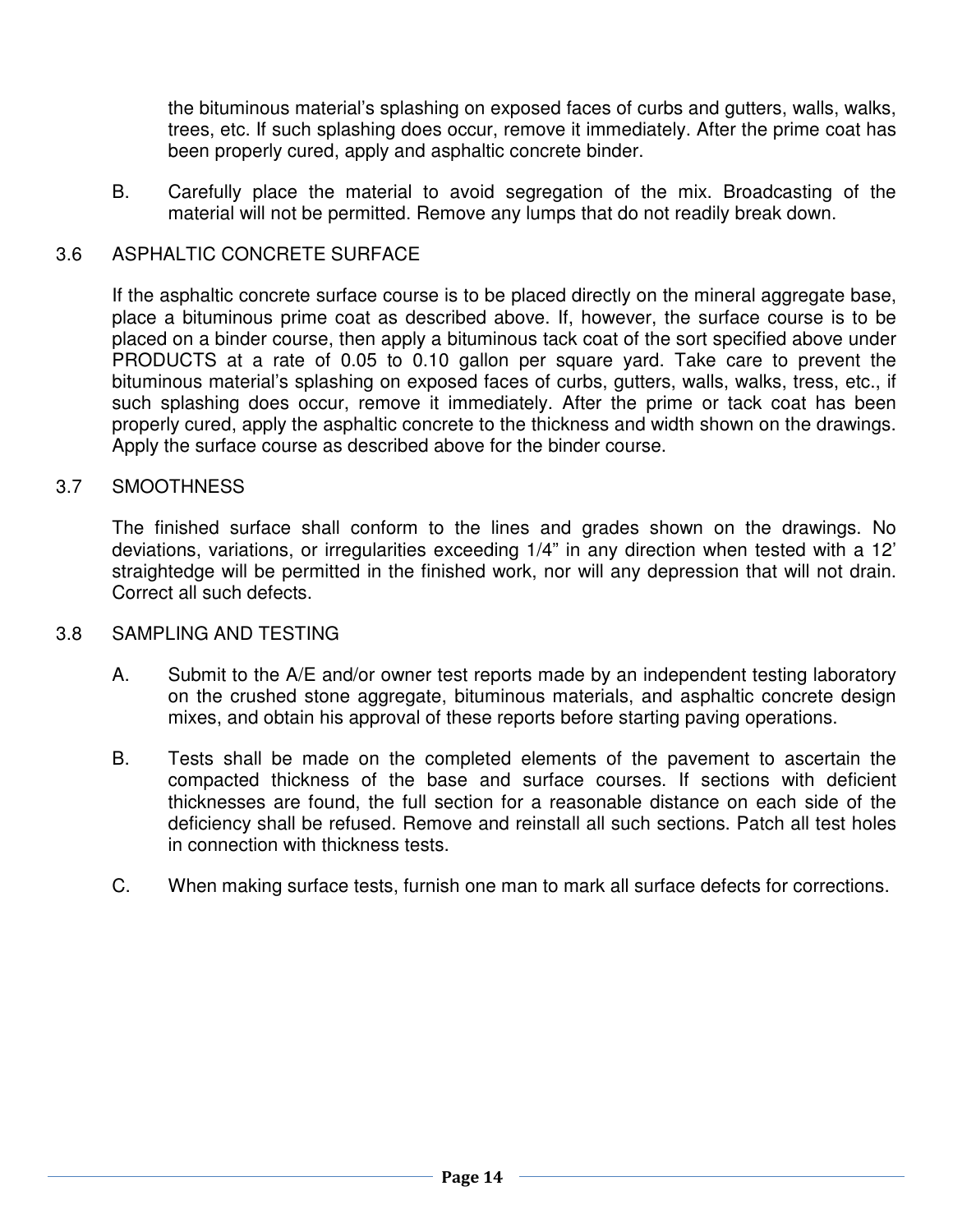the bituminous material's splashing on exposed faces of curbs and gutters, walls, walks, trees, etc. If such splashing does occur, remove it immediately. After the prime coat has been properly cured, apply and asphaltic concrete binder.

B. Carefully place the material to avoid segregation of the mix. Broadcasting of the material will not be permitted. Remove any lumps that do not readily break down.

### 3.6 ASPHALTIC CONCRETE SURFACE

If the asphaltic concrete surface course is to be placed directly on the mineral aggregate base, place a bituminous prime coat as described above. If, however, the surface course is to be placed on a binder course, then apply a bituminous tack coat of the sort specified above under PRODUCTS at a rate of 0.05 to 0.10 gallon per square yard. Take care to prevent the bituminous material's splashing on exposed faces of curbs, gutters, walls, walks, tress, etc., if such splashing does occur, remove it immediately. After the prime or tack coat has been properly cured, apply the asphaltic concrete to the thickness and width shown on the drawings. Apply the surface course as described above for the binder course.

### 3.7 SMOOTHNESS

The finished surface shall conform to the lines and grades shown on the drawings. No deviations, variations, or irregularities exceeding 1/4" in any direction when tested with a 12' straightedge will be permitted in the finished work, nor will any depression that will not drain. Correct all such defects.

### 3.8 SAMPLING AND TESTING

A. Submit to the A/E and/or owner test reports made by an independent testing laboratory on the crushed stone aggregate, bituminous materials, and asphaltic concrete design mixes, and obtain his approval of these reports before starting paving operations.

B. Tests shall be made on the completed elements of the pavement to ascertain the compacted thickness of the base and surface courses. If sections with deficient thicknesses are found, the full section for a reasonable distance on each side of the deficiency shall be refused. Remove and reinstall all such sections. Patch all test holes in connection with thickness tests.

C. When making surface tests, furnish one man to mark all surface defects for corrections.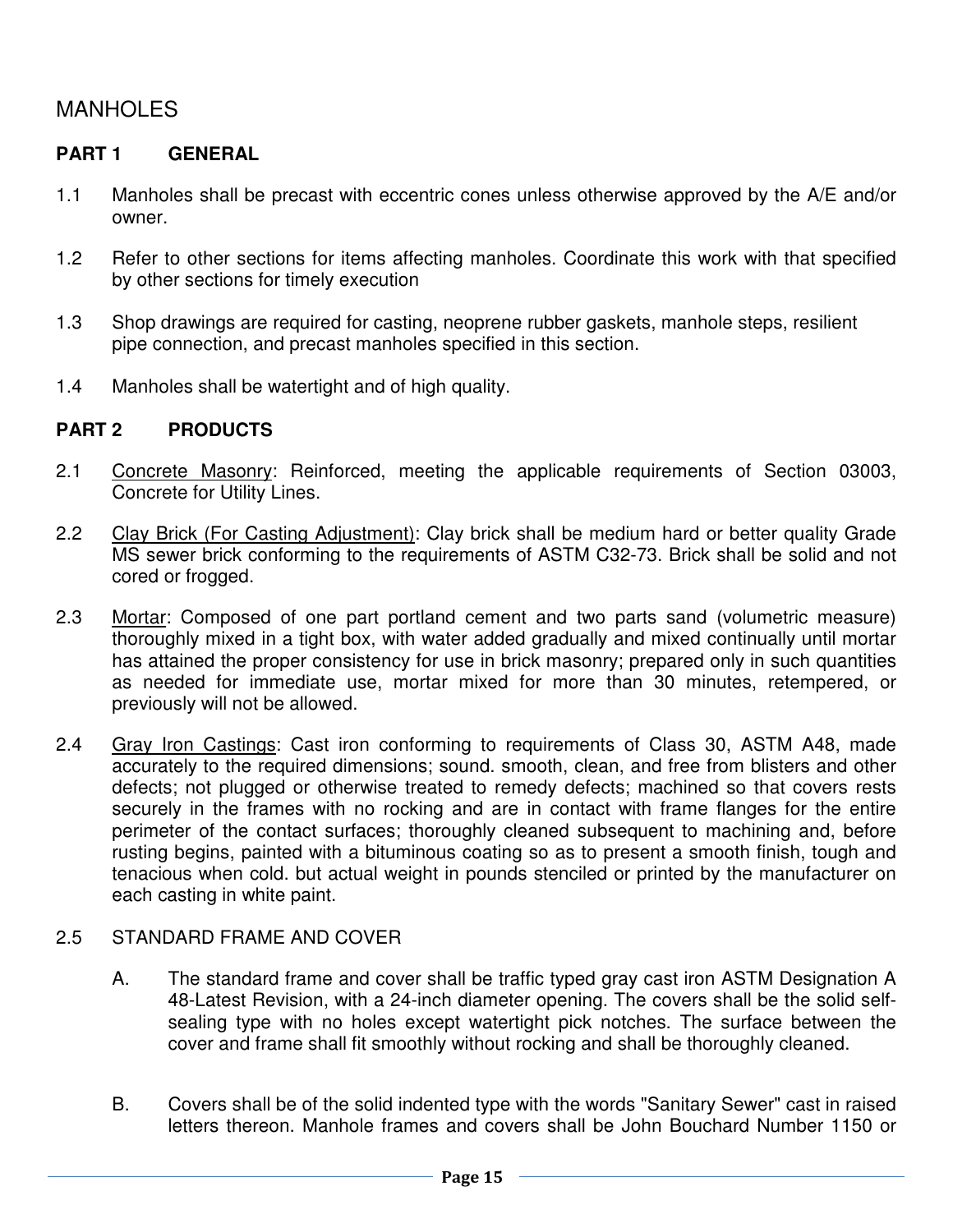# MANHOLES

## PART 1 GENERAL

1.1 Manholes shall be precast with eccentric cones unless otherwise approved by the A/E and/or owner.

1.2 Refer to other sections for items affecting manholes. Coordinate this work with that specified by other sections for timely execution

1.3 Shop drawings are required for casting, neoprene rubber gaskets, manhole steps, resilient pipe connection, and precast manholes specified in this section.

1.4 Manholes shall be watertight and of high quality.

## PART 2 PRODUCTS

2.1 Concrete Masonry: Reinforced, meeting the applicable requirements of Section 03003, Concrete for Utility Lines.

2.2 Clay Brick (For Casting Adjustment): Clay brick shall be medium hard or better quality Grade MS sewer brick conforming to the requirements of ASTM C32-73. Brick shall be solid and not cored or frogged.

2.3 Mortar: Composed of one part portland cement and two parts sand (volumetric measure) thoroughly mixed in a tight box, with water added gradually and mixed continually until mortar has attained the proper consistency for use in brick masonry; prepared only in such quantities as needed for immediate use, mortar mixed for more than 30 minutes, retempered, or previously will not be allowed.

2.4 Gray Iron Castings: Cast iron conforming to requirements of Class 30, ASTM A48, made accurately to the required dimensions; sound. smooth, clean, and free from blisters and other defects; not plugged or otherwise treated to remedy defects; machined so that covers rests securely in the frames with no rocking and are in contact with frame flanges for the entire perimeter of the contact surfaces; thoroughly cleaned subsequent to machining and, before rusting begins, painted with a bituminous coating so as to present a smooth finish, tough and tenacious when cold. but actual weight in pounds stenciled or printed by the manufacturer on each casting in white paint.

2.5 STANDARD FRAME AND COVER

A. The standard frame and cover shall be traffic typed gray cast iron ASTM Designation A 48-Latest Revision, with a 24-inch diameter opening. The covers shall be the solid self-sealing type with no holes except watertight pick notches. The surface between the cover and frame shall fit smoothly without rocking and shall be thoroughly cleaned.

B. Covers shall be of the solid indented type with the words "Sanitary Sewer" cast in raised letters thereon. Manhole frames and covers shall be John Bouchard Number 1150 or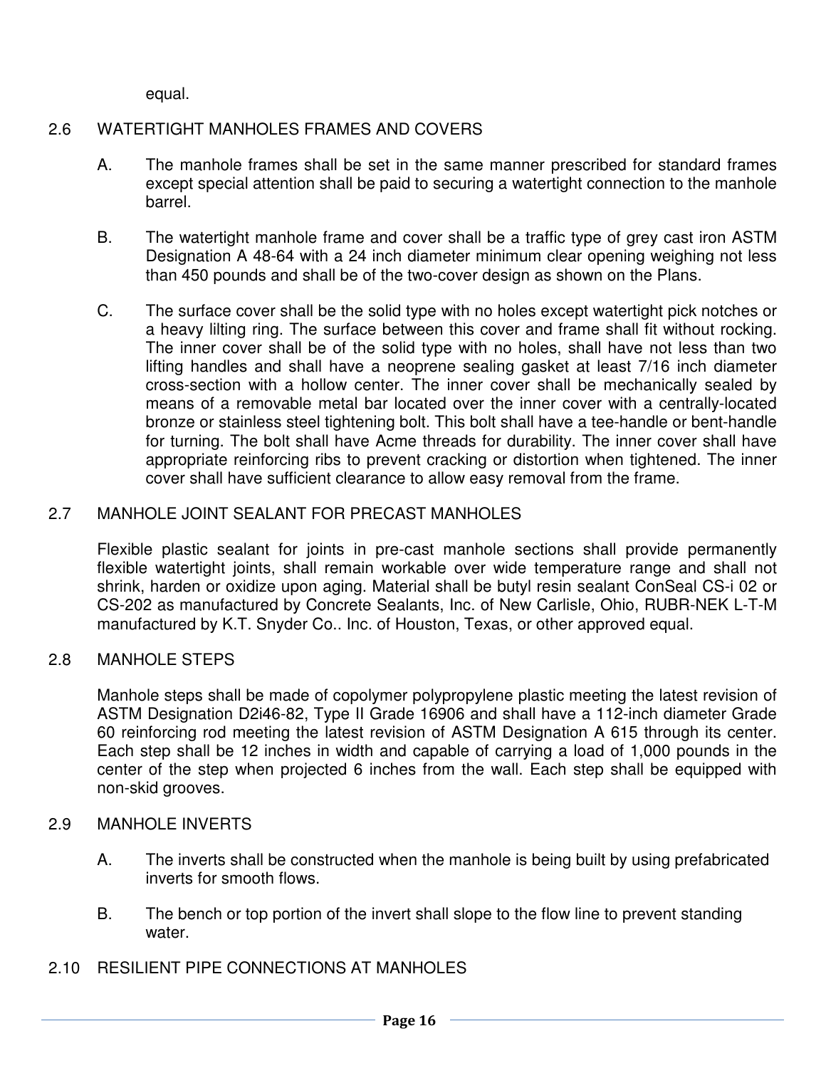equal.

## 2.6 WATERTIGHT MANHOLES FRAMES AND COVERS

A. The manhole frames shall be set in the same manner prescribed for standard frames except special attention shall be paid to securing a watertight connection to the manhole barrel.

B. The watertight manhole frame and cover shall be a traffic type of grey cast iron ASTM Designation A 48-64 with a 24 inch diameter minimum clear opening weighing not less than 450 pounds and shall be of the two-cover design as shown on the Plans.

C. The surface cover shall be the solid type with no holes except watertight pick notches or a heavy lilting ring. The surface between this cover and frame shall fit without rocking. The inner cover shall be of the solid type with no holes, shall have not less than two lifting handles and shall have a neoprene sealing gasket at least 7/16 inch diameter cross-section with a hollow center. The inner cover shall be mechanically sealed by means of a removable metal bar located over the inner cover with a centrally-located bronze or stainless steel tightening bolt. This bolt shall have a tee-handle or bent-handle for turning. The bolt shall have Acme threads for durability. The inner cover shall have appropriate reinforcing ribs to prevent cracking or distortion when tightened. The inner cover shall have sufficient clearance to allow easy removal from the frame.

## 2.7 MANHOLE JOINT SEALANT FOR PRECAST MANHOLES

Flexible plastic sealant for joints in pre-cast manhole sections shall provide permanently flexible watertight joints, shall remain workable over wide temperature range and shall not shrink, harden or oxidize upon aging. Material shall be butyl resin sealant ConSeal CS-i 02 or CS-202 as manufactured by Concrete Sealants, Inc. of New Carlisle, Ohio, RUBR-NEK L-T-M manufactured by K.T. Snyder Co.. Inc. of Houston, Texas, or other approved equal.

## 2.8 MANHOLE STEPS

Manhole steps shall be made of copolymer polypropylene plastic meeting the latest revision of ASTM Designation D2i46-82, Type II Grade 16906 and shall have a 112-inch diameter Grade 60 reinforcing rod meeting the latest revision of ASTM Designation A 615 through its center. Each step shall be 12 inches in width and capable of carrying a load of 1,000 pounds in the center of the step when projected 6 inches from the wall. Each step shall be equipped with non-skid grooves.

## 2.9 MANHOLE INVERTS

A. The inverts shall be constructed when the manhole is being built by using prefabricated inverts for smooth flows.

B. The bench or top portion of the invert shall slope to the flow line to prevent standing water.

## 2.10 RESILIENT PIPE CONNECTIONS AT MANHOLES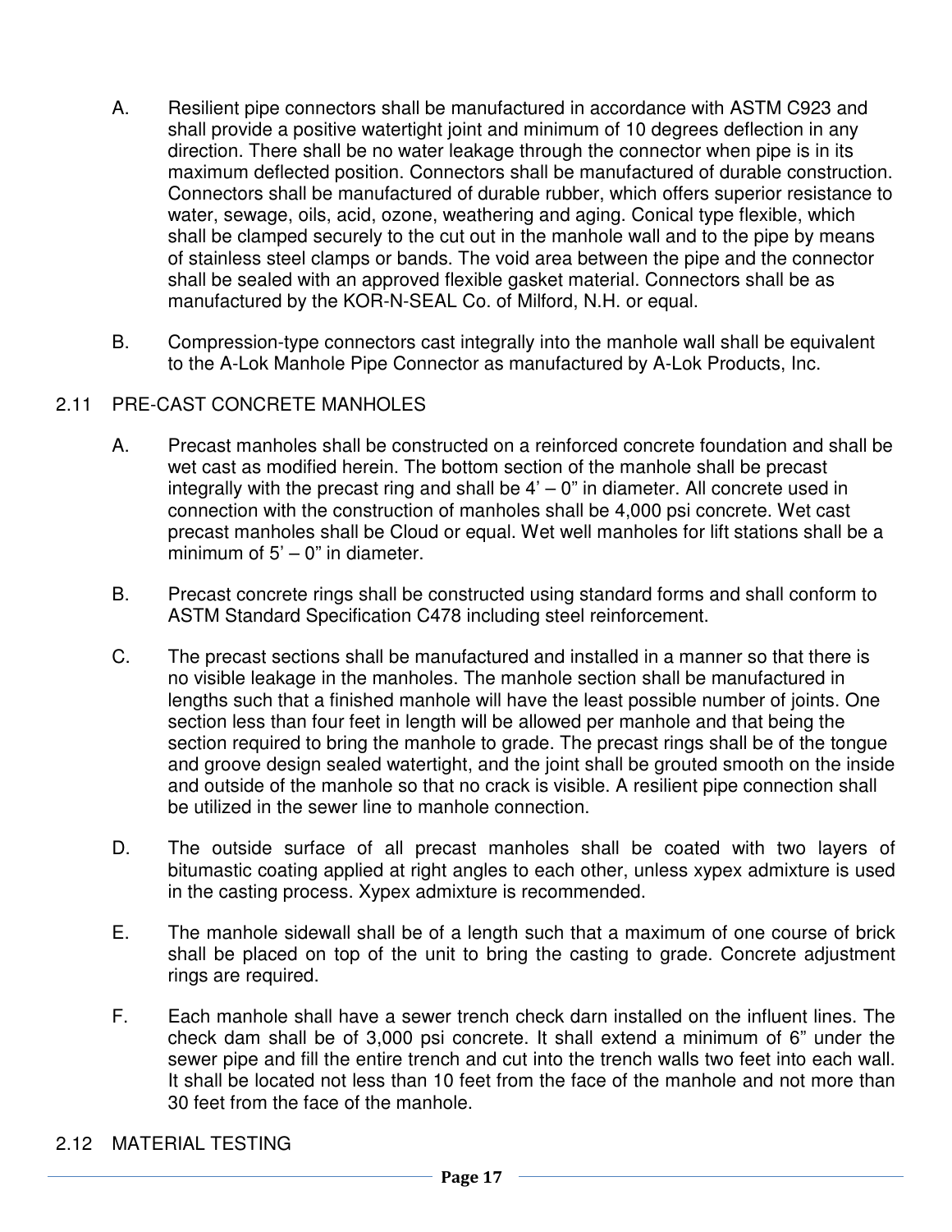A. Resilient pipe connectors shall be manufactured in accordance with ASTM C923 and shall provide a positive watertight joint and minimum of 10 degrees deflection in any direction. There shall be no water leakage through the connector when pipe is in its maximum deflected position. Connectors shall be manufactured of durable construction. Connectors shall be manufactured of durable rubber, which offers superior resistance to water, sewage, oils, acid, ozone, weathering and aging. Conical type flexible, which shall be clamped securely to the cut out in the manhole wall and to the pipe by means of stainless steel clamps or bands. The void area between the pipe and the connector shall be sealed with an approved flexible gasket material. Connectors shall be as manufactured by the KOR-N-SEAL Co. of Milford, N.H. or equal.

B. Compression-type connectors cast integrally into the manhole wall shall be equivalent to the A-Lok Manhole Pipe Connector as manufactured by A-Lok Products, Inc.

## 2.11 PRE-CAST CONCRETE MANHOLES

A. Precast manholes shall be constructed on a reinforced concrete foundation and shall be wet cast as modified herein. The bottom section of the manhole shall be precast integrally with the precast ring and shall be 4' – 0" in diameter. All concrete used in connection with the construction of manholes shall be 4,000 psi concrete. Wet cast precast manholes shall be Cloud or equal. Wet well manholes for lift stations shall be a minimum of 5' – 0" in diameter.

B. Precast concrete rings shall be constructed using standard forms and shall conform to ASTM Standard Specification C478 including steel reinforcement.

C. The precast sections shall be manufactured and installed in a manner so that there is no visible leakage in the manholes. The manhole section shall be manufactured in lengths such that a finished manhole will have the least possible number of joints. One section less than four feet in length will be allowed per manhole and that being the section required to bring the manhole to grade. The precast rings shall be of the tongue and groove design sealed watertight, and the joint shall be grouted smooth on the inside and outside of the manhole so that no crack is visible. A resilient pipe connection shall be utilized in the sewer line to manhole connection.

D. The outside surface of all precast manholes shall be coated with two layers of bitumastic coating applied at right angles to each other, unless xypex admixture is used in the casting process. Xypex admixture is recommended.

E. The manhole sidewall shall be of a length such that a maximum of one course of brick shall be placed on top of the unit to bring the casting to grade. Concrete adjustment rings are required.

F. Each manhole shall have a sewer trench check darn installed on the influent lines. The check dam shall be of 3,000 psi concrete. It shall extend a minimum of 6" under the sewer pipe and fill the entire trench and cut into the trench walls two feet into each wall. It shall be located not less than 10 feet from the face of the manhole and not more than 30 feet from the face of the manhole.

## 2.12 MATERIAL TESTING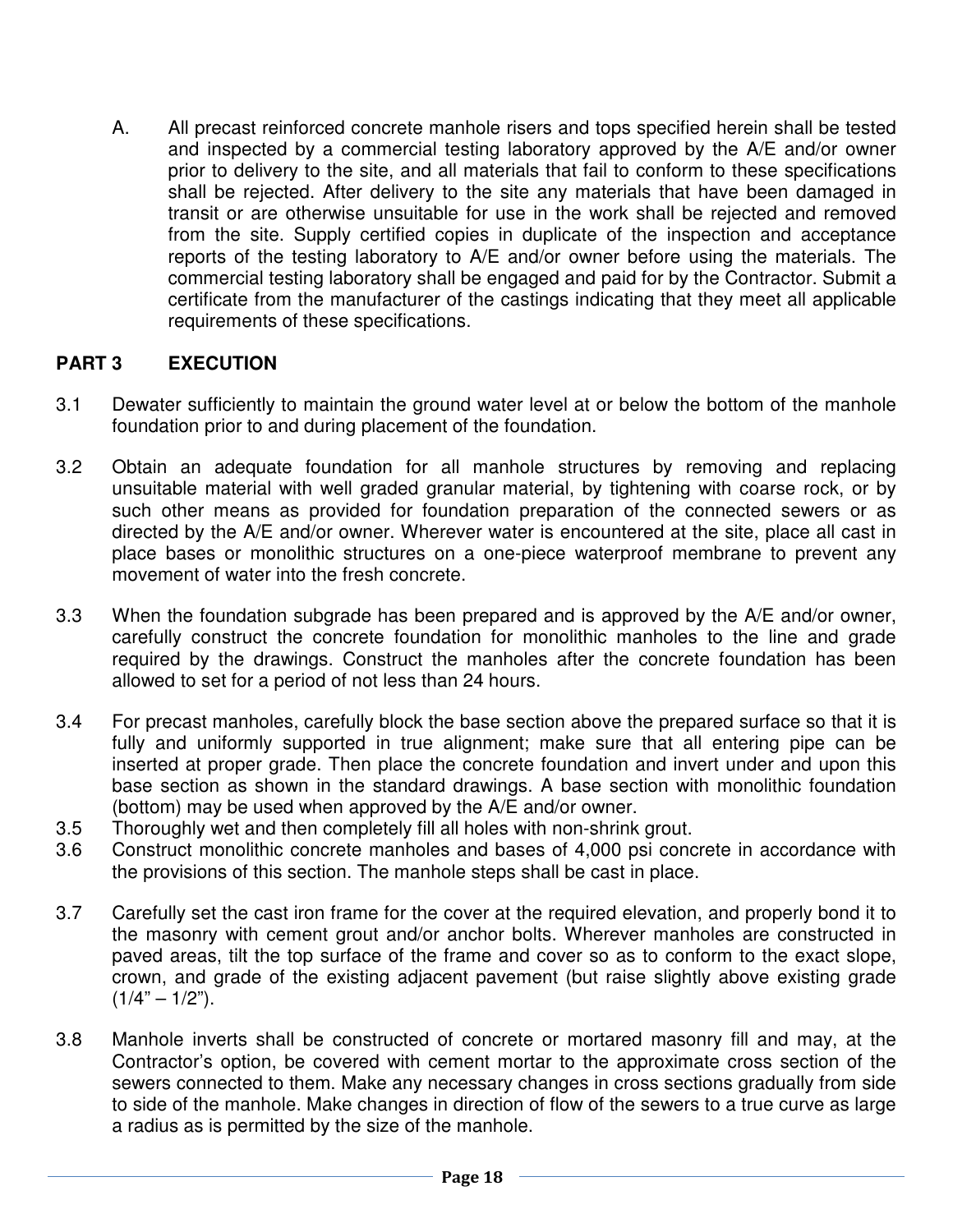A. All precast reinforced concrete manhole risers and tops specified herein shall be tested and inspected by a commercial testing laboratory approved by the A/E and/or owner prior to delivery to the site, and all materials that fail to conform to these specifications shall be rejected. After delivery to the site any materials that have been damaged in transit or are otherwise unsuitable for use in the work shall be rejected and removed from the site. Supply certified copies in duplicate of the inspection and acceptance reports of the testing laboratory to A/E and/or owner before using the materials. The commercial testing laboratory shall be engaged and paid for by the Contractor. Submit a certificate from the manufacturer of the castings indicating that they meet all applicable requirements of these specifications.

## PART 3 EXECUTION

3.1 Dewater sufficiently to maintain the ground water level at or below the bottom of the manhole foundation prior to and during placement of the foundation.

3.2 Obtain an adequate foundation for all manhole structures by removing and replacing unsuitable material with well graded granular material, by tightening with coarse rock, or by such other means as provided for foundation preparation of the connected sewers or as directed by the A/E and/or owner. Wherever water is encountered at the site, place all cast in place bases or monolithic structures on a one-piece waterproof membrane to prevent any movement of water into the fresh concrete.

3.3 When the foundation subgrade has been prepared and is approved by the A/E and/or owner, carefully construct the concrete foundation for monolithic manholes to the line and grade required by the drawings. Construct the manholes after the concrete foundation has been allowed to set for a period of not less than 24 hours.

3.4 For precast manholes, carefully block the base section above the prepared surface so that it is fully and uniformly supported in true alignment; make sure that all entering pipe can be inserted at proper grade. Then place the concrete foundation and invert under and upon this base section as shown in the standard drawings. A base section with monolithic foundation (bottom) may be used when approved by the A/E and/or owner.

3.5 Thoroughly wet and then completely fill all holes with non-shrink grout.

3.6 Construct monolithic concrete manholes and bases of 4,000 psi concrete in accordance with the provisions of this section. The manhole steps shall be cast in place.

3.7 Carefully set the cast iron frame for the cover at the required elevation, and properly bond it to the masonry with cement grout and/or anchor bolts. Wherever manholes are constructed in paved areas, tilt the top surface of the frame and cover so as to conform to the exact slope, crown, and grade of the existing adjacent pavement (but raise slightly above existing grade (1/4" – 1/2").

3.8 Manhole inverts shall be constructed of concrete or mortared masonry fill and may, at the Contractor's option, be covered with cement mortar to the approximate cross section of the sewers connected to them. Make any necessary changes in cross sections gradually from side to side of the manhole. Make changes in direction of flow of the sewers to a true curve as large a radius as is permitted by the size of the manhole.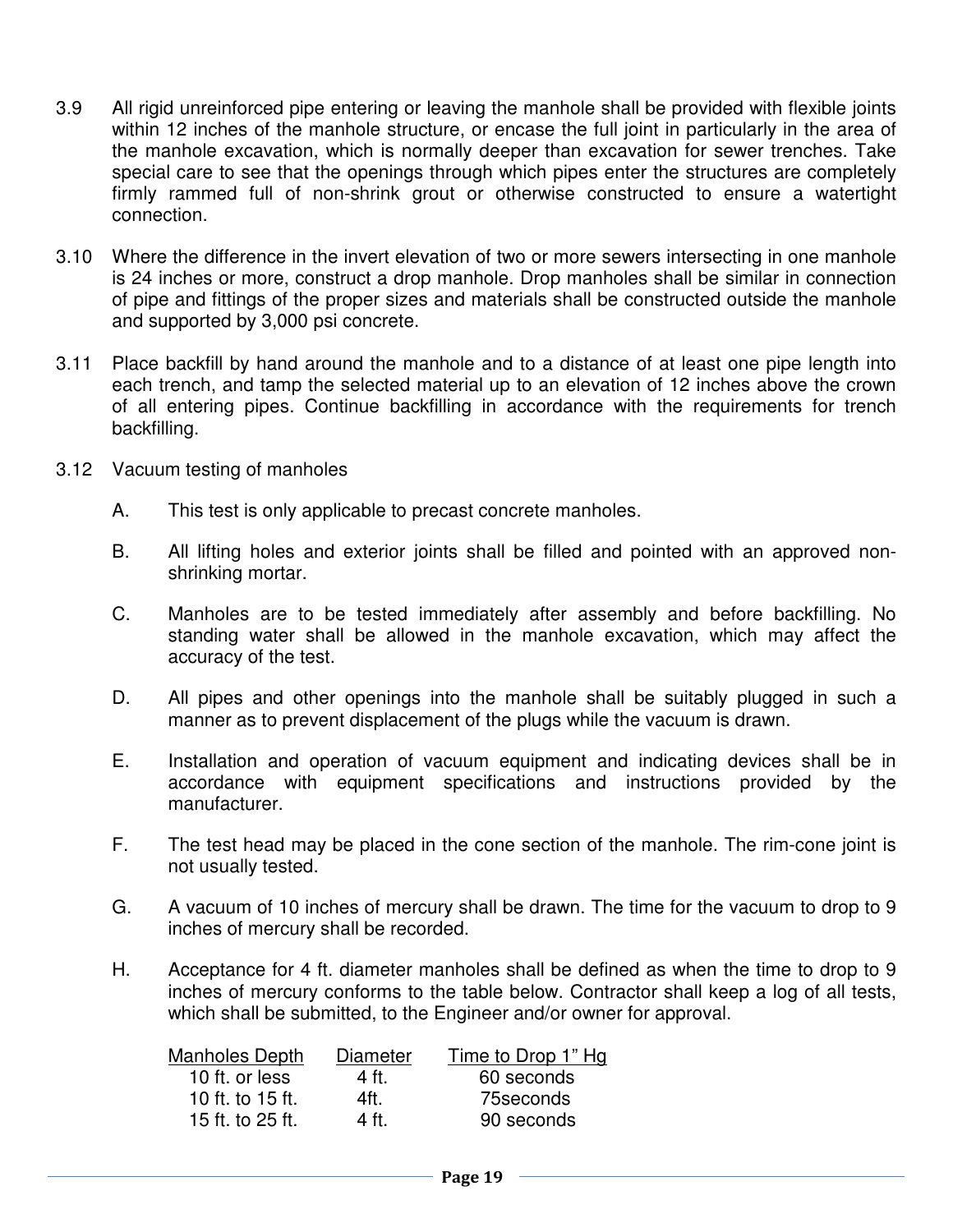3.9 All rigid unreinforced pipe entering or leaving the manhole shall be provided with flexible joints within 12 inches of the manhole structure, or encase the full joint in particularly in the area of the manhole excavation, which is normally deeper than excavation for sewer trenches. Take special care to see that the openings through which pipes enter the structures are completely firmly rammed full of non-shrink grout or otherwise constructed to ensure a watertight connection.

3.10 Where the difference in the invert elevation of two or more sewers intersecting in one manhole is 24 inches or more, construct a drop manhole. Drop manholes shall be similar in connection of pipe and fittings of the proper sizes and materials shall be constructed outside the manhole and supported by 3,000 psi concrete.

3.11 Place backfill by hand around the manhole and to a distance of at least one pipe length into each trench, and tamp the selected material up to an elevation of 12 inches above the crown of all entering pipes. Continue backfilling in accordance with the requirements for trench backfilling.

3.12 Vacuum testing of manholes

A. This test is only applicable to precast concrete manholes.

B. All lifting holes and exterior joints shall be filled and pointed with an approved non-shrinking mortar.

C. Manholes are to be tested immediately after assembly and before backfilling. No standing water shall be allowed in the manhole excavation, which may affect the accuracy of the test.

D. All pipes and other openings into the manhole shall be suitably plugged in such a manner as to prevent displacement of the plugs while the vacuum is drawn.

E. Installation and operation of vacuum equipment and indicating devices shall be in accordance with equipment specifications and instructions provided by the manufacturer.

F. The test head may be placed in the cone section of the manhole. The rim-cone joint is not usually tested.

G. A vacuum of 10 inches of mercury shall be drawn. The time for the vacuum to drop to 9 inches of mercury shall be recorded.

H. Acceptance for 4 ft. diameter manholes shall be defined as when the time to drop to 9 inches of mercury conforms to the table below. Contractor shall keep a log of all tests, which shall be submitted, to the Engineer and/or owner for approval.

| Manholes Depth | Diameter | Time to Drop 1" Hg |
|---|---|---|
| 10 ft. or less | 4 ft. | 60 seconds |
| 10 ft. to 15 ft. | 4ft. | 75seconds |
| 15 ft. to 25 ft. | 4 ft. | 90 seconds |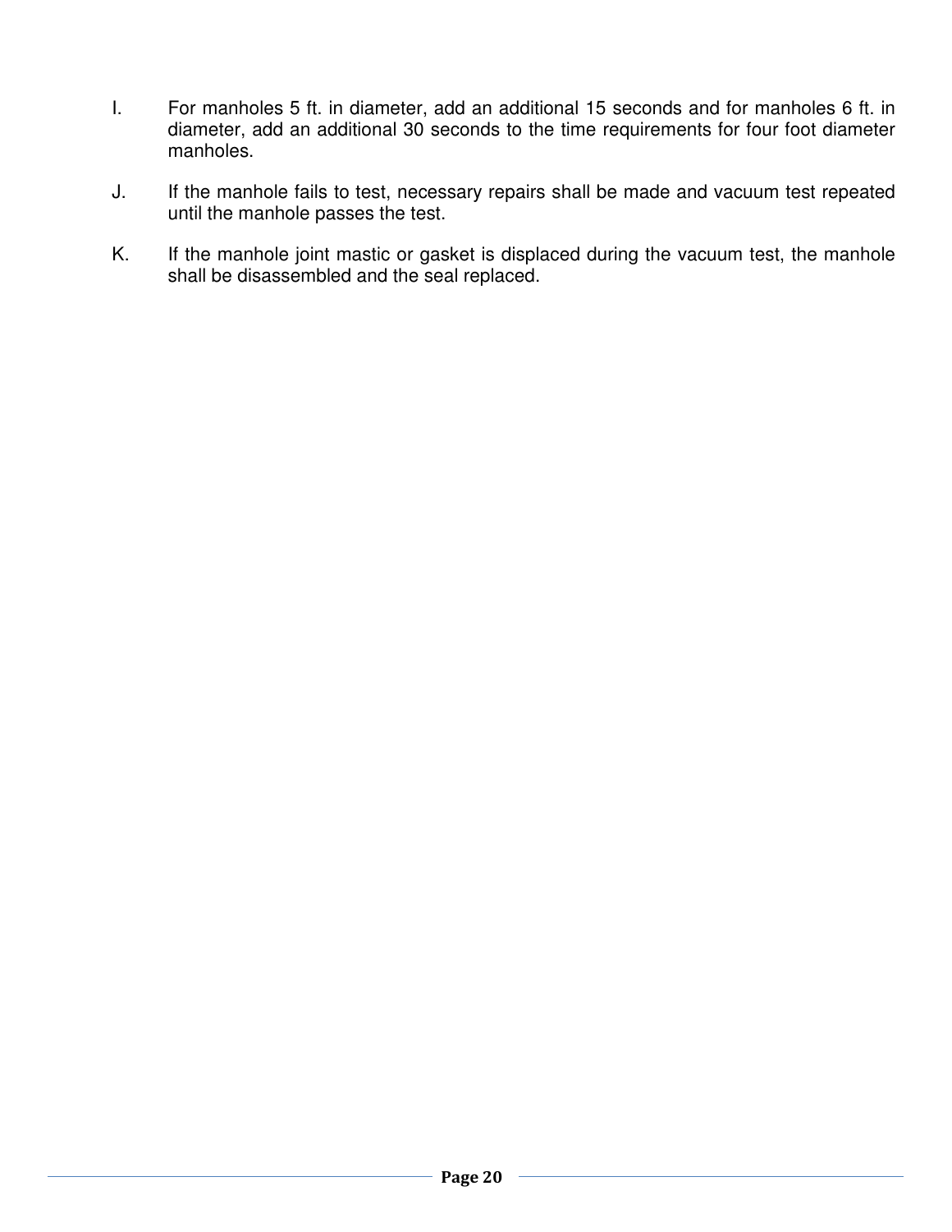I. For manholes 5 ft. in diameter, add an additional 15 seconds and for manholes 6 ft. in diameter, add an additional 30 seconds to the time requirements for four foot diameter manholes.

J. If the manhole fails to test, necessary repairs shall be made and vacuum test repeated until the manhole passes the test.

K. If the manhole joint mastic or gasket is displaced during the vacuum test, the manhole shall be disassembled and the seal replaced.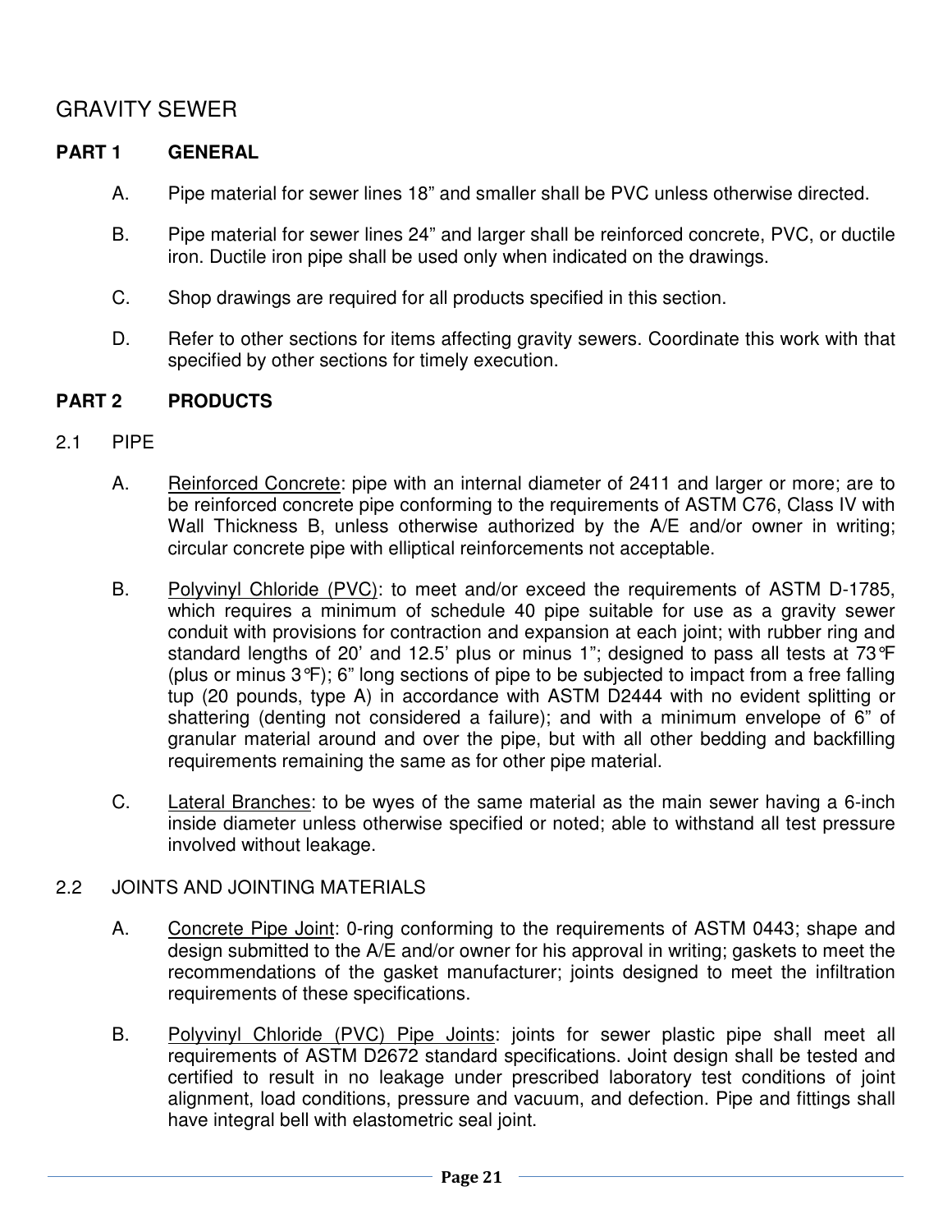# GRAVITY SEWER

## PART 1 GENERAL

A. Pipe material for sewer lines 18” and smaller shall be PVC unless otherwise directed.

B. Pipe material for sewer lines 24” and larger shall be reinforced concrete, PVC, or ductile iron. Ductile iron pipe shall be used only when indicated on the drawings.

C. Shop drawings are required for all products specified in this section.

D. Refer to other sections for items affecting gravity sewers. Coordinate this work with that specified by other sections for timely execution.

## PART 2 PRODUCTS

### 2.1 PIPE

A. Reinforced Concrete: pipe with an internal diameter of 2411 and larger or more; are to be reinforced concrete pipe conforming to the requirements of ASTM C76, Class IV with Wall Thickness B, unless otherwise authorized by the A/E and/or owner in writing; circular concrete pipe with elliptical reinforcements not acceptable.

B. Polyvinyl Chloride (PVC): to meet and/or exceed the requirements of ASTM D-1785, which requires a minimum of schedule 40 pipe suitable for use as a gravity sewer conduit with provisions for contraction and expansion at each joint; with rubber ring and standard lengths of 20’ and 12.5’ plus or minus 1”; designed to pass all tests at 73°F (plus or minus 3°F); 6” long sections of pipe to be subjected to impact from a free falling tup (20 pounds, type A) in accordance with ASTM D2444 with no evident splitting or shattering (denting not considered a failure); and with a minimum envelope of 6” of granular material around and over the pipe, but with all other bedding and backfilling requirements remaining the same as for other pipe material.

C. Lateral Branches: to be wyes of the same material as the main sewer having a 6-inch inside diameter unless otherwise specified or noted; able to withstand all test pressure involved without leakage.

### 2.2 JOINTS AND JOINTING MATERIALS

A. Concrete Pipe Joint: 0-ring conforming to the requirements of ASTM 0443; shape and design submitted to the A/E and/or owner for his approval in writing; gaskets to meet the recommendations of the gasket manufacturer; joints designed to meet the infiltration requirements of these specifications.

B. Polyvinyl Chloride (PVC) Pipe Joints: joints for sewer plastic pipe shall meet all requirements of ASTM D2672 standard specifications. Joint design shall be tested and certified to result in no leakage under prescribed laboratory test conditions of joint alignment, load conditions, pressure and vacuum, and defection. Pipe and fittings shall have integral bell with elastometric seal joint.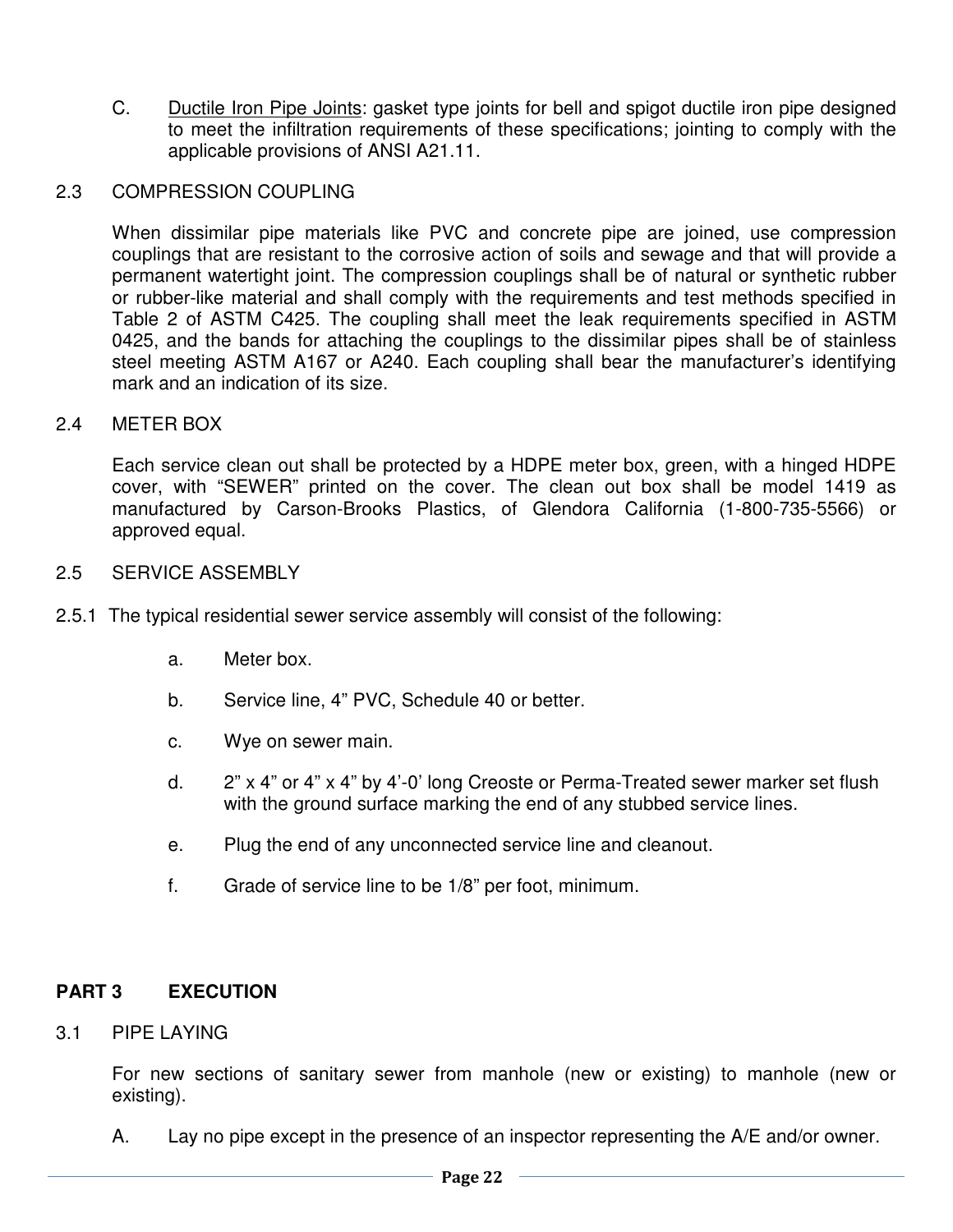C. Ductile Iron Pipe Joints: gasket type joints for bell and spigot ductile iron pipe designed to meet the infiltration requirements of these specifications; jointing to comply with the applicable provisions of ANSI A21.11.

2.3 COMPRESSION COUPLING

When dissimilar pipe materials like PVC and concrete pipe are joined, use compression couplings that are resistant to the corrosive action of soils and sewage and that will provide a permanent watertight joint. The compression couplings shall be of natural or synthetic rubber or rubber-like material and shall comply with the requirements and test methods specified in Table 2 of ASTM C425. The coupling shall meet the leak requirements specified in ASTM 0425, and the bands for attaching the couplings to the dissimilar pipes shall be of stainless steel meeting ASTM A167 or A240. Each coupling shall bear the manufacturer's identifying mark and an indication of its size.

2.4 METER BOX

Each service clean out shall be protected by a HDPE meter box, green, with a hinged HDPE cover, with "SEWER" printed on the cover. The clean out box shall be model 1419 as manufactured by Carson-Brooks Plastics, of Glendora California (1-800-735-5566) or approved equal.

2.5 SERVICE ASSEMBLY

2.5.1 The typical residential sewer service assembly will consist of the following:

a. Meter box.

b. Service line, 4" PVC, Schedule 40 or better.

c. Wye on sewer main.

d. 2" x 4" or 4" x 4" by 4'-0' long Creoste or Perma-Treated sewer marker set flush with the ground surface marking the end of any stubbed service lines.

e. Plug the end of any unconnected service line and cleanout.

f. Grade of service line to be 1/8" per foot, minimum.

## PART 3 EXECUTION

3.1 PIPE LAYING

For new sections of sanitary sewer from manhole (new or existing) to manhole (new or existing).

A. Lay no pipe except in the presence of an inspector representing the A/E and/or owner.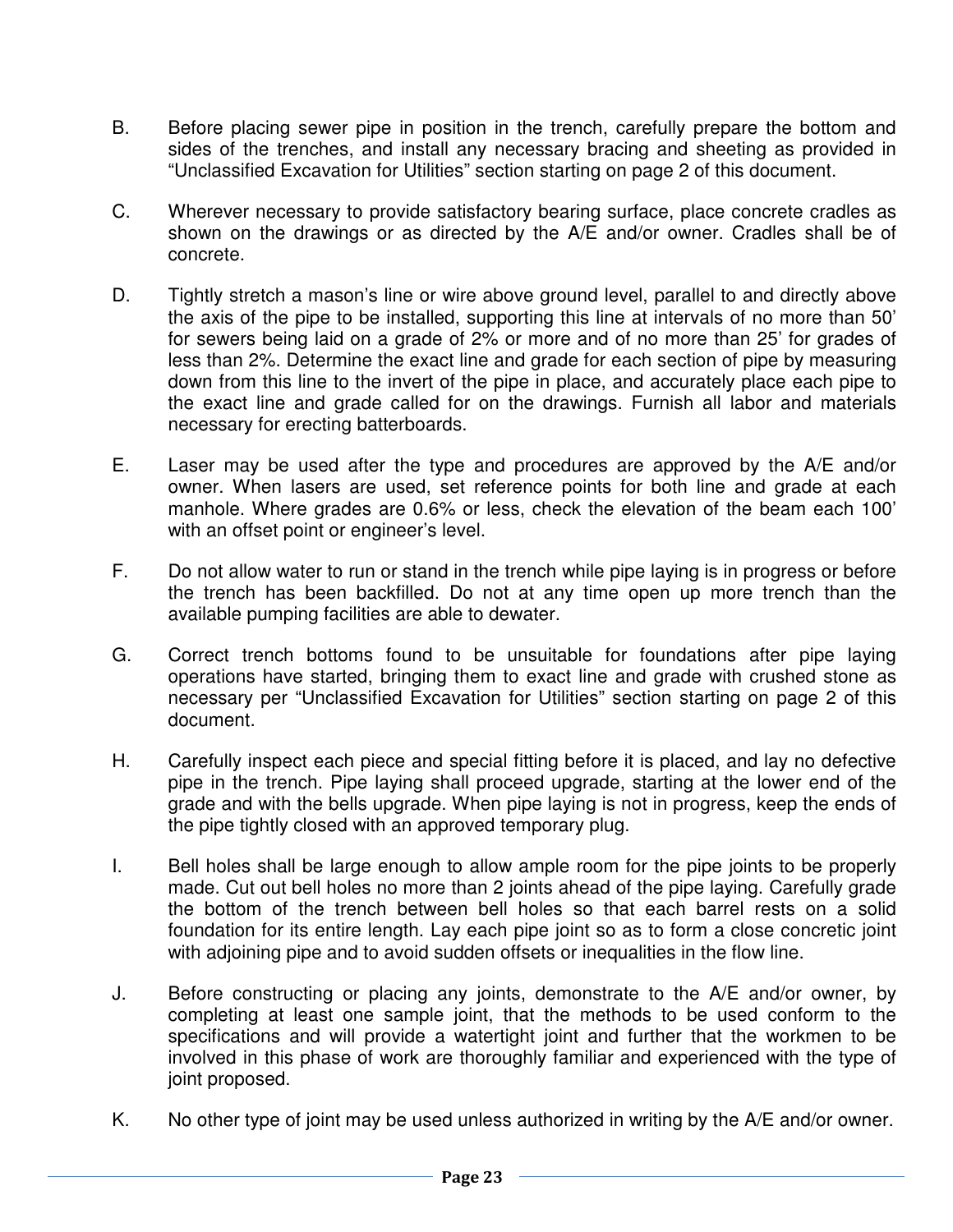B. Before placing sewer pipe in position in the trench, carefully prepare the bottom and sides of the trenches, and install any necessary bracing and sheeting as provided in "Unclassified Excavation for Utilities" section starting on page 2 of this document.

C. Wherever necessary to provide satisfactory bearing surface, place concrete cradles as shown on the drawings or as directed by the A/E and/or owner. Cradles shall be of concrete.

D. Tightly stretch a mason's line or wire above ground level, parallel to and directly above the axis of the pipe to be installed, supporting this line at intervals of no more than 50' for sewers being laid on a grade of 2% or more and of no more than 25' for grades of less than 2%. Determine the exact line and grade for each section of pipe by measuring down from this line to the invert of the pipe in place, and accurately place each pipe to the exact line and grade called for on the drawings. Furnish all labor and materials necessary for erecting batterboards.

E. Laser may be used after the type and procedures are approved by the A/E and/or owner. When lasers are used, set reference points for both line and grade at each manhole. Where grades are 0.6% or less, check the elevation of the beam each 100' with an offset point or engineer's level.

F. Do not allow water to run or stand in the trench while pipe laying is in progress or before the trench has been backfilled. Do not at any time open up more trench than the available pumping facilities are able to dewater.

G. Correct trench bottoms found to be unsuitable for foundations after pipe laying operations have started, bringing them to exact line and grade with crushed stone as necessary per "Unclassified Excavation for Utilities" section starting on page 2 of this document.

H. Carefully inspect each piece and special fitting before it is placed, and lay no defective pipe in the trench. Pipe laying shall proceed upgrade, starting at the lower end of the grade and with the bells upgrade. When pipe laying is not in progress, keep the ends of the pipe tightly closed with an approved temporary plug.

I. Bell holes shall be large enough to allow ample room for the pipe joints to be properly made. Cut out bell holes no more than 2 joints ahead of the pipe laying. Carefully grade the bottom of the trench between bell holes so that each barrel rests on a solid foundation for its entire length. Lay each pipe joint so as to form a close concretic joint with adjoining pipe and to avoid sudden offsets or inequalities in the flow line.

J. Before constructing or placing any joints, demonstrate to the A/E and/or owner, by completing at least one sample joint, that the methods to be used conform to the specifications and will provide a watertight joint and further that the workmen to be involved in this phase of work are thoroughly familiar and experienced with the type of joint proposed.

K. No other type of joint may be used unless authorized in writing by the A/E and/or owner.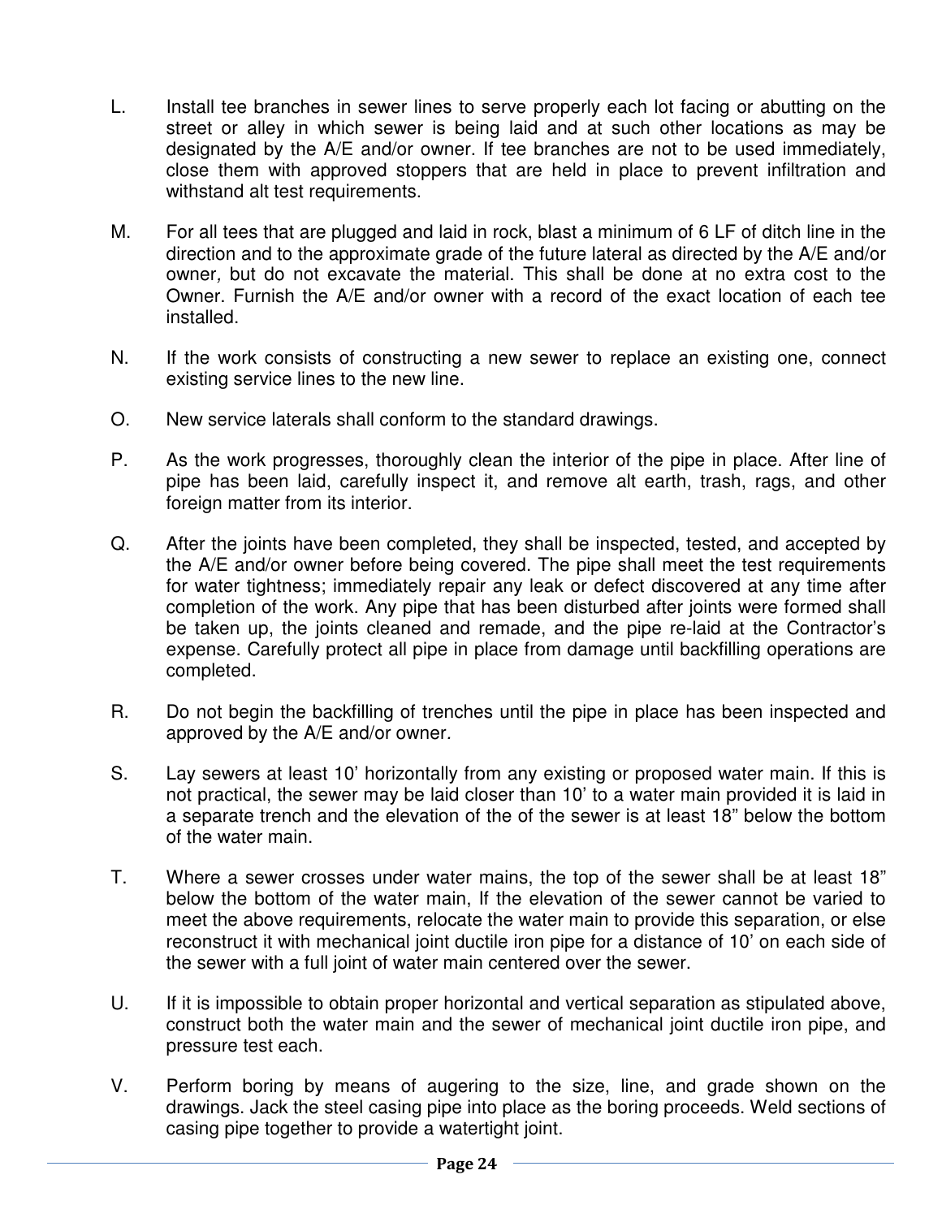L. Install tee branches in sewer lines to serve properly each lot facing or abutting on the street or alley in which sewer is being laid and at such other locations as may be designated by the A/E and/or owner. If tee branches are not to be used immediately, close them with approved stoppers that are held in place to prevent infiltration and withstand alt test requirements.

M. For all tees that are plugged and laid in rock, blast a minimum of 6 LF of ditch line in the direction and to the approximate grade of the future lateral as directed by the A/E and/or owner*,* but do not excavate the material. This shall be done at no extra cost to the Owner. Furnish the A/E and/or owner with a record of the exact location of each tee installed.

N. If the work consists of constructing a new sewer to replace an existing one, connect existing service lines to the new line.

O. New service laterals shall conform to the standard drawings.

P. As the work progresses, thoroughly clean the interior of the pipe in place. After line of pipe has been laid, carefully inspect it, and remove alt earth, trash, rags, and other foreign matter from its interior.

Q. After the joints have been completed, they shall be inspected, tested, and accepted by the A/E and/or owner before being covered. The pipe shall meet the test requirements for water tightness; immediately repair any leak or defect discovered at any time after completion of the work. Any pipe that has been disturbed after joints were formed shall be taken up, the joints cleaned and remade, and the pipe re-laid at the Contractor's expense. Carefully protect all pipe in place from damage until backfilling operations are completed.

R. Do not begin the backfilling of trenches until the pipe in place has been inspected and approved by the A/E and/or owner.

S. Lay sewers at least 10' horizontally from any existing or proposed water main. If this is not practical, the sewer may be laid closer than 10' to a water main provided it is laid in a separate trench and the elevation of the of the sewer is at least 18" below the bottom of the water main.

T. Where a sewer crosses under water mains, the top of the sewer shall be at least 18" below the bottom of the water main, If the elevation of the sewer cannot be varied to meet the above requirements, relocate the water main to provide this separation, or else reconstruct it with mechanical joint ductile iron pipe for a distance of 10' on each side of the sewer with a full joint of water main centered over the sewer.

U. If it is impossible to obtain proper horizontal and vertical separation as stipulated above, construct both the water main and the sewer of mechanical joint ductile iron pipe, and pressure test each.

V. Perform boring by means of augering to the size, line, and grade shown on the drawings. Jack the steel casing pipe into place as the boring proceeds. Weld sections of casing pipe together to provide a watertight joint.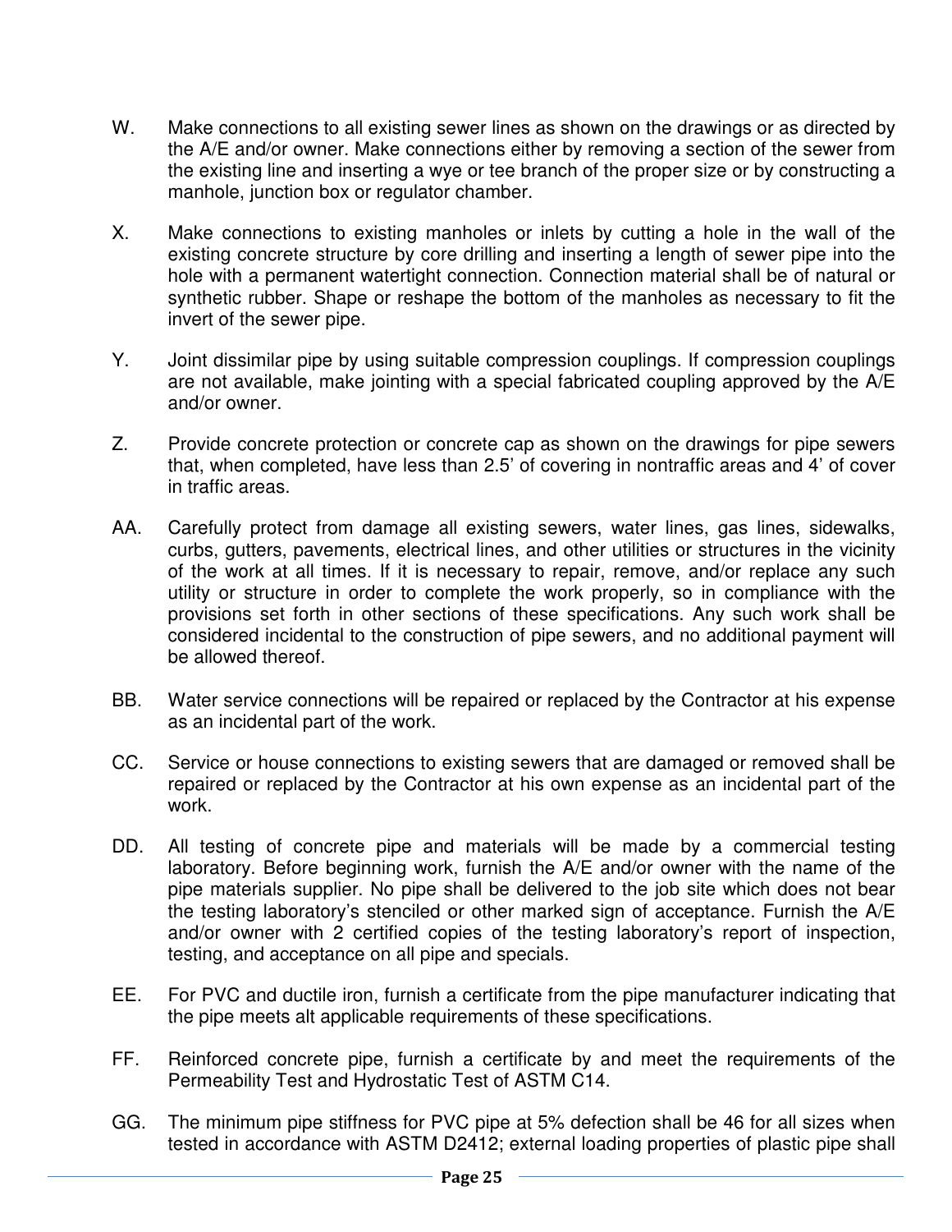W. Make connections to all existing sewer lines as shown on the drawings or as directed by the A/E and/or owner. Make connections either by removing a section of the sewer from the existing line and inserting a wye or tee branch of the proper size or by constructing a manhole, junction box or regulator chamber.

X. Make connections to existing manholes or inlets by cutting a hole in the wall of the existing concrete structure by core drilling and inserting a length of sewer pipe into the hole with a permanent watertight connection. Connection material shall be of natural or synthetic rubber. Shape or reshape the bottom of the manholes as necessary to fit the invert of the sewer pipe.

Y. Joint dissimilar pipe by using suitable compression couplings. If compression couplings are not available, make jointing with a special fabricated coupling approved by the A/E and/or owner.

Z. Provide concrete protection or concrete cap as shown on the drawings for pipe sewers that, when completed, have less than 2.5' of covering in nontraffic areas and 4' of cover in traffic areas.

AA. Carefully protect from damage all existing sewers, water lines, gas lines, sidewalks, curbs, gutters, pavements, electrical lines, and other utilities or structures in the vicinity of the work at all times. If it is necessary to repair, remove, and/or replace any such utility or structure in order to complete the work properly, so in compliance with the provisions set forth in other sections of these specifications. Any such work shall be considered incidental to the construction of pipe sewers, and no additional payment will be allowed thereof.

BB. Water service connections will be repaired or replaced by the Contractor at his expense as an incidental part of the work.

CC. Service or house connections to existing sewers that are damaged or removed shall be repaired or replaced by the Contractor at his own expense as an incidental part of the work.

DD. All testing of concrete pipe and materials will be made by a commercial testing laboratory. Before beginning work, furnish the A/E and/or owner with the name of the pipe materials supplier. No pipe shall be delivered to the job site which does not bear the testing laboratory's stenciled or other marked sign of acceptance. Furnish the A/E and/or owner with 2 certified copies of the testing laboratory's report of inspection, testing, and acceptance on all pipe and specials.

EE. For PVC and ductile iron, furnish a certificate from the pipe manufacturer indicating that the pipe meets alt applicable requirements of these specifications.

FF. Reinforced concrete pipe, furnish a certificate by and meet the requirements of the Permeability Test and Hydrostatic Test of ASTM C14.

GG. The minimum pipe stiffness for PVC pipe at 5% defection shall be 46 for all sizes when tested in accordance with ASTM D2412; external loading properties of plastic pipe shall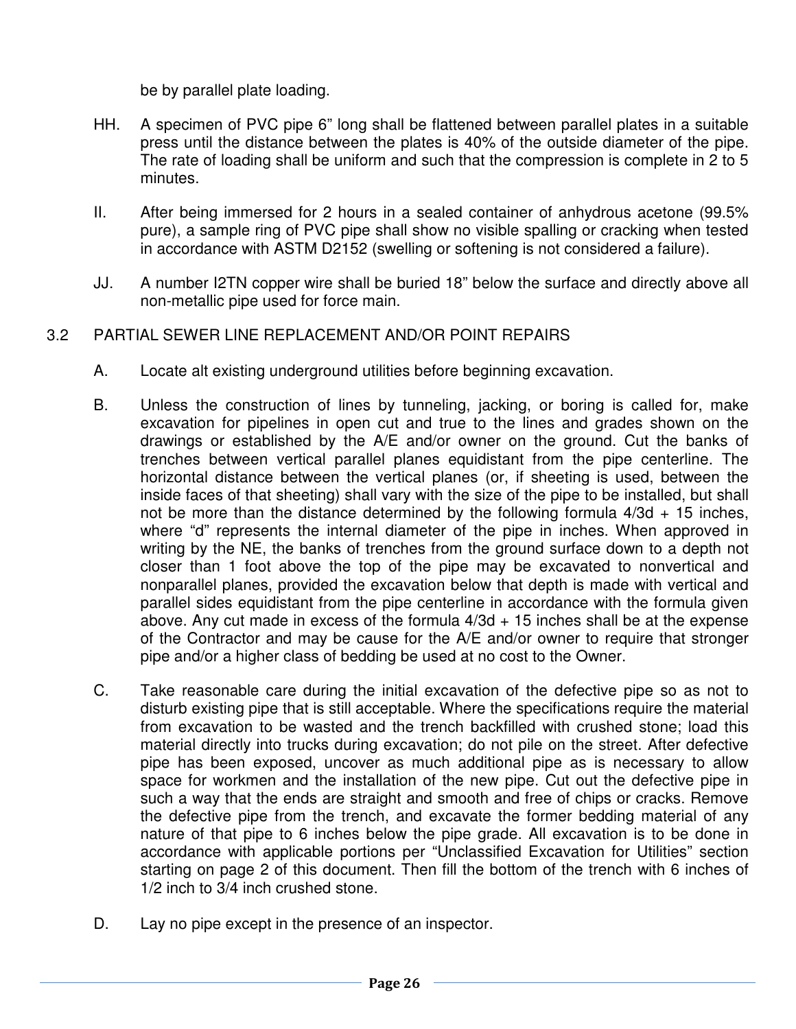be by parallel plate loading.

HH. A specimen of PVC pipe 6” long shall be flattened between parallel plates in a suitable press until the distance between the plates is 40% of the outside diameter of the pipe. The rate of loading shall be uniform and such that the compression is complete in 2 to 5 minutes.

II. After being immersed for 2 hours in a sealed container of anhydrous acetone (99.5% pure), a sample ring of PVC pipe shall show no visible spalling or cracking when tested in accordance with ASTM D2152 (swelling or softening is not considered a failure).

JJ. A number I2TN copper wire shall be buried 18” below the surface and directly above all non-metallic pipe used for force main.

## 3.2 PARTIAL SEWER LINE REPLACEMENT AND/OR POINT REPAIRS

A. Locate alt existing underground utilities before beginning excavation.

B. Unless the construction of lines by tunneling, jacking, or boring is called for, make excavation for pipelines in open cut and true to the lines and grades shown on the drawings or established by the A/E and/or owner on the ground. Cut the banks of trenches between vertical parallel planes equidistant from the pipe centerline. The horizontal distance between the vertical planes (or, if sheeting is used, between the inside faces of that sheeting) shall vary with the size of the pipe to be installed, but shall not be more than the distance determined by the following formula 4/3d + 15 inches, where “d” represents the internal diameter of the pipe in inches. When approved in writing by the NE, the banks of trenches from the ground surface down to a depth not closer than 1 foot above the top of the pipe may be excavated to nonvertical and nonparallel planes, provided the excavation below that depth is made with vertical and parallel sides equidistant from the pipe centerline in accordance with the formula given above. Any cut made in excess of the formula 4/3d + 15 inches shall be at the expense of the Contractor and may be cause for the A/E and/or owner to require that stronger pipe and/or a higher class of bedding be used at no cost to the Owner.

C. Take reasonable care during the initial excavation of the defective pipe so as not to disturb existing pipe that is still acceptable. Where the specifications require the material from excavation to be wasted and the trench backfilled with crushed stone; load this material directly into trucks during excavation; do not pile on the street. After defective pipe has been exposed, uncover as much additional pipe as is necessary to allow space for workmen and the installation of the new pipe. Cut out the defective pipe in such a way that the ends are straight and smooth and free of chips or cracks. Remove the defective pipe from the trench, and excavate the former bedding material of any nature of that pipe to 6 inches below the pipe grade. All excavation is to be done in accordance with applicable portions per “Unclassified Excavation for Utilities” section starting on page 2 of this document. Then fill the bottom of the trench with 6 inches of 1/2 inch to 3/4 inch crushed stone.

D. Lay no pipe except in the presence of an inspector.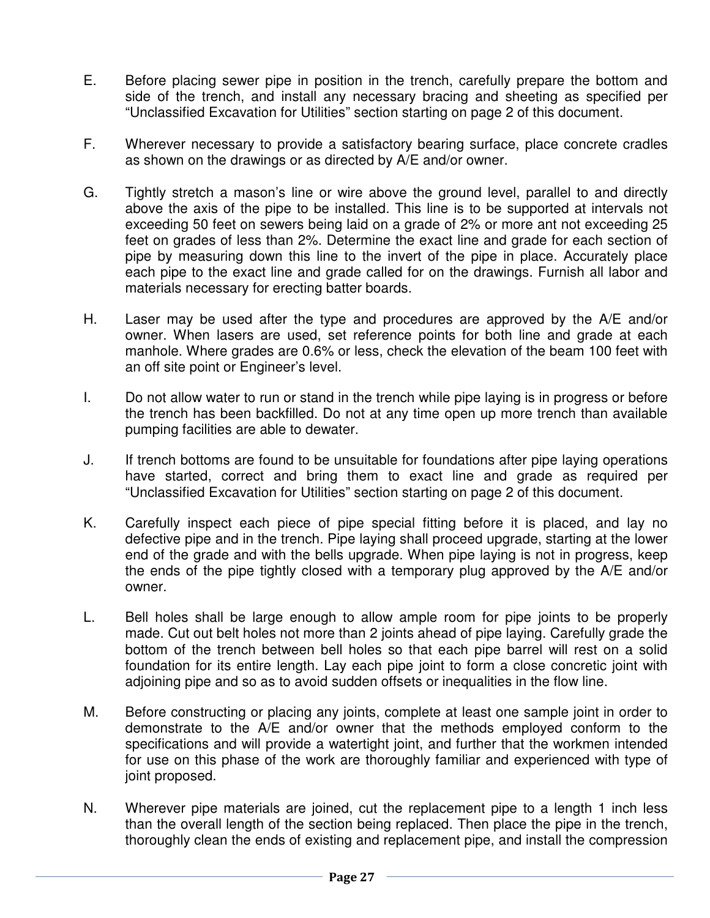E. Before placing sewer pipe in position in the trench, carefully prepare the bottom and side of the trench, and install any necessary bracing and sheeting as specified per "Unclassified Excavation for Utilities" section starting on page 2 of this document.

F. Wherever necessary to provide a satisfactory bearing surface, place concrete cradles as shown on the drawings or as directed by A/E and/or owner.

G. Tightly stretch a mason's line or wire above the ground level, parallel to and directly above the axis of the pipe to be installed. This line is to be supported at intervals not exceeding 50 feet on sewers being laid on a grade of 2% or more ant not exceeding 25 feet on grades of less than 2%. Determine the exact line and grade for each section of pipe by measuring down this line to the invert of the pipe in place. Accurately place each pipe to the exact line and grade called for on the drawings. Furnish all labor and materials necessary for erecting batter boards.

H. Laser may be used after the type and procedures are approved by the A/E and/or owner. When lasers are used, set reference points for both line and grade at each manhole. Where grades are 0.6% or less, check the elevation of the beam 100 feet with an off site point or Engineer's level.

I. Do not allow water to run or stand in the trench while pipe laying is in progress or before the trench has been backfilled. Do not at any time open up more trench than available pumping facilities are able to dewater.

J. If trench bottoms are found to be unsuitable for foundations after pipe laying operations have started, correct and bring them to exact line and grade as required per "Unclassified Excavation for Utilities" section starting on page 2 of this document.

K. Carefully inspect each piece of pipe special fitting before it is placed, and lay no defective pipe and in the trench. Pipe laying shall proceed upgrade, starting at the lower end of the grade and with the bells upgrade. When pipe laying is not in progress, keep the ends of the pipe tightly closed with a temporary plug approved by the A/E and/or owner.

L. Bell holes shall be large enough to allow ample room for pipe joints to be properly made. Cut out belt holes not more than 2 joints ahead of pipe laying. Carefully grade the bottom of the trench between bell holes so that each pipe barrel will rest on a solid foundation for its entire length. Lay each pipe joint to form a close concretic joint with adjoining pipe and so as to avoid sudden offsets or inequalities in the flow line.

M. Before constructing or placing any joints, complete at least one sample joint in order to demonstrate to the A/E and/or owner that the methods employed conform to the specifications and will provide a watertight joint, and further that the workmen intended for use on this phase of the work are thoroughly familiar and experienced with type of joint proposed.

N. Wherever pipe materials are joined, cut the replacement pipe to a length 1 inch less than the overall length of the section being replaced. Then place the pipe in the trench, thoroughly clean the ends of existing and replacement pipe, and install the compression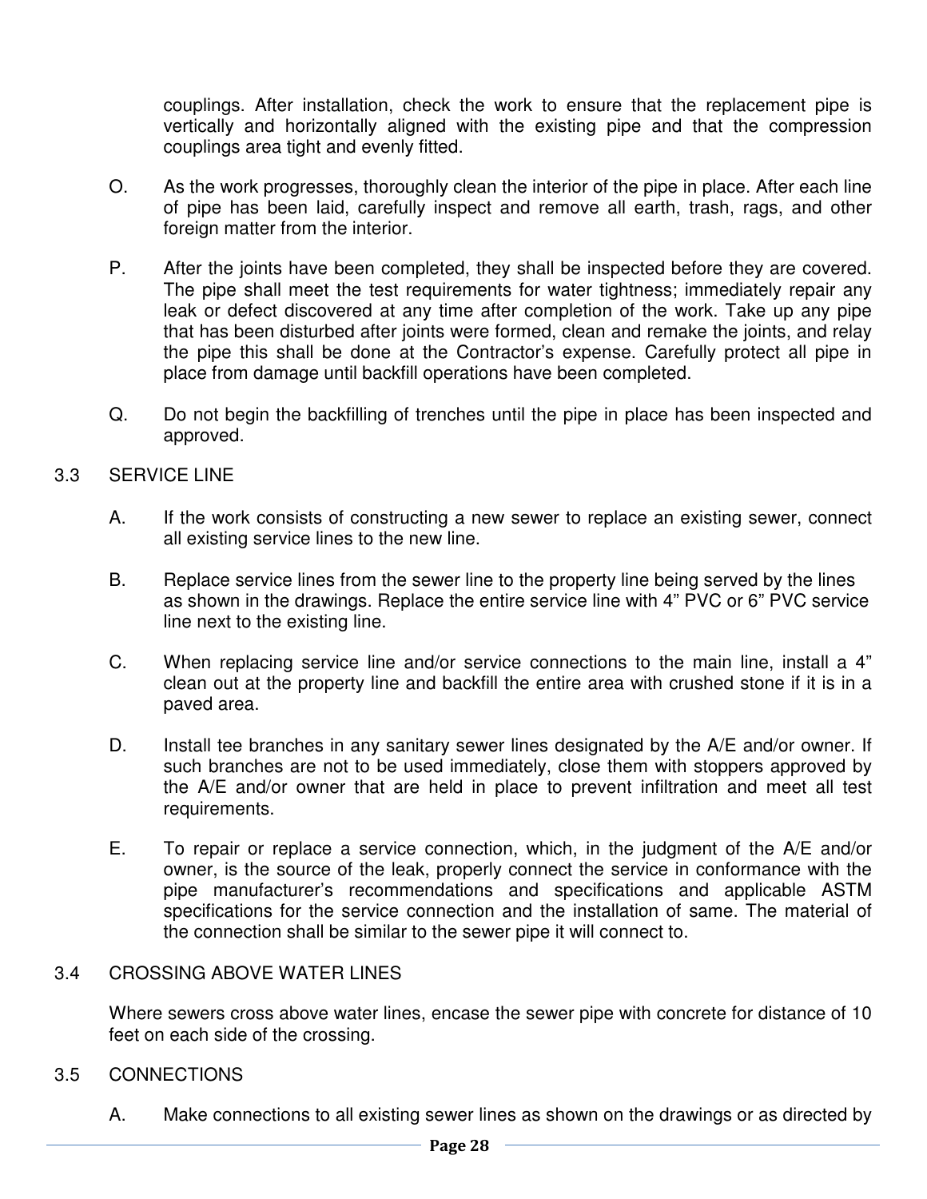couplings. After installation, check the work to ensure that the replacement pipe is vertically and horizontally aligned with the existing pipe and that the compression couplings area tight and evenly fitted.

O. As the work progresses, thoroughly clean the interior of the pipe in place. After each line of pipe has been laid, carefully inspect and remove all earth, trash, rags, and other foreign matter from the interior.

P. After the joints have been completed, they shall be inspected before they are covered. The pipe shall meet the test requirements for water tightness; immediately repair any leak or defect discovered at any time after completion of the work. Take up any pipe that has been disturbed after joints were formed, clean and remake the joints, and relay the pipe this shall be done at the Contractor's expense. Carefully protect all pipe in place from damage until backfill operations have been completed.

Q. Do not begin the backfilling of trenches until the pipe in place has been inspected and approved.

3.3 SERVICE LINE

A. If the work consists of constructing a new sewer to replace an existing sewer, connect all existing service lines to the new line.

B. Replace service lines from the sewer line to the property line being served by the lines as shown in the drawings. Replace the entire service line with 4" PVC or 6" PVC service line next to the existing line.

C. When replacing service line and/or service connections to the main line, install a 4" clean out at the property line and backfill the entire area with crushed stone if it is in a paved area.

D. Install tee branches in any sanitary sewer lines designated by the A/E and/or owner. If such branches are not to be used immediately, close them with stoppers approved by the A/E and/or owner that are held in place to prevent infiltration and meet all test requirements.

E. To repair or replace a service connection, which, in the judgment of the A/E and/or owner, is the source of the leak, properly connect the service in conformance with the pipe manufacturer's recommendations and specifications and applicable ASTM specifications for the service connection and the installation of same. The material of the connection shall be similar to the sewer pipe it will connect to.

3.4 CROSSING ABOVE WATER LINES

Where sewers cross above water lines, encase the sewer pipe with concrete for distance of 10 feet on each side of the crossing.

3.5 CONNECTIONS

A. Make connections to all existing sewer lines as shown on the drawings or as directed by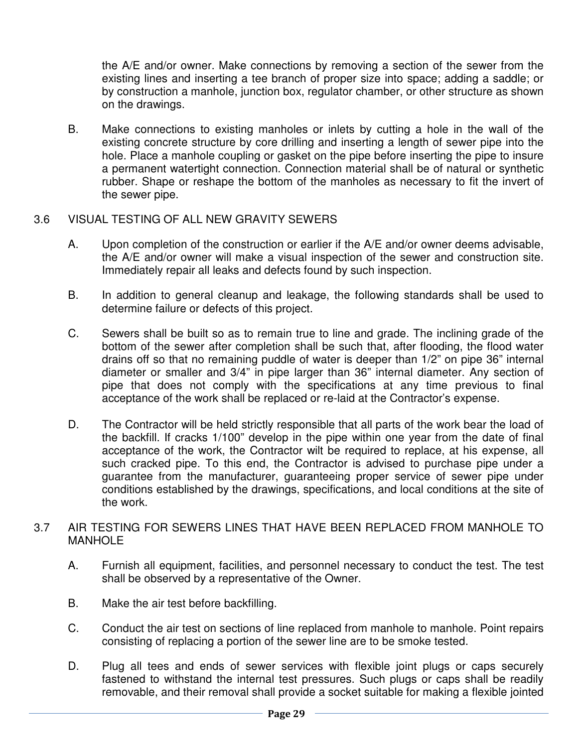the A/E and/or owner. Make connections by removing a section of the sewer from the existing lines and inserting a tee branch of proper size into space; adding a saddle; or by construction a manhole, junction box, regulator chamber, or other structure as shown on the drawings.

B. Make connections to existing manholes or inlets by cutting a hole in the wall of the existing concrete structure by core drilling and inserting a length of sewer pipe into the hole. Place a manhole coupling or gasket on the pipe before inserting the pipe to insure a permanent watertight connection. Connection material shall be of natural or synthetic rubber. Shape or reshape the bottom of the manholes as necessary to fit the invert of the sewer pipe.

## 3.6 VISUAL TESTING OF ALL NEW GRAVITY SEWERS

A. Upon completion of the construction or earlier if the A/E and/or owner deems advisable, the A/E and/or owner will make a visual inspection of the sewer and construction site. Immediately repair all leaks and defects found by such inspection.

B. In addition to general cleanup and leakage, the following standards shall be used to determine failure or defects of this project.

C. Sewers shall be built so as to remain true to line and grade. The inclining grade of the bottom of the sewer after completion shall be such that, after flooding, the flood water drains off so that no remaining puddle of water is deeper than 1/2" on pipe 36" internal diameter or smaller and 3/4" in pipe larger than 36" internal diameter. Any section of pipe that does not comply with the specifications at any time previous to final acceptance of the work shall be replaced or re-laid at the Contractor's expense.

D. The Contractor will be held strictly responsible that all parts of the work bear the load of the backfill. If cracks 1/100" develop in the pipe within one year from the date of final acceptance of the work, the Contractor wilt be required to replace, at his expense, all such cracked pipe. To this end, the Contractor is advised to purchase pipe under a guarantee from the manufacturer, guaranteeing proper service of sewer pipe under conditions established by the drawings, specifications, and local conditions at the site of the work.

## 3.7 AIR TESTING FOR SEWERS LINES THAT HAVE BEEN REPLACED FROM MANHOLE TO MANHOLE

A. Furnish all equipment, facilities, and personnel necessary to conduct the test. The test shall be observed by a representative of the Owner.

B. Make the air test before backfilling.

C. Conduct the air test on sections of line replaced from manhole to manhole. Point repairs consisting of replacing a portion of the sewer line are to be smoke tested.

D. Plug all tees and ends of sewer services with flexible joint plugs or caps securely fastened to withstand the internal test pressures. Such plugs or caps shall be readily removable, and their removal shall provide a socket suitable for making a flexible jointed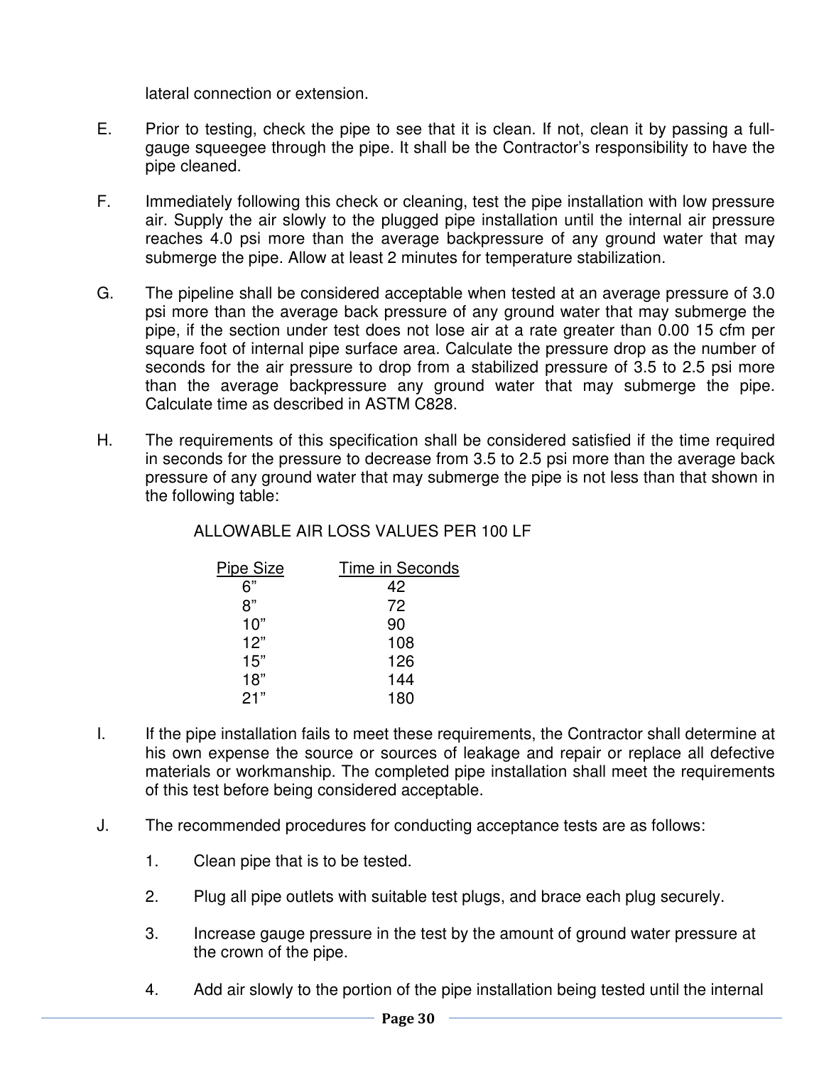lateral connection or extension.

E. Prior to testing, check the pipe to see that it is clean. If not, clean it by passing a full-gauge squeegee through the pipe. It shall be the Contractor's responsibility to have the pipe cleaned.

F. Immediately following this check or cleaning, test the pipe installation with low pressure air. Supply the air slowly to the plugged pipe installation until the internal air pressure reaches 4.0 psi more than the average backpressure of any ground water that may submerge the pipe. Allow at least 2 minutes for temperature stabilization.

G. The pipeline shall be considered acceptable when tested at an average pressure of 3.0 psi more than the average back pressure of any ground water that may submerge the pipe, if the section under test does not lose air at a rate greater than 0.00 15 cfm per square foot of internal pipe surface area. Calculate the pressure drop as the number of seconds for the air pressure to drop from a stabilized pressure of 3.5 to 2.5 psi more than the average backpressure any ground water that may submerge the pipe. Calculate time as described in ASTM C828.

H. The requirements of this specification shall be considered satisfied if the time required in seconds for the pressure to decrease from 3.5 to 2.5 psi more than the average back pressure of any ground water that may submerge the pipe is not less than that shown in the following table:

ALLOWABLE AIR LOSS VALUES PER 100 LF

| Pipe Size | Time in Seconds |
|---|---|
| 6" | 42 |
| 8" | 72 |
| 10" | 90 |
| 12" | 108 |
| 15" | 126 |
| 18" | 144 |
| 21" | 180 |

I. If the pipe installation fails to meet these requirements, the Contractor shall determine at his own expense the source or sources of leakage and repair or replace all defective materials or workmanship. The completed pipe installation shall meet the requirements of this test before being considered acceptable.

J. The recommended procedures for conducting acceptance tests are as follows:

1. Clean pipe that is to be tested.

2. Plug all pipe outlets with suitable test plugs, and brace each plug securely.

3. Increase gauge pressure in the test by the amount of ground water pressure at the crown of the pipe.

4. Add air slowly to the portion of the pipe installation being tested until the internal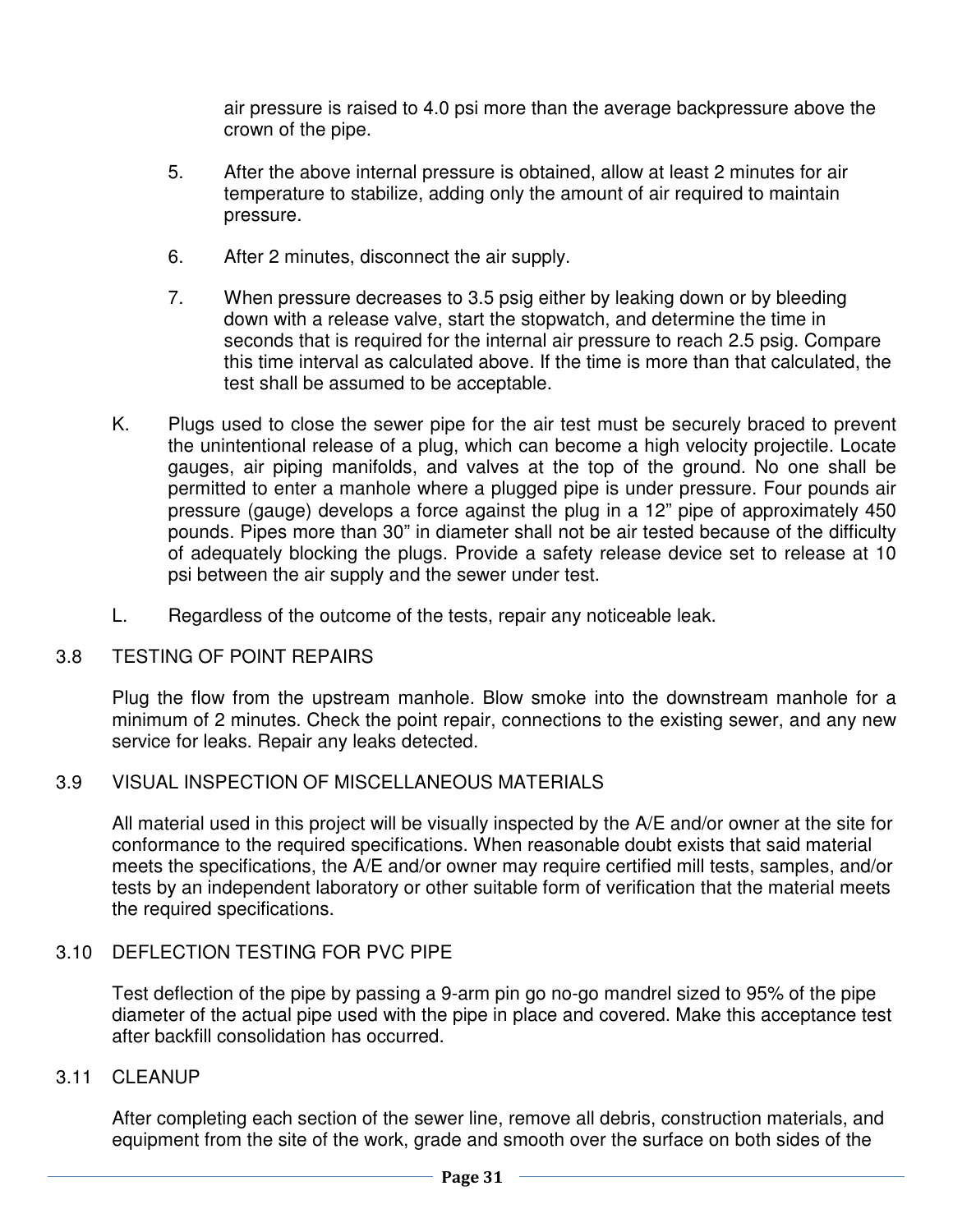air pressure is raised to 4.0 psi more than the average backpressure above the crown of the pipe.

5. After the above internal pressure is obtained, allow at least 2 minutes for air temperature to stabilize, adding only the amount of air required to maintain pressure.

6. After 2 minutes, disconnect the air supply.

7. When pressure decreases to 3.5 psig either by leaking down or by bleeding down with a release valve, start the stopwatch, and determine the time in seconds that is required for the internal air pressure to reach 2.5 psig. Compare this time interval as calculated above. If the time is more than that calculated, the test shall be assumed to be acceptable.

K. Plugs used to close the sewer pipe for the air test must be securely braced to prevent the unintentional release of a plug, which can become a high velocity projectile. Locate gauges, air piping manifolds, and valves at the top of the ground. No one shall be permitted to enter a manhole where a plugged pipe is under pressure. Four pounds air pressure (gauge) develops a force against the plug in a 12" pipe of approximately 450 pounds. Pipes more than 30" in diameter shall not be air tested because of the difficulty of adequately blocking the plugs. Provide a safety release device set to release at 10 psi between the air supply and the sewer under test.

L. Regardless of the outcome of the tests, repair any noticeable leak.

## 3.8 TESTING OF POINT REPAIRS

Plug the flow from the upstream manhole. Blow smoke into the downstream manhole for a minimum of 2 minutes. Check the point repair, connections to the existing sewer, and any new service for leaks. Repair any leaks detected.

## 3.9 VISUAL INSPECTION OF MISCELLANEOUS MATERIALS

All material used in this project will be visually inspected by the A/E and/or owner at the site for conformance to the required specifications. When reasonable doubt exists that said material meets the specifications, the A/E and/or owner may require certified mill tests, samples, and/or tests by an independent laboratory or other suitable form of verification that the material meets the required specifications.

## 3.10 DEFLECTION TESTING FOR PVC PIPE

Test deflection of the pipe by passing a 9-arm pin go no-go mandrel sized to 95% of the pipe diameter of the actual pipe used with the pipe in place and covered. Make this acceptance test after backfill consolidation has occurred.

## 3.11 CLEANUP

After completing each section of the sewer line, remove all debris, construction materials, and equipment from the site of the work, grade and smooth over the surface on both sides of the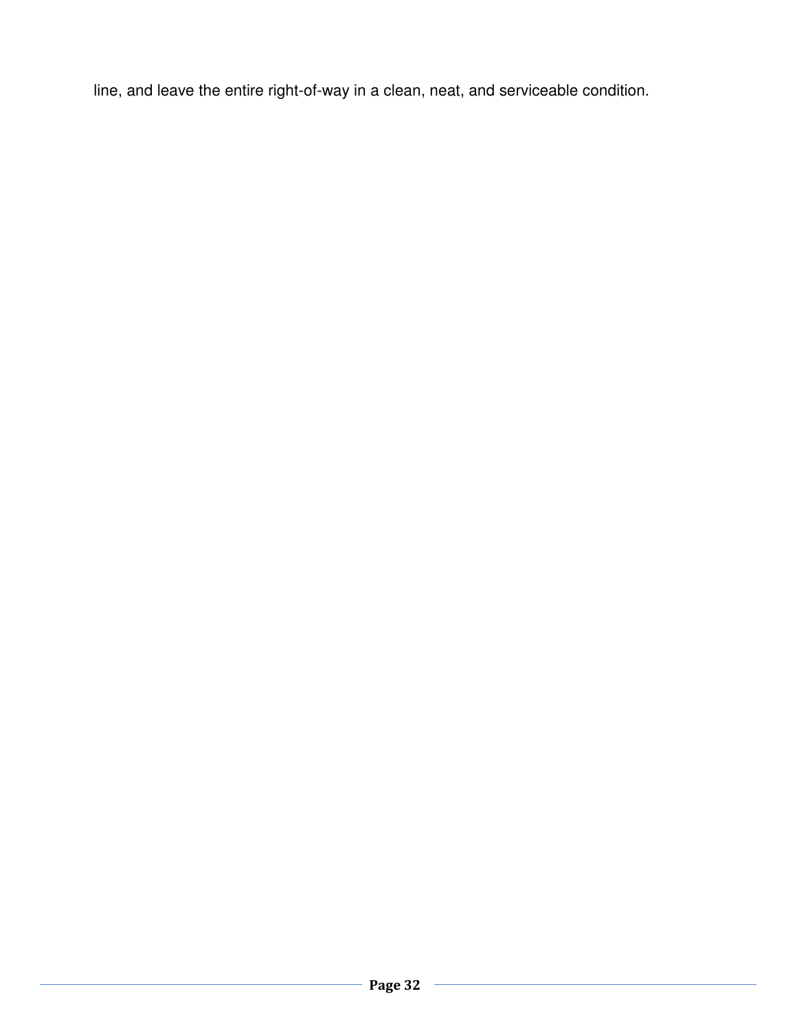line, and leave the entire right-of-way in a clean, neat, and serviceable condition.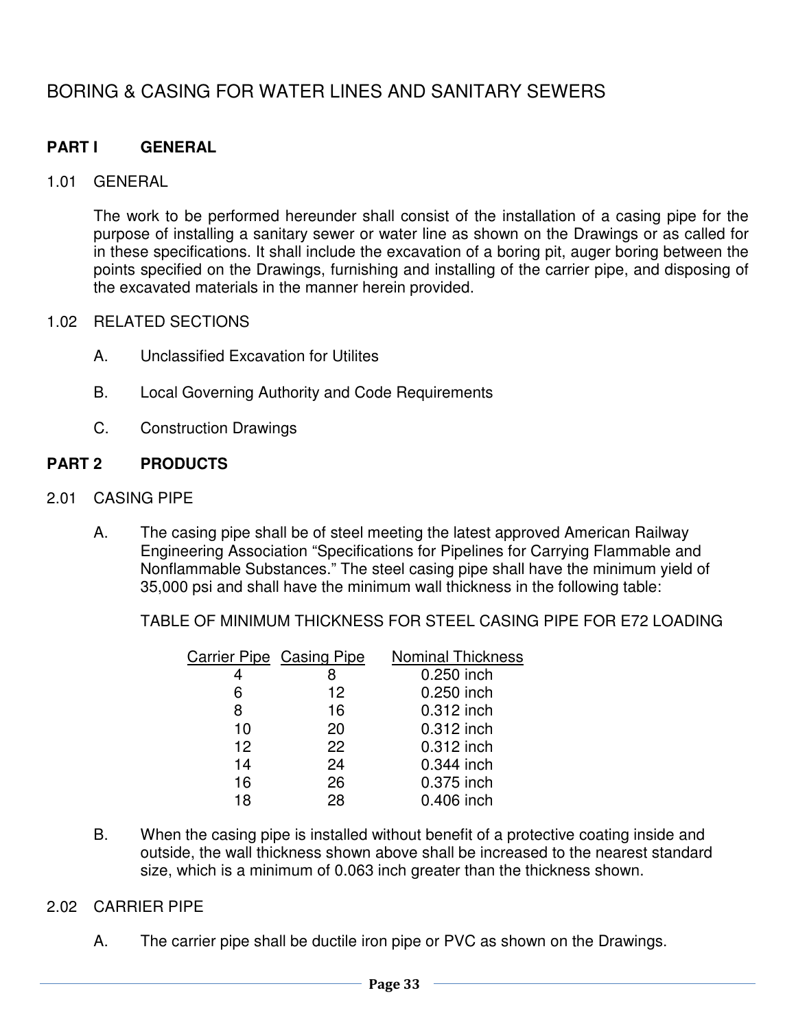# BORING & CASING FOR WATER LINES AND SANITARY SEWERS

## PART I GENERAL

### 1.01 GENERAL

The work to be performed hereunder shall consist of the installation of a casing pipe for the purpose of installing a sanitary sewer or water line as shown on the Drawings or as called for in these specifications. It shall include the excavation of a boring pit, auger boring between the points specified on the Drawings, furnishing and installing of the carrier pipe, and disposing of the excavated materials in the manner herein provided.

### 1.02 RELATED SECTIONS

A. Unclassified Excavation for Utilites

B. Local Governing Authority and Code Requirements

C. Construction Drawings

## PART 2 PRODUCTS

### 2.01 CASING PIPE

A. The casing pipe shall be of steel meeting the latest approved American Railway Engineering Association "Specifications for Pipelines for Carrying Flammable and Nonflammable Substances." The steel casing pipe shall have the minimum yield of 35,000 psi and shall have the minimum wall thickness in the following table:

TABLE OF MINIMUM THICKNESS FOR STEEL CASING PIPE FOR E72 LOADING

| Carrier Pipe | Casing Pipe | Nominal Thickness |
|---|---|---|
| 4 | 8 | 0.250 inch |
| 6 | 12 | 0.250 inch |
| 8 | 16 | 0.312 inch |
| 10 | 20 | 0.312 inch |
| 12 | 22 | 0.312 inch |
| 14 | 24 | 0.344 inch |
| 16 | 26 | 0.375 inch |
| 18 | 28 | 0.406 inch |

B. When the casing pipe is installed without benefit of a protective coating inside and outside, the wall thickness shown above shall be increased to the nearest standard size, which is a minimum of 0.063 inch greater than the thickness shown.

### 2.02 CARRIER PIPE

A. The carrier pipe shall be ductile iron pipe or PVC as shown on the Drawings.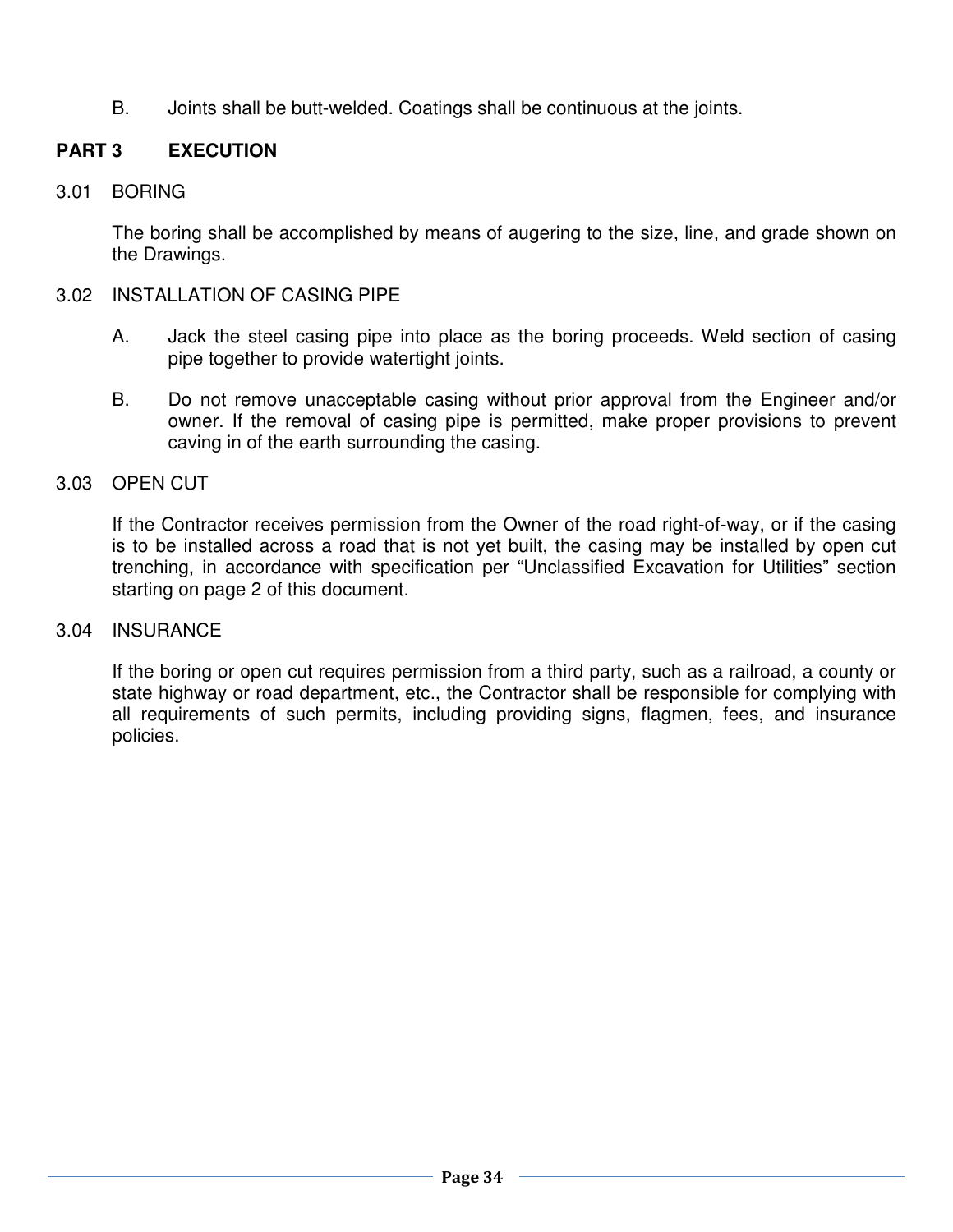B. Joints shall be butt-welded. Coatings shall be continuous at the joints.

## PART 3 EXECUTION

### 3.01 BORING

The boring shall be accomplished by means of augering to the size, line, and grade shown on the Drawings.

### 3.02 INSTALLATION OF CASING PIPE

A. Jack the steel casing pipe into place as the boring proceeds. Weld section of casing pipe together to provide watertight joints.

B. Do not remove unacceptable casing without prior approval from the Engineer and/or owner. If the removal of casing pipe is permitted, make proper provisions to prevent caving in of the earth surrounding the casing.

### 3.03 OPEN CUT

If the Contractor receives permission from the Owner of the road right-of-way, or if the casing is to be installed across a road that is not yet built, the casing may be installed by open cut trenching, in accordance with specification per "Unclassified Excavation for Utilities" section starting on page 2 of this document.

### 3.04 INSURANCE

If the boring or open cut requires permission from a third party, such as a railroad, a county or state highway or road department, etc., the Contractor shall be responsible for complying with all requirements of such permits, including providing signs, flagmen, fees, and insurance policies.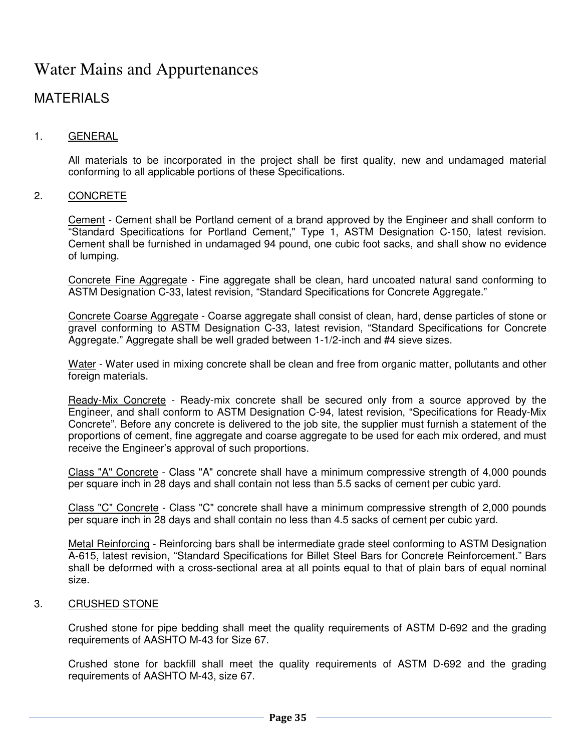# Water Mains and Appurtenances

## MATERIALS

### 1. GENERAL

All materials to be incorporated in the project shall be first quality, new and undamaged material conforming to all applicable portions of these Specifications.

### 2. CONCRETE

Cement - Cement shall be Portland cement of a brand approved by the Engineer and shall conform to “Standard Specifications for Portland Cement," Type 1, ASTM Designation C-150, latest revision. Cement shall be furnished in undamaged 94 pound, one cubic foot sacks, and shall show no evidence of lumping.

Concrete Fine Aggregate - Fine aggregate shall be clean, hard uncoated natural sand conforming to ASTM Designation C-33, latest revision, “Standard Specifications for Concrete Aggregate.”

Concrete Coarse Aggregate - Coarse aggregate shall consist of clean, hard, dense particles of stone or gravel conforming to ASTM Designation C-33, latest revision, “Standard Specifications for Concrete Aggregate.” Aggregate shall be well graded between 1-1/2-inch and #4 sieve sizes.

Water - Water used in mixing concrete shall be clean and free from organic matter, pollutants and other foreign materials.

Ready-Mix Concrete - Ready-mix concrete shall be secured only from a source approved by the Engineer, and shall conform to ASTM Designation C-94, latest revision, “Specifications for Ready-Mix Concrete”. Before any concrete is delivered to the job site, the supplier must furnish a statement of the proportions of cement, fine aggregate and coarse aggregate to be used for each mix ordered, and must receive the Engineer’s approval of such proportions.

Class "A" Concrete - Class "A" concrete shall have a minimum compressive strength of 4,000 pounds per square inch in 28 days and shall contain not less than 5.5 sacks of cement per cubic yard.

Class "C" Concrete - Class "C" concrete shall have a minimum compressive strength of 2,000 pounds per square inch in 28 days and shall contain no less than 4.5 sacks of cement per cubic yard.

Metal Reinforcing - Reinforcing bars shall be intermediate grade steel conforming to ASTM Designation A-615, latest revision, “Standard Specifications for Billet Steel Bars for Concrete Reinforcement.” Bars shall be deformed with a cross-sectional area at all points equal to that of plain bars of equal nominal size.

### 3. CRUSHED STONE

Crushed stone for pipe bedding shall meet the quality requirements of ASTM D-692 and the grading requirements of AASHTO M-43 for Size 67.

Crushed stone for backfill shall meet the quality requirements of ASTM D-692 and the grading requirements of AASHTO M-43, size 67.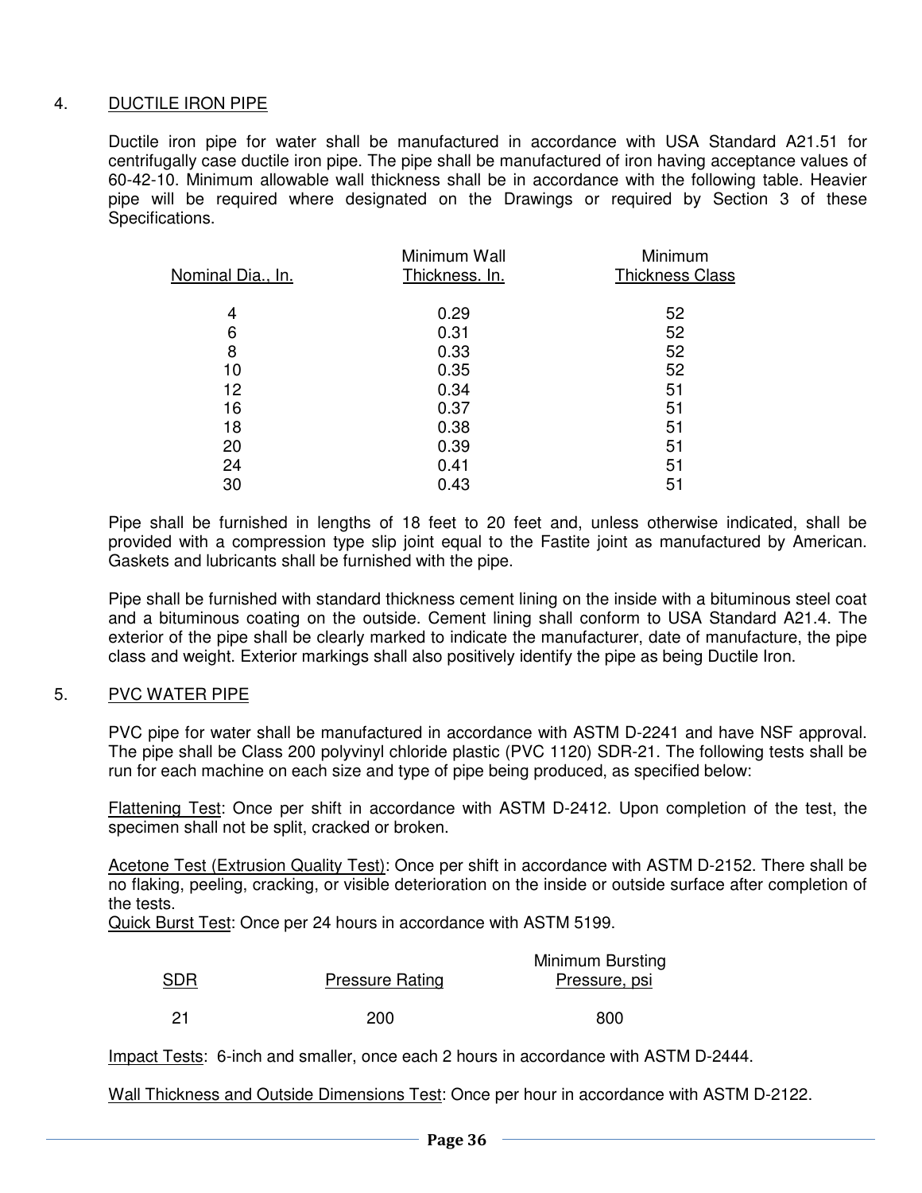## 4. DUCTILE IRON PIPE

Ductile iron pipe for water shall be manufactured in accordance with USA Standard A21.51 for centrifugally case ductile iron pipe. The pipe shall be manufactured of iron having acceptance values of 60-42-10. Minimum allowable wall thickness shall be in accordance with the following table. Heavier pipe will be required where designated on the Drawings or required by Section 3 of these Specifications.

| Nominal Dia., In. | Minimum Wall Thickness. In. | Minimum Thickness Class |
|---|---|---|
| 4 | 0.29 | 52 |
| 6 | 0.31 | 52 |
| 8 | 0.33 | 52 |
| 10 | 0.35 | 52 |
| 12 | 0.34 | 51 |
| 16 | 0.37 | 51 |
| 18 | 0.38 | 51 |
| 20 | 0.39 | 51 |
| 24 | 0.41 | 51 |
| 30 | 0.43 | 51 |

Pipe shall be furnished in lengths of 18 feet to 20 feet and, unless otherwise indicated, shall be provided with a compression type slip joint equal to the Fastite joint as manufactured by American. Gaskets and lubricants shall be furnished with the pipe.

Pipe shall be furnished with standard thickness cement lining on the inside with a bituminous steel coat and a bituminous coating on the outside. Cement lining shall conform to USA Standard A21.4. The exterior of the pipe shall be clearly marked to indicate the manufacturer, date of manufacture, the pipe class and weight. Exterior markings shall also positively identify the pipe as being Ductile Iron.

## 5. PVC WATER PIPE

PVC pipe for water shall be manufactured in accordance with ASTM D-2241 and have NSF approval. The pipe shall be Class 200 polyvinyl chloride plastic (PVC 1120) SDR-21. The following tests shall be run for each machine on each size and type of pipe being produced, as specified below:

Flattening Test: Once per shift in accordance with ASTM D-2412. Upon completion of the test, the specimen shall not be split, cracked or broken.

Acetone Test (Extrusion Quality Test): Once per shift in accordance with ASTM D-2152. There shall be no flaking, peeling, cracking, or visible deterioration on the inside or outside surface after completion of the tests.

Quick Burst Test: Once per 24 hours in accordance with ASTM 5199.

| SDR | Pressure Rating | Minimum Bursting Pressure, psi |
|---|---|---|
| 21 | 200 | 800 |

Impact Tests: 6-inch and smaller, once each 2 hours in accordance with ASTM D-2444.

Wall Thickness and Outside Dimensions Test: Once per hour in accordance with ASTM D-2122.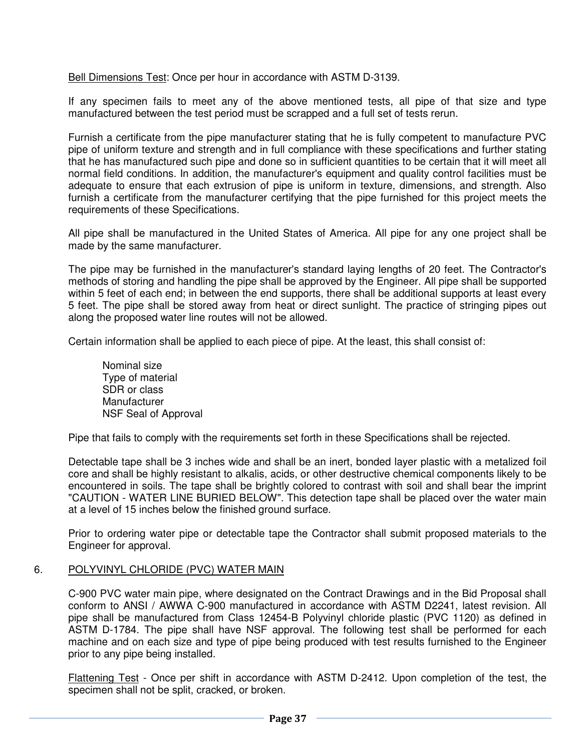<u>Bell Dimensions Test</u>: Once per hour in accordance with ASTM D-3139.

If any specimen fails to meet any of the above mentioned tests, all pipe of that size and type manufactured between the test period must be scrapped and a full set of tests rerun.

Furnish a certificate from the pipe manufacturer stating that he is fully competent to manufacture PVC pipe of uniform texture and strength and in full compliance with these specifications and further stating that he has manufactured such pipe and done so in sufficient quantities to be certain that it will meet all normal field conditions. In addition, the manufacturer's equipment and quality control facilities must be adequate to ensure that each extrusion of pipe is uniform in texture, dimensions, and strength. Also furnish a certificate from the manufacturer certifying that the pipe furnished for this project meets the requirements of these Specifications.

All pipe shall be manufactured in the United States of America. All pipe for any one project shall be made by the same manufacturer.

The pipe may be furnished in the manufacturer's standard laying lengths of 20 feet. The Contractor's methods of storing and handling the pipe shall be approved by the Engineer. All pipe shall be supported within 5 feet of each end; in between the end supports, there shall be additional supports at least every 5 feet. The pipe shall be stored away from heat or direct sunlight. The practice of stringing pipes out along the proposed water line routes will not be allowed.

Certain information shall be applied to each piece of pipe. At the least, this shall consist of:

Nominal size
Type of material
SDR or class
Manufacturer
NSF Seal of Approval

Pipe that fails to comply with the requirements set forth in these Specifications shall be rejected.

Detectable tape shall be 3 inches wide and shall be an inert, bonded layer plastic with a metalized foil core and shall be highly resistant to alkalis, acids, or other destructive chemical components likely to be encountered in soils. The tape shall be brightly colored to contrast with soil and shall bear the imprint "CAUTION - WATER LINE BURIED BELOW". This detection tape shall be placed over the water main at a level of 15 inches below the finished ground surface.

Prior to ordering water pipe or detectable tape the Contractor shall submit proposed materials to the Engineer for approval.

## 6. <u>POLYVINYL CHLORIDE (PVC) WATER MAIN</u>

C-900 PVC water main pipe, where designated on the Contract Drawings and in the Bid Proposal shall conform to ANSI / AWWA C-900 manufactured in accordance with ASTM D2241, latest revision. All pipe shall be manufactured from Class 12454-B Polyvinyl chloride plastic (PVC 1120) as defined in ASTM D-1784. The pipe shall have NSF approval. The following test shall be performed for each machine and on each size and type of pipe being produced with test results furnished to the Engineer prior to any pipe being installed.

<u>Flattening Test</u> - Once per shift in accordance with ASTM D-2412. Upon completion of the test, the specimen shall not be split, cracked, or broken.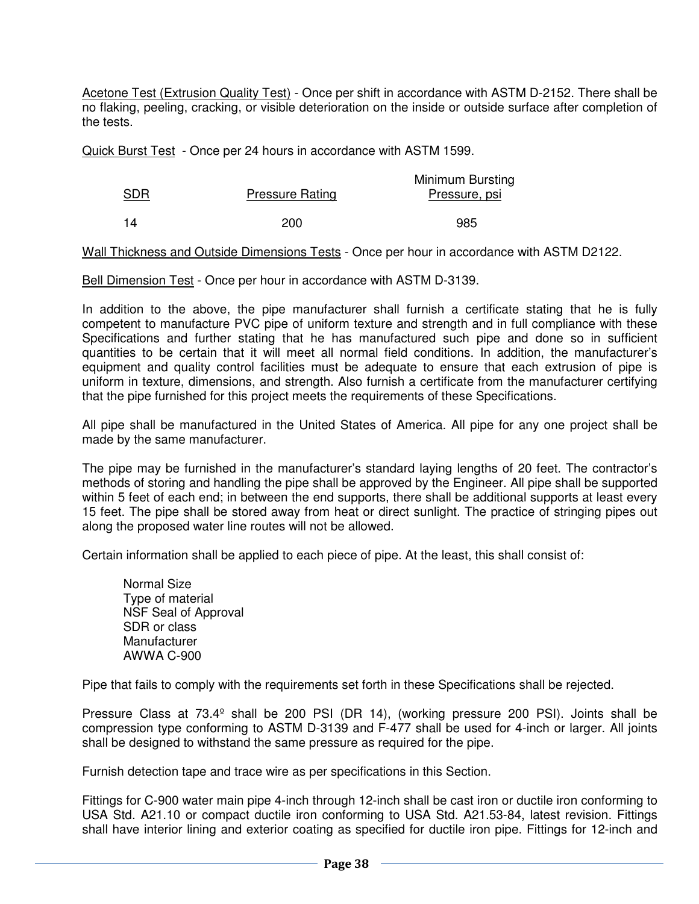Acetone Test (Extrusion Quality Test) - Once per shift in accordance with ASTM D-2152. There shall be no flaking, peeling, cracking, or visible deterioration on the inside or outside surface after completion of the tests.

Quick Burst Test - Once per 24 hours in accordance with ASTM 1599.

| SDR | Pressure Rating | Minimum Bursting Pressure, psi |
|---|---|---|
| 14 | 200 | 985 |

Wall Thickness and Outside Dimensions Tests - Once per hour in accordance with ASTM D2122.

Bell Dimension Test - Once per hour in accordance with ASTM D-3139.

In addition to the above, the pipe manufacturer shall furnish a certificate stating that he is fully competent to manufacture PVC pipe of uniform texture and strength and in full compliance with these Specifications and further stating that he has manufactured such pipe and done so in sufficient quantities to be certain that it will meet all normal field conditions. In addition, the manufacturer's equipment and quality control facilities must be adequate to ensure that each extrusion of pipe is uniform in texture, dimensions, and strength. Also furnish a certificate from the manufacturer certifying that the pipe furnished for this project meets the requirements of these Specifications.

All pipe shall be manufactured in the United States of America. All pipe for any one project shall be made by the same manufacturer.

The pipe may be furnished in the manufacturer's standard laying lengths of 20 feet. The contractor's methods of storing and handling the pipe shall be approved by the Engineer. All pipe shall be supported within 5 feet of each end; in between the end supports, there shall be additional supports at least every 15 feet. The pipe shall be stored away from heat or direct sunlight. The practice of stringing pipes out along the proposed water line routes will not be allowed.

Certain information shall be applied to each piece of pipe. At the least, this shall consist of:

Normal Size
Type of material
NSF Seal of Approval
SDR or class
Manufacturer
AWWA C-900

Pipe that fails to comply with the requirements set forth in these Specifications shall be rejected.

Pressure Class at 73.4º shall be 200 PSI (DR 14), (working pressure 200 PSI). Joints shall be compression type conforming to ASTM D-3139 and F-477 shall be used for 4-inch or larger. All joints shall be designed to withstand the same pressure as required for the pipe.

Furnish detection tape and trace wire as per specifications in this Section.

Fittings for C-900 water main pipe 4-inch through 12-inch shall be cast iron or ductile iron conforming to USA Std. A21.10 or compact ductile iron conforming to USA Std. A21.53-84, latest revision. Fittings shall have interior lining and exterior coating as specified for ductile iron pipe. Fittings for 12-inch and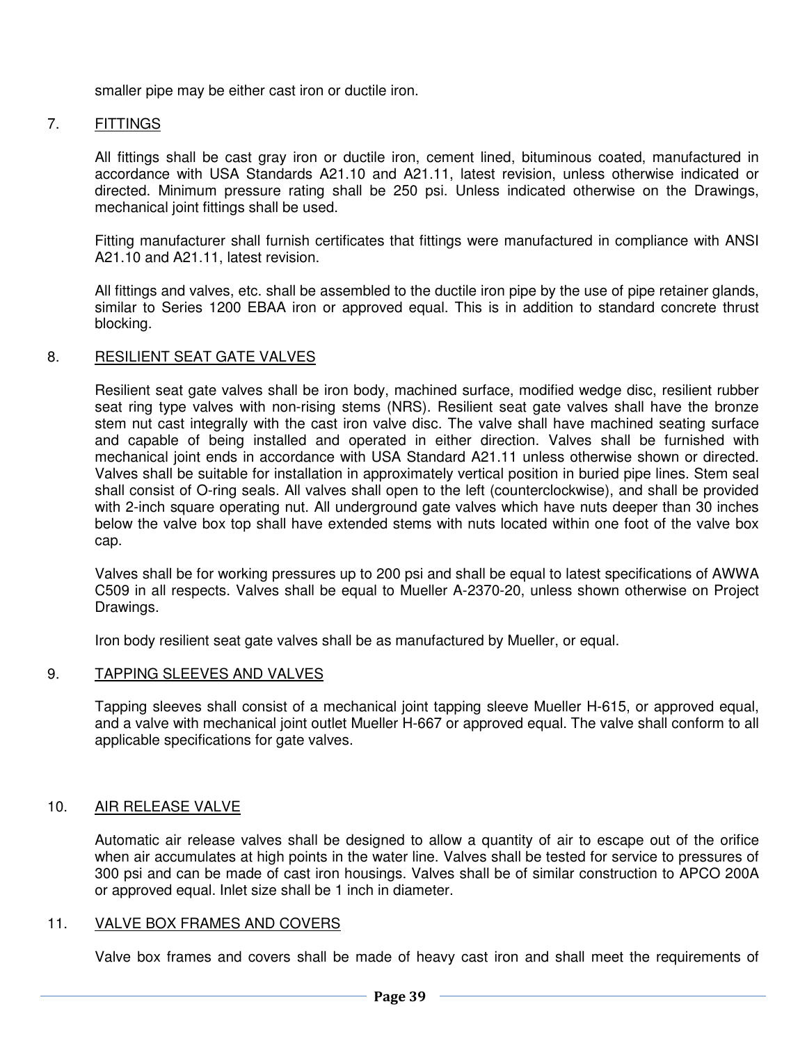smaller pipe may be either cast iron or ductile iron.

## 7. FITTINGS

All fittings shall be cast gray iron or ductile iron, cement lined, bituminous coated, manufactured in accordance with USA Standards A21.10 and A21.11, latest revision, unless otherwise indicated or directed. Minimum pressure rating shall be 250 psi. Unless indicated otherwise on the Drawings, mechanical joint fittings shall be used.

Fitting manufacturer shall furnish certificates that fittings were manufactured in compliance with ANSI A21.10 and A21.11, latest revision.

All fittings and valves, etc. shall be assembled to the ductile iron pipe by the use of pipe retainer glands, similar to Series 1200 EBAA iron or approved equal. This is in addition to standard concrete thrust blocking.

## 8. RESILIENT SEAT GATE VALVES

Resilient seat gate valves shall be iron body, machined surface, modified wedge disc, resilient rubber seat ring type valves with non-rising stems (NRS). Resilient seat gate valves shall have the bronze stem nut cast integrally with the cast iron valve disc. The valve shall have machined seating surface and capable of being installed and operated in either direction. Valves shall be furnished with mechanical joint ends in accordance with USA Standard A21.11 unless otherwise shown or directed. Valves shall be suitable for installation in approximately vertical position in buried pipe lines. Stem seal shall consist of O-ring seals. All valves shall open to the left (counterclockwise), and shall be provided with 2-inch square operating nut. All underground gate valves which have nuts deeper than 30 inches below the valve box top shall have extended stems with nuts located within one foot of the valve box cap.

Valves shall be for working pressures up to 200 psi and shall be equal to latest specifications of AWWA C509 in all respects. Valves shall be equal to Mueller A-2370-20, unless shown otherwise on Project Drawings.

Iron body resilient seat gate valves shall be as manufactured by Mueller, or equal.

## 9. TAPPING SLEEVES AND VALVES

Tapping sleeves shall consist of a mechanical joint tapping sleeve Mueller H-615, or approved equal, and a valve with mechanical joint outlet Mueller H-667 or approved equal. The valve shall conform to all applicable specifications for gate valves.

## 10. AIR RELEASE VALVE

Automatic air release valves shall be designed to allow a quantity of air to escape out of the orifice when air accumulates at high points in the water line. Valves shall be tested for service to pressures of 300 psi and can be made of cast iron housings. Valves shall be of similar construction to APCO 200A or approved equal. Inlet size shall be 1 inch in diameter.

## 11. VALVE BOX FRAMES AND COVERS

Valve box frames and covers shall be made of heavy cast iron and shall meet the requirements of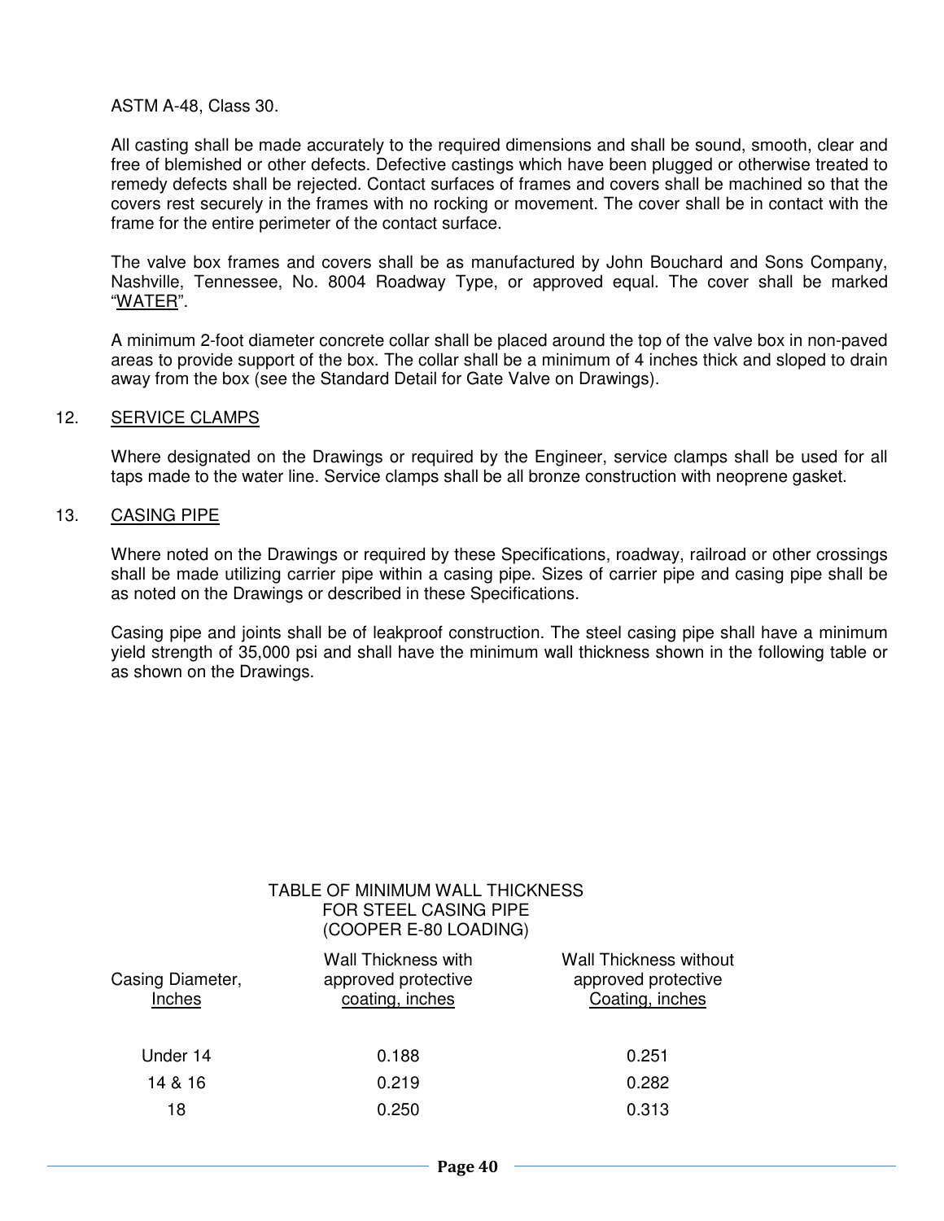ASTM A-48, Class 30.

All casting shall be made accurately to the required dimensions and shall be sound, smooth, clear and free of blemished or other defects. Defective castings which have been plugged or otherwise treated to remedy defects shall be rejected. Contact surfaces of frames and covers shall be machined so that the covers rest securely in the frames with no rocking or movement. The cover shall be in contact with the frame for the entire perimeter of the contact surface.

The valve box frames and covers shall be as manufactured by John Bouchard and Sons Company, Nashville, Tennessee, No. 8004 Roadway Type, or approved equal. The cover shall be marked "WATER".

A minimum 2-foot diameter concrete collar shall be placed around the top of the valve box in non-paved areas to provide support of the box. The collar shall be a minimum of 4 inches thick and sloped to drain away from the box (see the Standard Detail for Gate Valve on Drawings).

12. SERVICE CLAMPS

Where designated on the Drawings or required by the Engineer, service clamps shall be used for all taps made to the water line. Service clamps shall be all bronze construction with neoprene gasket.

13. CASING PIPE

Where noted on the Drawings or required by these Specifications, roadway, railroad or other crossings shall be made utilizing carrier pipe within a casing pipe. Sizes of carrier pipe and casing pipe shall be as noted on the Drawings or described in these Specifications.

Casing pipe and joints shall be of leakproof construction. The steel casing pipe shall have a minimum yield strength of 35,000 psi and shall have the minimum wall thickness shown in the following table or as shown on the Drawings.

TABLE OF MINIMUM WALL THICKNESS
FOR STEEL CASING PIPE
(COOPER E-80 LOADING)

| Casing Diameter, Inches | Wall Thickness with approved protective coating, inches | Wall Thickness without approved protective Coating, inches |
|---|---|---|
| Under 14 | 0.188 | 0.251 |
| 14 & 16 | 0.219 | 0.282 |
| 18 | 0.250 | 0.313 |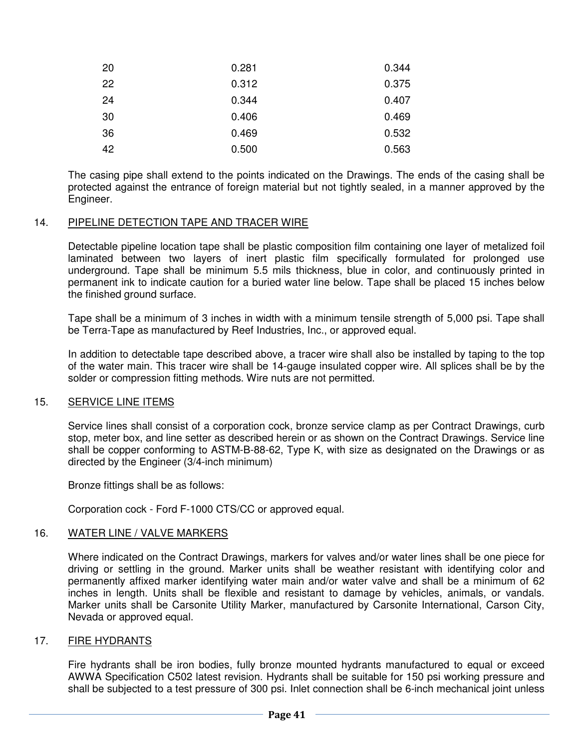| | | |
|---|---|---|
| 20 | 0.281 | 0.344 |
| 22 | 0.312 | 0.375 |
| 24 | 0.344 | 0.407 |
| 30 | 0.406 | 0.469 |
| 36 | 0.469 | 0.532 |
| 42 | 0.500 | 0.563 |

The casing pipe shall extend to the points indicated on the Drawings. The ends of the casing shall be protected against the entrance of foreign material but not tightly sealed, in a manner approved by the Engineer.

## 14. PIPELINE DETECTION TAPE AND TRACER WIRE

Detectable pipeline location tape shall be plastic composition film containing one layer of metalized foil laminated between two layers of inert plastic film specifically formulated for prolonged use underground. Tape shall be minimum 5.5 mils thickness, blue in color, and continuously printed in permanent ink to indicate caution for a buried water line below. Tape shall be placed 15 inches below the finished ground surface.

Tape shall be a minimum of 3 inches in width with a minimum tensile strength of 5,000 psi. Tape shall be Terra-Tape as manufactured by Reef Industries, Inc., or approved equal.

In addition to detectable tape described above, a tracer wire shall also be installed by taping to the top of the water main. This tracer wire shall be 14-gauge insulated copper wire. All splices shall be by the solder or compression fitting methods. Wire nuts are not permitted.

## 15. SERVICE LINE ITEMS

Service lines shall consist of a corporation cock, bronze service clamp as per Contract Drawings, curb stop, meter box, and line setter as described herein or as shown on the Contract Drawings. Service line shall be copper conforming to ASTM-B-88-62, Type K, with size as designated on the Drawings or as directed by the Engineer (3/4-inch minimum)

Bronze fittings shall be as follows:

Corporation cock - Ford F-1000 CTS/CC or approved equal.

## 16. WATER LINE / VALVE MARKERS

Where indicated on the Contract Drawings, markers for valves and/or water lines shall be one piece for driving or settling in the ground. Marker units shall be weather resistant with identifying color and permanently affixed marker identifying water main and/or water valve and shall be a minimum of 62 inches in length. Units shall be flexible and resistant to damage by vehicles, animals, or vandals. Marker units shall be Carsonite Utility Marker, manufactured by Carsonite International, Carson City, Nevada or approved equal.

## 17. FIRE HYDRANTS

Fire hydrants shall be iron bodies, fully bronze mounted hydrants manufactured to equal or exceed AWWA Specification C502 latest revision. Hydrants shall be suitable for 150 psi working pressure and shall be subjected to a test pressure of 300 psi. Inlet connection shall be 6-inch mechanical joint unless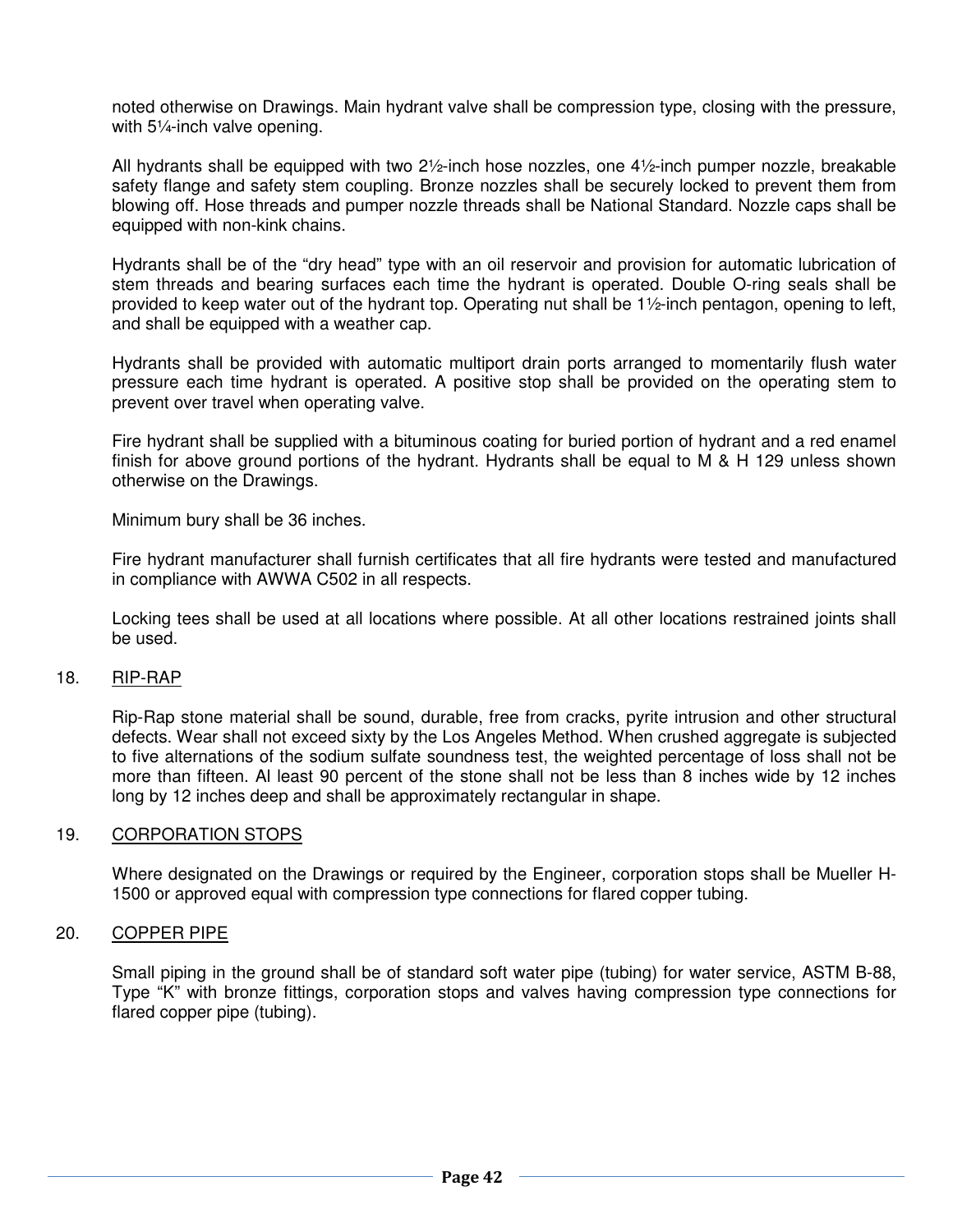noted otherwise on Drawings. Main hydrant valve shall be compression type, closing with the pressure, with 5¼-inch valve opening.

All hydrants shall be equipped with two 2½-inch hose nozzles, one 4½-inch pumper nozzle, breakable safety flange and safety stem coupling. Bronze nozzles shall be securely locked to prevent them from blowing off. Hose threads and pumper nozzle threads shall be National Standard. Nozzle caps shall be equipped with non-kink chains.

Hydrants shall be of the "dry head" type with an oil reservoir and provision for automatic lubrication of stem threads and bearing surfaces each time the hydrant is operated. Double O-ring seals shall be provided to keep water out of the hydrant top. Operating nut shall be 1½-inch pentagon, opening to left, and shall be equipped with a weather cap.

Hydrants shall be provided with automatic multiport drain ports arranged to momentarily flush water pressure each time hydrant is operated. A positive stop shall be provided on the operating stem to prevent over travel when operating valve.

Fire hydrant shall be supplied with a bituminous coating for buried portion of hydrant and a red enamel finish for above ground portions of the hydrant. Hydrants shall be equal to M & H 129 unless shown otherwise on the Drawings.

Minimum bury shall be 36 inches.

Fire hydrant manufacturer shall furnish certificates that all fire hydrants were tested and manufactured in compliance with AWWA C502 in all respects.

Locking tees shall be used at all locations where possible. At all other locations restrained joints shall be used.

18. RIP-RAP

Rip-Rap stone material shall be sound, durable, free from cracks, pyrite intrusion and other structural defects. Wear shall not exceed sixty by the Los Angeles Method. When crushed aggregate is subjected to five alternations of the sodium sulfate soundness test, the weighted percentage of loss shall not be more than fifteen. Al least 90 percent of the stone shall not be less than 8 inches wide by 12 inches long by 12 inches deep and shall be approximately rectangular in shape.

19. CORPORATION STOPS

Where designated on the Drawings or required by the Engineer, corporation stops shall be Mueller H-1500 or approved equal with compression type connections for flared copper tubing.

20. COPPER PIPE

Small piping in the ground shall be of standard soft water pipe (tubing) for water service, ASTM B-88, Type "K" with bronze fittings, corporation stops and valves having compression type connections for flared copper pipe (tubing).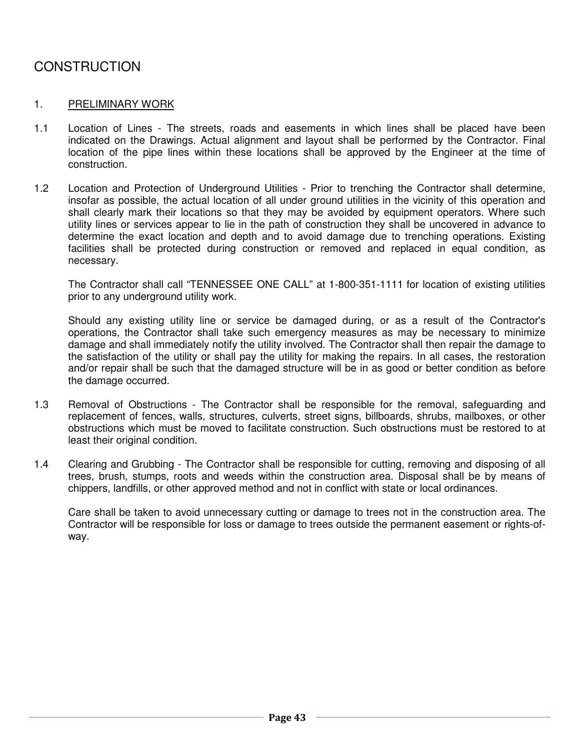# CONSTRUCTION

## 1. PRELIMINARY WORK

1.1 Location of Lines - The streets, roads and easements in which lines shall be placed have been indicated on the Drawings. Actual alignment and layout shall be performed by the Contractor. Final location of the pipe lines within these locations shall be approved by the Engineer at the time of construction.

1.2 Location and Protection of Underground Utilities - Prior to trenching the Contractor shall determine, insofar as possible, the actual location of all under ground utilities in the vicinity of this operation and shall clearly mark their locations so that they may be avoided by equipment operators. Where such utility lines or services appear to lie in the path of construction they shall be uncovered in advance to determine the exact location and depth and to avoid damage due to trenching operations. Existing facilities shall be protected during construction or removed and replaced in equal condition, as necessary.

The Contractor shall call "TENNESSEE ONE CALL" at 1-800-351-1111 for location of existing utilities prior to any underground utility work.

Should any existing utility line or service be damaged during, or as a result of the Contractor's operations, the Contractor shall take such emergency measures as may be necessary to minimize damage and shall immediately notify the utility involved. The Contractor shall then repair the damage to the satisfaction of the utility or shall pay the utility for making the repairs. In all cases, the restoration and/or repair shall be such that the damaged structure will be in as good or better condition as before the damage occurred.

1.3 Removal of Obstructions - The Contractor shall be responsible for the removal, safeguarding and replacement of fences, walls, structures, culverts, street signs, billboards, shrubs, mailboxes, or other obstructions which must be moved to facilitate construction. Such obstructions must be restored to at least their original condition.

1.4 Clearing and Grubbing - The Contractor shall be responsible for cutting, removing and disposing of all trees, brush, stumps, roots and weeds within the construction area. Disposal shall be by means of chippers, landfills, or other approved method and not in conflict with state or local ordinances.

Care shall be taken to avoid unnecessary cutting or damage to trees not in the construction area. The Contractor will be responsible for loss or damage to trees outside the permanent easement or rights-of-way.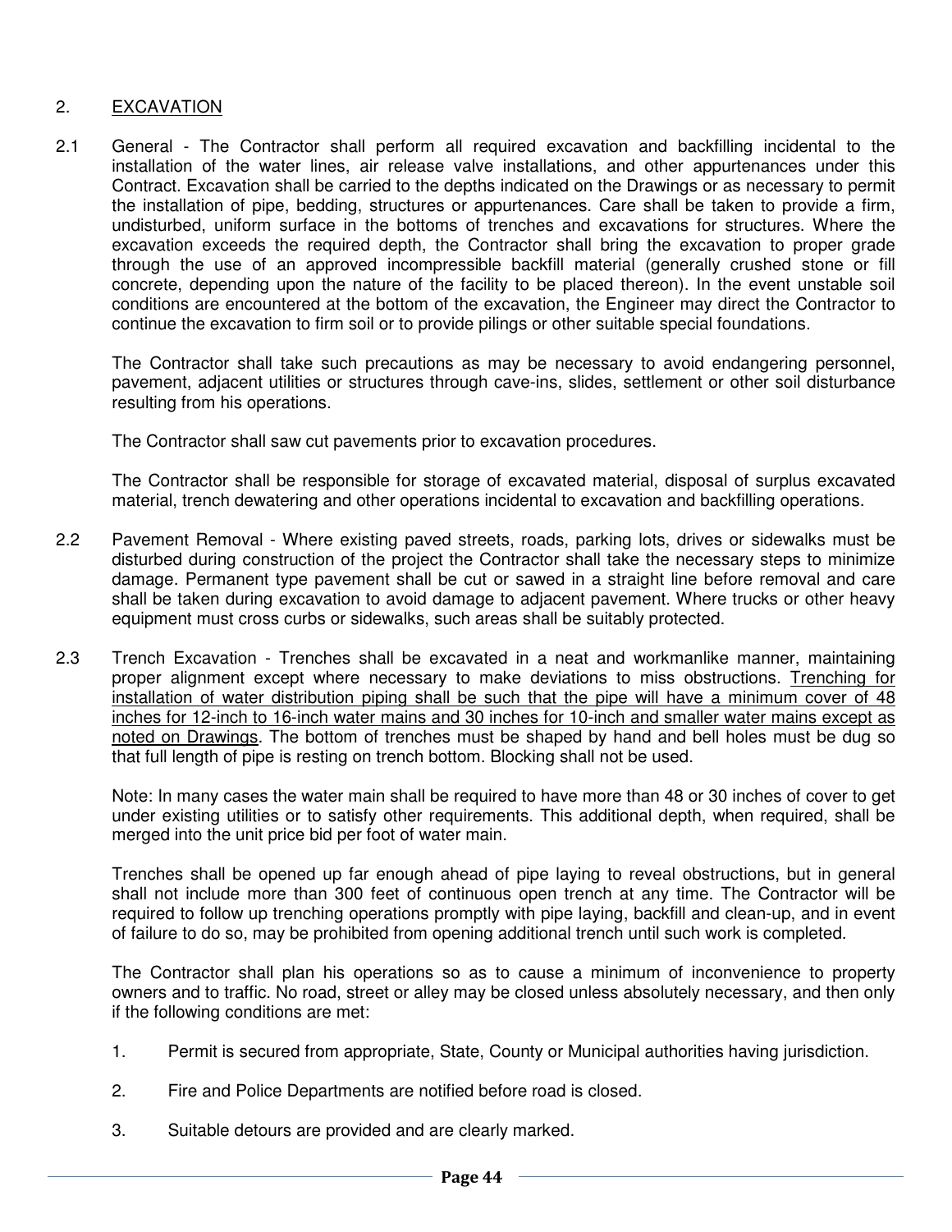## 2. <u>EXCAVATION</u>

2.1 General - The Contractor shall perform all required excavation and backfilling incidental to the installation of the water lines, air release valve installations, and other appurtenances under this Contract. Excavation shall be carried to the depths indicated on the Drawings or as necessary to permit the installation of pipe, bedding, structures or appurtenances. Care shall be taken to provide a firm, undisturbed, uniform surface in the bottoms of trenches and excavations for structures. Where the excavation exceeds the required depth, the Contractor shall bring the excavation to proper grade through the use of an approved incompressible backfill material (generally crushed stone or fill concrete, depending upon the nature of the facility to be placed thereon). In the event unstable soil conditions are encountered at the bottom of the excavation, the Engineer may direct the Contractor to continue the excavation to firm soil or to provide pilings or other suitable special foundations.

The Contractor shall take such precautions as may be necessary to avoid endangering personnel, pavement, adjacent utilities or structures through cave-ins, slides, settlement or other soil disturbance resulting from his operations.

The Contractor shall saw cut pavements prior to excavation procedures.

The Contractor shall be responsible for storage of excavated material, disposal of surplus excavated material, trench dewatering and other operations incidental to excavation and backfilling operations.

2.2 Pavement Removal - Where existing paved streets, roads, parking lots, drives or sidewalks must be disturbed during construction of the project the Contractor shall take the necessary steps to minimize damage. Permanent type pavement shall be cut or sawed in a straight line before removal and care shall be taken during excavation to avoid damage to adjacent pavement. Where trucks or other heavy equipment must cross curbs or sidewalks, such areas shall be suitably protected.

2.3 Trench Excavation - Trenches shall be excavated in a neat and workmanlike manner, maintaining proper alignment except where necessary to make deviations to miss obstructions. <u>Trenching for installation of water distribution piping shall be such that the pipe will have a minimum cover of 48 inches for 12-inch to 16-inch water mains and 30 inches for 10-inch and smaller water mains except as noted on Drawings</u>. The bottom of trenches must be shaped by hand and bell holes must be dug so that full length of pipe is resting on trench bottom. Blocking shall not be used.

Note: In many cases the water main shall be required to have more than 48 or 30 inches of cover to get under existing utilities or to satisfy other requirements. This additional depth, when required, shall be merged into the unit price bid per foot of water main.

Trenches shall be opened up far enough ahead of pipe laying to reveal obstructions, but in general shall not include more than 300 feet of continuous open trench at any time. The Contractor will be required to follow up trenching operations promptly with pipe laying, backfill and clean-up, and in event of failure to do so, may be prohibited from opening additional trench until such work is completed.

The Contractor shall plan his operations so as to cause a minimum of inconvenience to property owners and to traffic. No road, street or alley may be closed unless absolutely necessary, and then only if the following conditions are met:

1. Permit is secured from appropriate, State, County or Municipal authorities having jurisdiction.
2. Fire and Police Departments are notified before road is closed.
3. Suitable detours are provided and are clearly marked.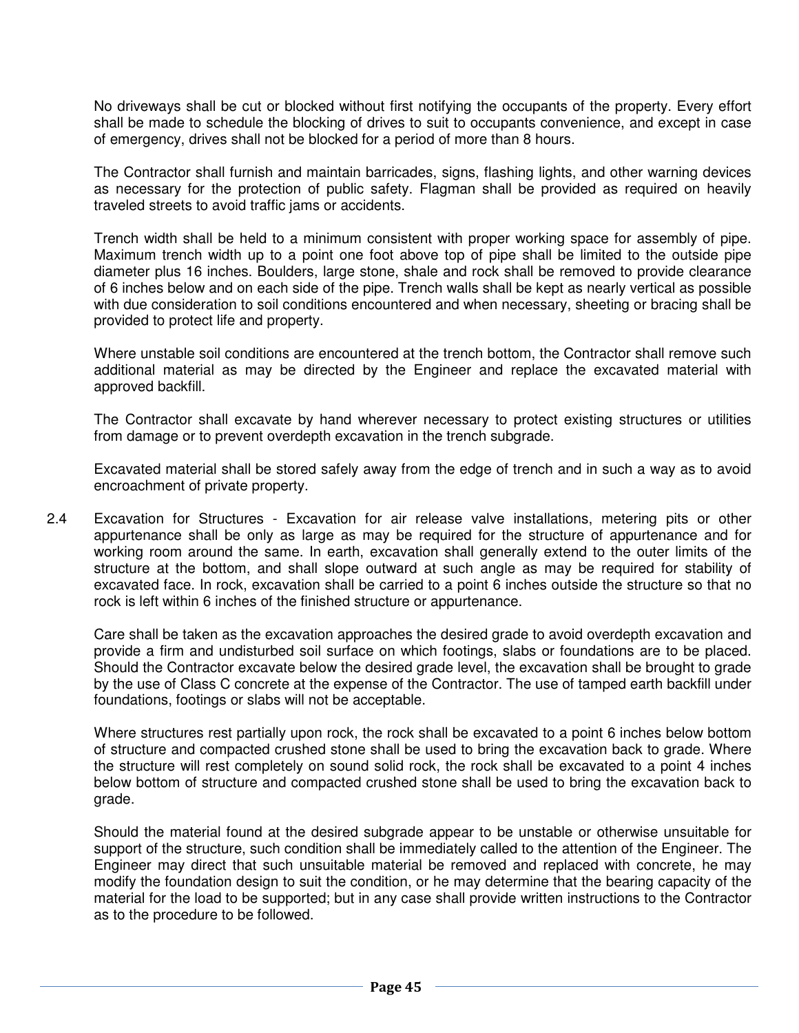No driveways shall be cut or blocked without first notifying the occupants of the property. Every effort shall be made to schedule the blocking of drives to suit to occupants convenience, and except in case of emergency, drives shall not be blocked for a period of more than 8 hours.

The Contractor shall furnish and maintain barricades, signs, flashing lights, and other warning devices as necessary for the protection of public safety. Flagman shall be provided as required on heavily traveled streets to avoid traffic jams or accidents.

Trench width shall be held to a minimum consistent with proper working space for assembly of pipe. Maximum trench width up to a point one foot above top of pipe shall be limited to the outside pipe diameter plus 16 inches. Boulders, large stone, shale and rock shall be removed to provide clearance of 6 inches below and on each side of the pipe. Trench walls shall be kept as nearly vertical as possible with due consideration to soil conditions encountered and when necessary, sheeting or bracing shall be provided to protect life and property.

Where unstable soil conditions are encountered at the trench bottom, the Contractor shall remove such additional material as may be directed by the Engineer and replace the excavated material with approved backfill.

The Contractor shall excavate by hand wherever necessary to protect existing structures or utilities from damage or to prevent overdepth excavation in the trench subgrade.

Excavated material shall be stored safely away from the edge of trench and in such a way as to avoid encroachment of private property.

2.4 Excavation for Structures - Excavation for air release valve installations, metering pits or other appurtenance shall be only as large as may be required for the structure of appurtenance and for working room around the same. In earth, excavation shall generally extend to the outer limits of the structure at the bottom, and shall slope outward at such angle as may be required for stability of excavated face. In rock, excavation shall be carried to a point 6 inches outside the structure so that no rock is left within 6 inches of the finished structure or appurtenance.

Care shall be taken as the excavation approaches the desired grade to avoid overdepth excavation and provide a firm and undisturbed soil surface on which footings, slabs or foundations are to be placed. Should the Contractor excavate below the desired grade level, the excavation shall be brought to grade by the use of Class C concrete at the expense of the Contractor. The use of tamped earth backfill under foundations, footings or slabs will not be acceptable.

Where structures rest partially upon rock, the rock shall be excavated to a point 6 inches below bottom of structure and compacted crushed stone shall be used to bring the excavation back to grade. Where the structure will rest completely on sound solid rock, the rock shall be excavated to a point 4 inches below bottom of structure and compacted crushed stone shall be used to bring the excavation back to grade.

Should the material found at the desired subgrade appear to be unstable or otherwise unsuitable for support of the structure, such condition shall be immediately called to the attention of the Engineer. The Engineer may direct that such unsuitable material be removed and replaced with concrete, he may modify the foundation design to suit the condition, or he may determine that the bearing capacity of the material for the load to be supported; but in any case shall provide written instructions to the Contractor as to the procedure to be followed.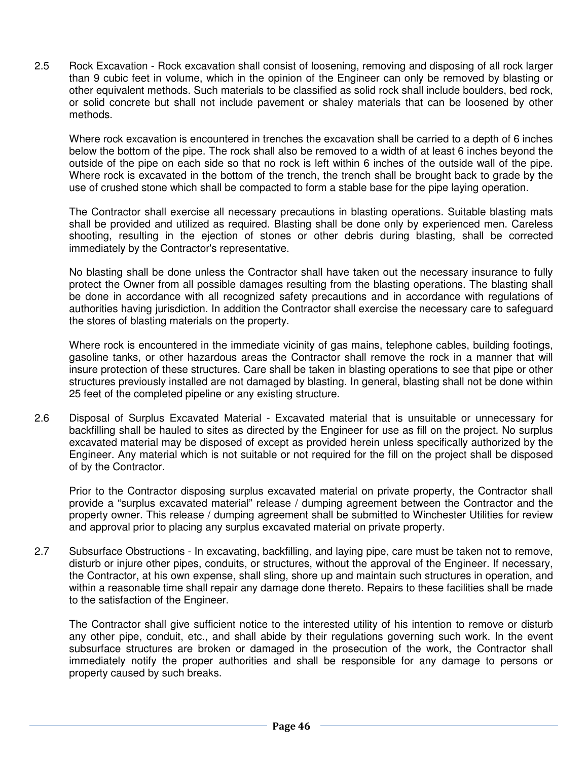2.5 Rock Excavation - Rock excavation shall consist of loosening, removing and disposing of all rock larger than 9 cubic feet in volume, which in the opinion of the Engineer can only be removed by blasting or other equivalent methods. Such materials to be classified as solid rock shall include boulders, bed rock, or solid concrete but shall not include pavement or shaley materials that can be loosened by other methods.

Where rock excavation is encountered in trenches the excavation shall be carried to a depth of 6 inches below the bottom of the pipe. The rock shall also be removed to a width of at least 6 inches beyond the outside of the pipe on each side so that no rock is left within 6 inches of the outside wall of the pipe. Where rock is excavated in the bottom of the trench, the trench shall be brought back to grade by the use of crushed stone which shall be compacted to form a stable base for the pipe laying operation.

The Contractor shall exercise all necessary precautions in blasting operations. Suitable blasting mats shall be provided and utilized as required. Blasting shall be done only by experienced men. Careless shooting, resulting in the ejection of stones or other debris during blasting, shall be corrected immediately by the Contractor's representative.

No blasting shall be done unless the Contractor shall have taken out the necessary insurance to fully protect the Owner from all possible damages resulting from the blasting operations. The blasting shall be done in accordance with all recognized safety precautions and in accordance with regulations of authorities having jurisdiction. In addition the Contractor shall exercise the necessary care to safeguard the stores of blasting materials on the property.

Where rock is encountered in the immediate vicinity of gas mains, telephone cables, building footings, gasoline tanks, or other hazardous areas the Contractor shall remove the rock in a manner that will insure protection of these structures. Care shall be taken in blasting operations to see that pipe or other structures previously installed are not damaged by blasting. In general, blasting shall not be done within 25 feet of the completed pipeline or any existing structure.

2.6 Disposal of Surplus Excavated Material - Excavated material that is unsuitable or unnecessary for backfilling shall be hauled to sites as directed by the Engineer for use as fill on the project. No surplus excavated material may be disposed of except as provided herein unless specifically authorized by the Engineer. Any material which is not suitable or not required for the fill on the project shall be disposed of by the Contractor.

Prior to the Contractor disposing surplus excavated material on private property, the Contractor shall provide a "surplus excavated material" release / dumping agreement between the Contractor and the property owner. This release / dumping agreement shall be submitted to Winchester Utilities for review and approval prior to placing any surplus excavated material on private property.

2.7 Subsurface Obstructions - In excavating, backfilling, and laying pipe, care must be taken not to remove, disturb or injure other pipes, conduits, or structures, without the approval of the Engineer. If necessary, the Contractor, at his own expense, shall sling, shore up and maintain such structures in operation, and within a reasonable time shall repair any damage done thereto. Repairs to these facilities shall be made to the satisfaction of the Engineer.

The Contractor shall give sufficient notice to the interested utility of his intention to remove or disturb any other pipe, conduit, etc., and shall abide by their regulations governing such work. In the event subsurface structures are broken or damaged in the prosecution of the work, the Contractor shall immediately notify the proper authorities and shall be responsible for any damage to persons or property caused by such breaks.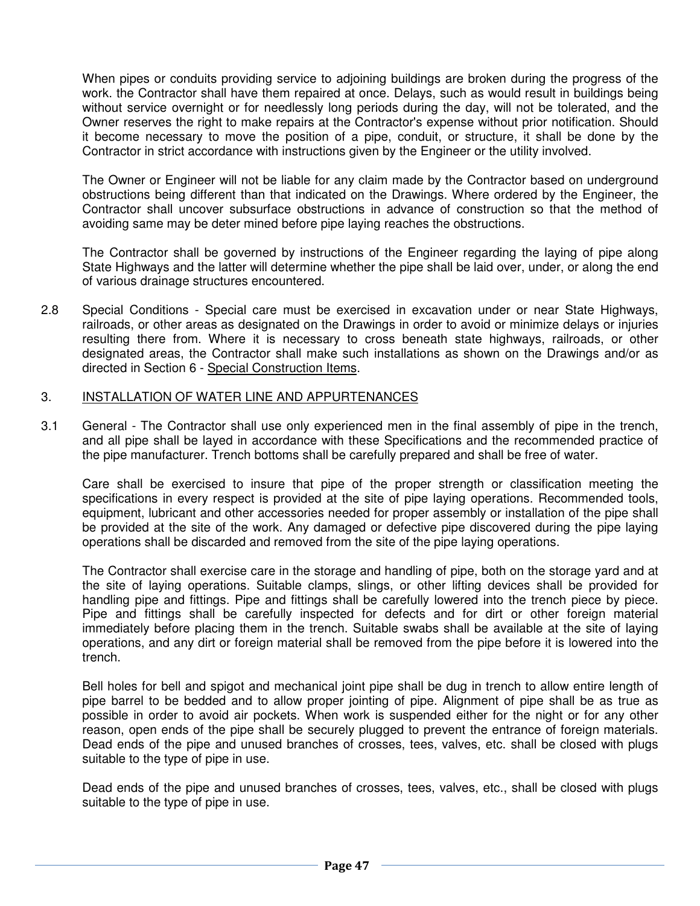When pipes or conduits providing service to adjoining buildings are broken during the progress of the work. the Contractor shall have them repaired at once. Delays, such as would result in buildings being without service overnight or for needlessly long periods during the day, will not be tolerated, and the Owner reserves the right to make repairs at the Contractor's expense without prior notification. Should it become necessary to move the position of a pipe, conduit, or structure, it shall be done by the Contractor in strict accordance with instructions given by the Engineer or the utility involved.

The Owner or Engineer will not be liable for any claim made by the Contractor based on underground obstructions being different than that indicated on the Drawings. Where ordered by the Engineer, the Contractor shall uncover subsurface obstructions in advance of construction so that the method of avoiding same may be deter mined before pipe laying reaches the obstructions.

The Contractor shall be governed by instructions of the Engineer regarding the laying of pipe along State Highways and the latter will determine whether the pipe shall be laid over, under, or along the end of various drainage structures encountered.

2.8 Special Conditions - Special care must be exercised in excavation under or near State Highways, railroads, or other areas as designated on the Drawings in order to avoid or minimize delays or injuries resulting there from. Where it is necessary to cross beneath state highways, railroads, or other designated areas, the Contractor shall make such installations as shown on the Drawings and/or as directed in Section 6 - Special Construction Items.

## 3. INSTALLATION OF WATER LINE AND APPURTENANCES

3.1 General - The Contractor shall use only experienced men in the final assembly of pipe in the trench, and all pipe shall be layed in accordance with these Specifications and the recommended practice of the pipe manufacturer. Trench bottoms shall be carefully prepared and shall be free of water.

Care shall be exercised to insure that pipe of the proper strength or classification meeting the specifications in every respect is provided at the site of pipe laying operations. Recommended tools, equipment, lubricant and other accessories needed for proper assembly or installation of the pipe shall be provided at the site of the work. Any damaged or defective pipe discovered during the pipe laying operations shall be discarded and removed from the site of the pipe laying operations.

The Contractor shall exercise care in the storage and handling of pipe, both on the storage yard and at the site of laying operations. Suitable clamps, slings, or other lifting devices shall be provided for handling pipe and fittings. Pipe and fittings shall be carefully lowered into the trench piece by piece. Pipe and fittings shall be carefully inspected for defects and for dirt or other foreign material immediately before placing them in the trench. Suitable swabs shall be available at the site of laying operations, and any dirt or foreign material shall be removed from the pipe before it is lowered into the trench.

Bell holes for bell and spigot and mechanical joint pipe shall be dug in trench to allow entire length of pipe barrel to be bedded and to allow proper jointing of pipe. Alignment of pipe shall be as true as possible in order to avoid air pockets. When work is suspended either for the night or for any other reason, open ends of the pipe shall be securely plugged to prevent the entrance of foreign materials. Dead ends of the pipe and unused branches of crosses, tees, valves, etc. shall be closed with plugs suitable to the type of pipe in use.

Dead ends of the pipe and unused branches of crosses, tees, valves, etc., shall be closed with plugs suitable to the type of pipe in use.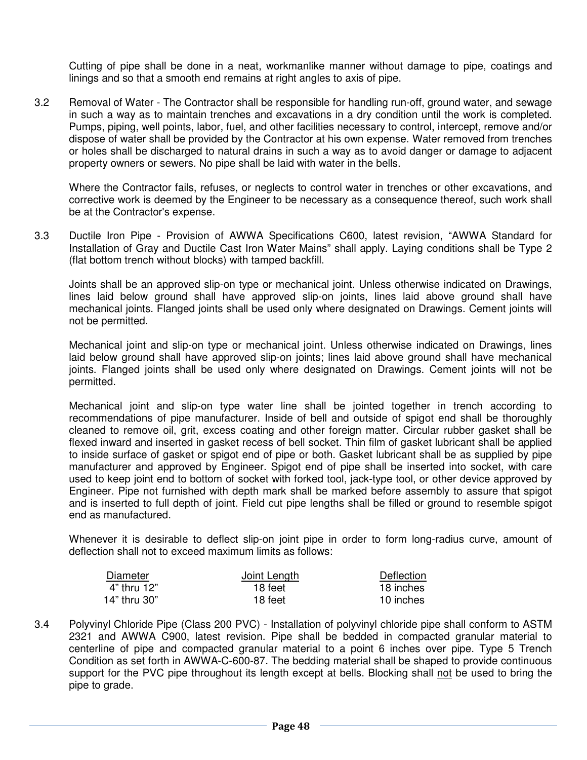Cutting of pipe shall be done in a neat, workmanlike manner without damage to pipe, coatings and linings and so that a smooth end remains at right angles to axis of pipe.

3.2 Removal of Water - The Contractor shall be responsible for handling run-off, ground water, and sewage in such a way as to maintain trenches and excavations in a dry condition until the work is completed. Pumps, piping, well points, labor, fuel, and other facilities necessary to control, intercept, remove and/or dispose of water shall be provided by the Contractor at his own expense. Water removed from trenches or holes shall be discharged to natural drains in such a way as to avoid danger or damage to adjacent property owners or sewers. No pipe shall be laid with water in the bells.

Where the Contractor fails, refuses, or neglects to control water in trenches or other excavations, and corrective work is deemed by the Engineer to be necessary as a consequence thereof, such work shall be at the Contractor's expense.

3.3 Ductile Iron Pipe - Provision of AWWA Specifications C600, latest revision, "AWWA Standard for Installation of Gray and Ductile Cast Iron Water Mains" shall apply. Laying conditions shall be Type 2 (flat bottom trench without blocks) with tamped backfill.

Joints shall be an approved slip-on type or mechanical joint. Unless otherwise indicated on Drawings, lines laid below ground shall have approved slip-on joints, lines laid above ground shall have mechanical joints. Flanged joints shall be used only where designated on Drawings. Cement joints will not be permitted.

Mechanical joint and slip-on type or mechanical joint. Unless otherwise indicated on Drawings, lines laid below ground shall have approved slip-on joints; lines laid above ground shall have mechanical joints. Flanged joints shall be used only where designated on Drawings. Cement joints will not be permitted.

Mechanical joint and slip-on type water line shall be jointed together in trench according to recommendations of pipe manufacturer. Inside of bell and outside of spigot end shall be thoroughly cleaned to remove oil, grit, excess coating and other foreign matter. Circular rubber gasket shall be flexed inward and inserted in gasket recess of bell socket. Thin film of gasket lubricant shall be applied to inside surface of gasket or spigot end of pipe or both. Gasket lubricant shall be as supplied by pipe manufacturer and approved by Engineer. Spigot end of pipe shall be inserted into socket, with care used to keep joint end to bottom of socket with forked tool, jack-type tool, or other device approved by Engineer. Pipe not furnished with depth mark shall be marked before assembly to assure that spigot and is inserted to full depth of joint. Field cut pipe lengths shall be filled or ground to resemble spigot end as manufactured.

Whenever it is desirable to deflect slip-on joint pipe in order to form long-radius curve, amount of deflection shall not to exceed maximum limits as follows:

| Diameter | Joint Length | Deflection |
|---|---|---|
| 4" thru 12" | 18 feet | 18 inches |
| 14" thru 30" | 18 feet | 10 inches |

3.4 Polyvinyl Chloride Pipe (Class 200 PVC) - Installation of polyvinyl chloride pipe shall conform to ASTM 2321 and AWWA C900, latest revision. Pipe shall be bedded in compacted granular material to centerline of pipe and compacted granular material to a point 6 inches over pipe. Type 5 Trench Condition as set forth in AWWA-C-600-87. The bedding material shall be shaped to provide continuous support for the PVC pipe throughout its length except at bells. Blocking shall not be used to bring the pipe to grade.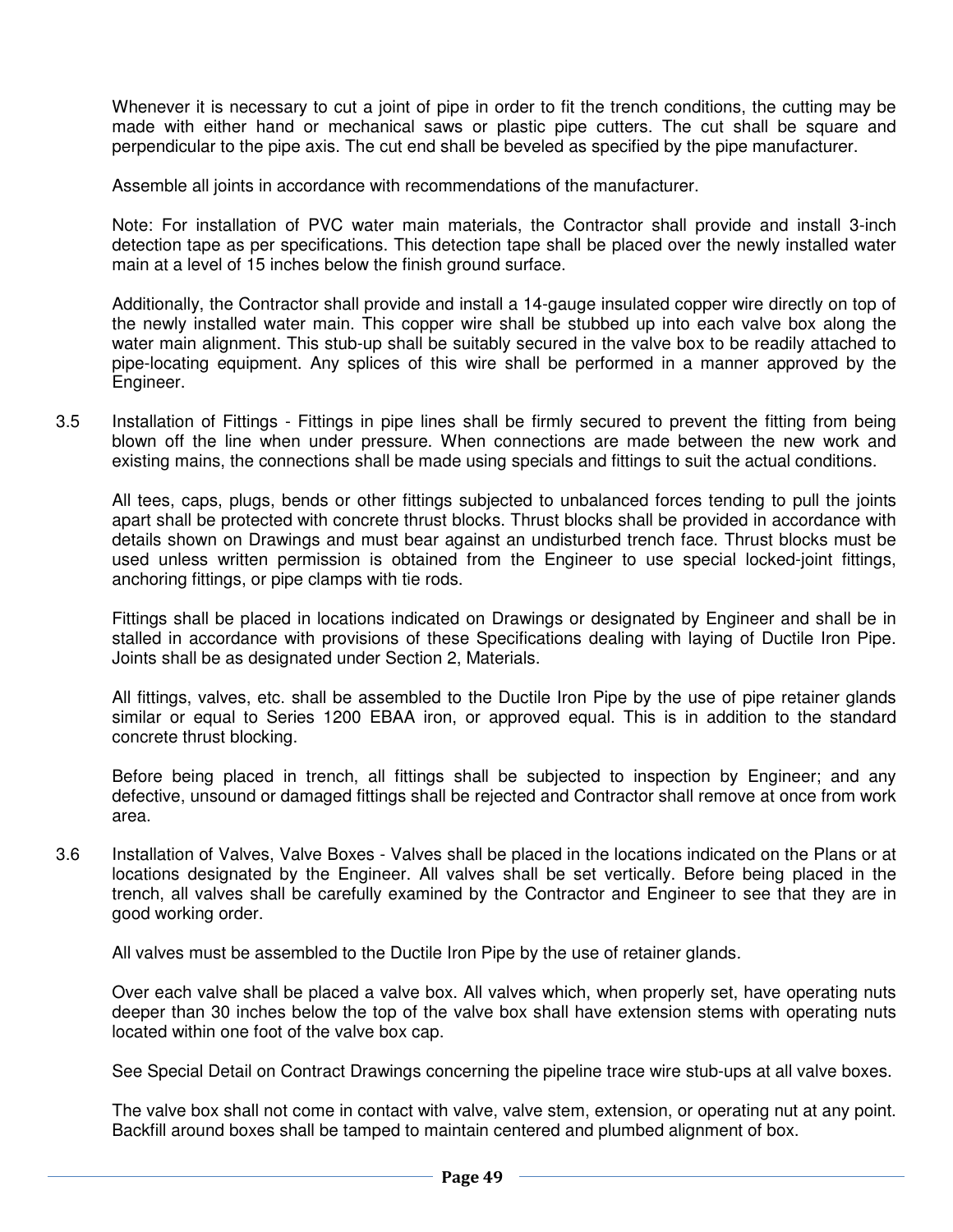Whenever it is necessary to cut a joint of pipe in order to fit the trench conditions, the cutting may be made with either hand or mechanical saws or plastic pipe cutters. The cut shall be square and perpendicular to the pipe axis. The cut end shall be beveled as specified by the pipe manufacturer.

Assemble all joints in accordance with recommendations of the manufacturer.

Note: For installation of PVC water main materials, the Contractor shall provide and install 3-inch detection tape as per specifications. This detection tape shall be placed over the newly installed water main at a level of 15 inches below the finish ground surface.

Additionally, the Contractor shall provide and install a 14-gauge insulated copper wire directly on top of the newly installed water main. This copper wire shall be stubbed up into each valve box along the water main alignment. This stub-up shall be suitably secured in the valve box to be readily attached to pipe-locating equipment. Any splices of this wire shall be performed in a manner approved by the Engineer.

3.5 Installation of Fittings - Fittings in pipe lines shall be firmly secured to prevent the fitting from being blown off the line when under pressure. When connections are made between the new work and existing mains, the connections shall be made using specials and fittings to suit the actual conditions.

All tees, caps, plugs, bends or other fittings subjected to unbalanced forces tending to pull the joints apart shall be protected with concrete thrust blocks. Thrust blocks shall be provided in accordance with details shown on Drawings and must bear against an undisturbed trench face. Thrust blocks must be used unless written permission is obtained from the Engineer to use special locked-joint fittings, anchoring fittings, or pipe clamps with tie rods.

Fittings shall be placed in locations indicated on Drawings or designated by Engineer and shall be in stalled in accordance with provisions of these Specifications dealing with laying of Ductile Iron Pipe. Joints shall be as designated under Section 2, Materials.

All fittings, valves, etc. shall be assembled to the Ductile Iron Pipe by the use of pipe retainer glands similar or equal to Series 1200 EBAA iron, or approved equal. This is in addition to the standard concrete thrust blocking.

Before being placed in trench, all fittings shall be subjected to inspection by Engineer; and any defective, unsound or damaged fittings shall be rejected and Contractor shall remove at once from work area.

3.6 Installation of Valves, Valve Boxes - Valves shall be placed in the locations indicated on the Plans or at locations designated by the Engineer. All valves shall be set vertically. Before being placed in the trench, all valves shall be carefully examined by the Contractor and Engineer to see that they are in good working order.

All valves must be assembled to the Ductile Iron Pipe by the use of retainer glands.

Over each valve shall be placed a valve box. All valves which, when properly set, have operating nuts deeper than 30 inches below the top of the valve box shall have extension stems with operating nuts located within one foot of the valve box cap.

See Special Detail on Contract Drawings concerning the pipeline trace wire stub-ups at all valve boxes.

The valve box shall not come in contact with valve, valve stem, extension, or operating nut at any point. Backfill around boxes shall be tamped to maintain centered and plumbed alignment of box.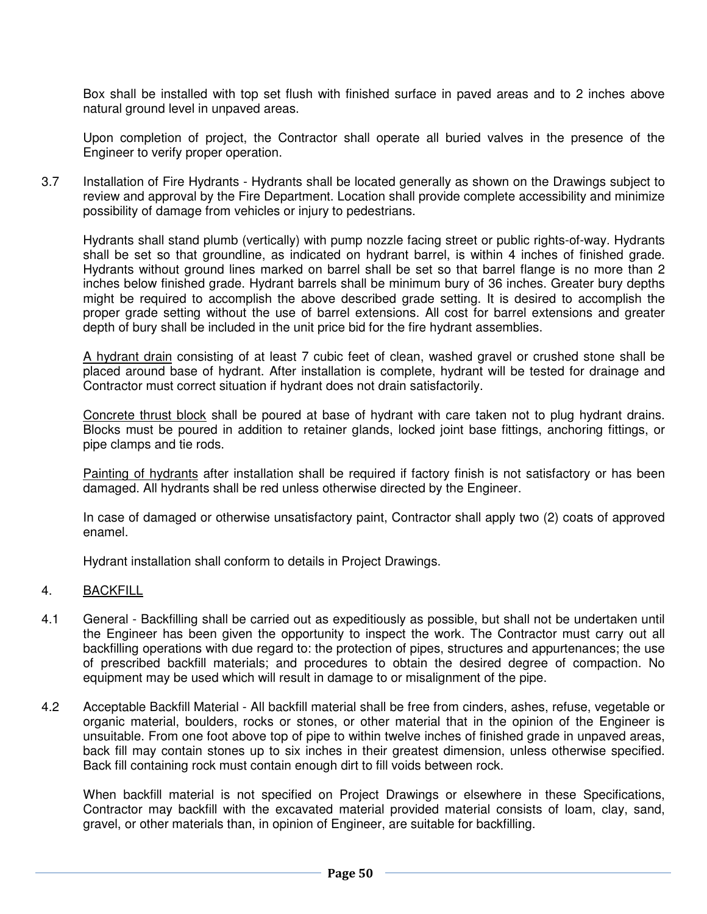Box shall be installed with top set flush with finished surface in paved areas and to 2 inches above natural ground level in unpaved areas.

Upon completion of project, the Contractor shall operate all buried valves in the presence of the Engineer to verify proper operation.

3.7 Installation of Fire Hydrants - Hydrants shall be located generally as shown on the Drawings subject to review and approval by the Fire Department. Location shall provide complete accessibility and minimize possibility of damage from vehicles or injury to pedestrians.

Hydrants shall stand plumb (vertically) with pump nozzle facing street or public rights-of-way. Hydrants shall be set so that groundline, as indicated on hydrant barrel, is within 4 inches of finished grade. Hydrants without ground lines marked on barrel shall be set so that barrel flange is no more than 2 inches below finished grade. Hydrant barrels shall be minimum bury of 36 inches. Greater bury depths might be required to accomplish the above described grade setting. It is desired to accomplish the proper grade setting without the use of barrel extensions. All cost for barrel extensions and greater depth of bury shall be included in the unit price bid for the fire hydrant assemblies.

<u>A hydrant drain</u> consisting of at least 7 cubic feet of clean, washed gravel or crushed stone shall be placed around base of hydrant. After installation is complete, hydrant will be tested for drainage and Contractor must correct situation if hydrant does not drain satisfactorily.

<u>Concrete thrust block</u> shall be poured at base of hydrant with care taken not to plug hydrant drains. Blocks must be poured in addition to retainer glands, locked joint base fittings, anchoring fittings, or pipe clamps and tie rods.

<u>Painting of hydrants</u> after installation shall be required if factory finish is not satisfactory or has been damaged. All hydrants shall be red unless otherwise directed by the Engineer.

In case of damaged or otherwise unsatisfactory paint, Contractor shall apply two (2) coats of approved enamel.

Hydrant installation shall conform to details in Project Drawings.

## 4. <u>BACKFILL</u>

4.1 General - Backfilling shall be carried out as expeditiously as possible, but shall not be undertaken until the Engineer has been given the opportunity to inspect the work. The Contractor must carry out all backfilling operations with due regard to: the protection of pipes, structures and appurtenances; the use of prescribed backfill materials; and procedures to obtain the desired degree of compaction. No equipment may be used which will result in damage to or misalignment of the pipe.

4.2 Acceptable Backfill Material - All backfill material shall be free from cinders, ashes, refuse, vegetable or organic material, boulders, rocks or stones, or other material that in the opinion of the Engineer is unsuitable. From one foot above top of pipe to within twelve inches of finished grade in unpaved areas, back fill may contain stones up to six inches in their greatest dimension, unless otherwise specified. Back fill containing rock must contain enough dirt to fill voids between rock.

When backfill material is not specified on Project Drawings or elsewhere in these Specifications, Contractor may backfill with the excavated material provided material consists of loam, clay, sand, gravel, or other materials than, in opinion of Engineer, are suitable for backfilling.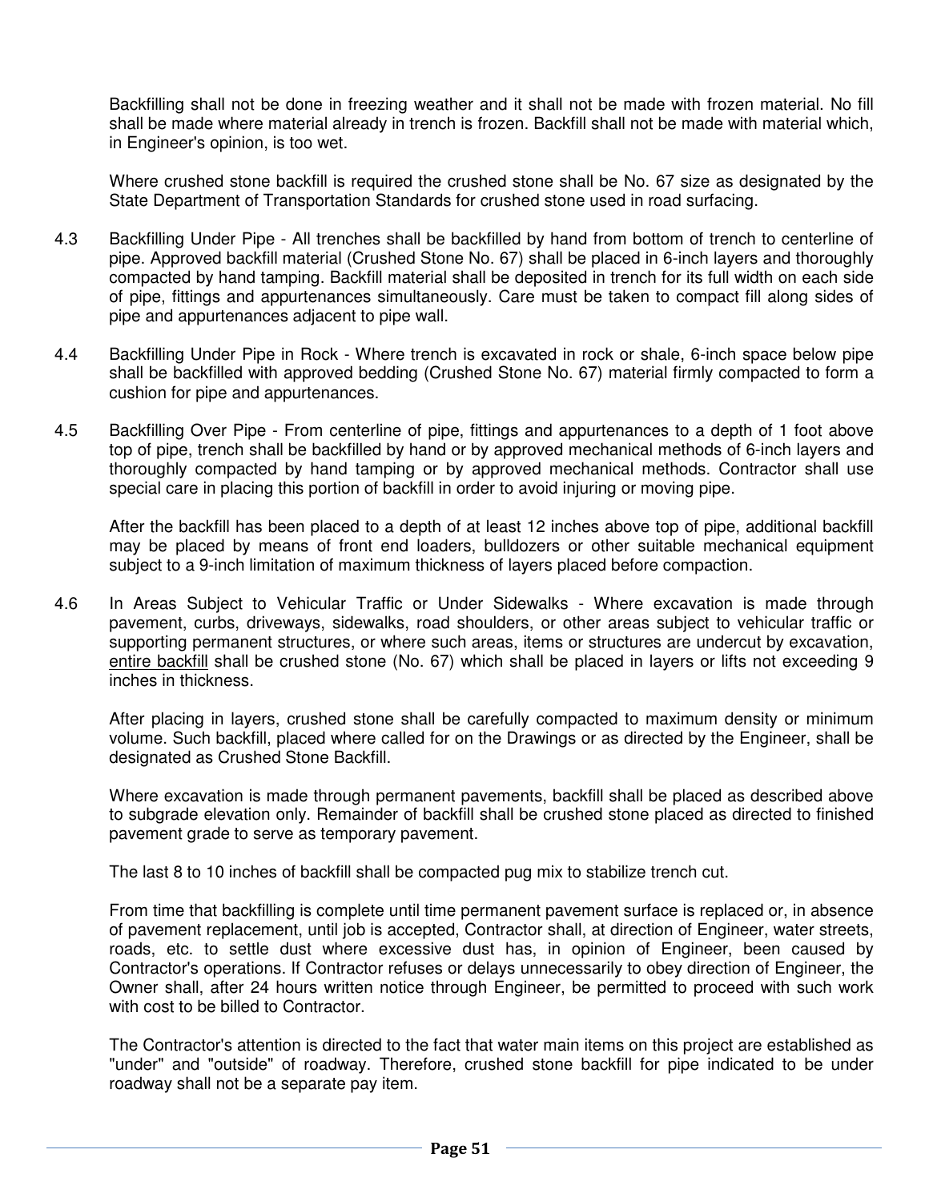Backfilling shall not be done in freezing weather and it shall not be made with frozen material. No fill shall be made where material already in trench is frozen. Backfill shall not be made with material which, in Engineer's opinion, is too wet.

Where crushed stone backfill is required the crushed stone shall be No. 67 size as designated by the State Department of Transportation Standards for crushed stone used in road surfacing.

4.3 Backfilling Under Pipe - All trenches shall be backfilled by hand from bottom of trench to centerline of pipe. Approved backfill material (Crushed Stone No. 67) shall be placed in 6-inch layers and thoroughly compacted by hand tamping. Backfill material shall be deposited in trench for its full width on each side of pipe, fittings and appurtenances simultaneously. Care must be taken to compact fill along sides of pipe and appurtenances adjacent to pipe wall.

4.4 Backfilling Under Pipe in Rock - Where trench is excavated in rock or shale, 6-inch space below pipe shall be backfilled with approved bedding (Crushed Stone No. 67) material firmly compacted to form a cushion for pipe and appurtenances.

4.5 Backfilling Over Pipe - From centerline of pipe, fittings and appurtenances to a depth of 1 foot above top of pipe, trench shall be backfilled by hand or by approved mechanical methods of 6-inch layers and thoroughly compacted by hand tamping or by approved mechanical methods. Contractor shall use special care in placing this portion of backfill in order to avoid injuring or moving pipe.

After the backfill has been placed to a depth of at least 12 inches above top of pipe, additional backfill may be placed by means of front end loaders, bulldozers or other suitable mechanical equipment subject to a 9-inch limitation of maximum thickness of layers placed before compaction.

4.6 In Areas Subject to Vehicular Traffic or Under Sidewalks - Where excavation is made through pavement, curbs, driveways, sidewalks, road shoulders, or other areas subject to vehicular traffic or supporting permanent structures, or where such areas, items or structures are undercut by excavation, <u>entire backfill</u> shall be crushed stone (No. 67) which shall be placed in layers or lifts not exceeding 9 inches in thickness.

After placing in layers, crushed stone shall be carefully compacted to maximum density or minimum volume. Such backfill, placed where called for on the Drawings or as directed by the Engineer, shall be designated as Crushed Stone Backfill.

Where excavation is made through permanent pavements, backfill shall be placed as described above to subgrade elevation only. Remainder of backfill shall be crushed stone placed as directed to finished pavement grade to serve as temporary pavement.

The last 8 to 10 inches of backfill shall be compacted pug mix to stabilize trench cut.

From time that backfilling is complete until time permanent pavement surface is replaced or, in absence of pavement replacement, until job is accepted, Contractor shall, at direction of Engineer, water streets, roads, etc. to settle dust where excessive dust has, in opinion of Engineer, been caused by Contractor's operations. If Contractor refuses or delays unnecessarily to obey direction of Engineer, the Owner shall, after 24 hours written notice through Engineer, be permitted to proceed with such work with cost to be billed to Contractor.

The Contractor's attention is directed to the fact that water main items on this project are established as "under" and "outside" of roadway. Therefore, crushed stone backfill for pipe indicated to be under roadway shall not be a separate pay item.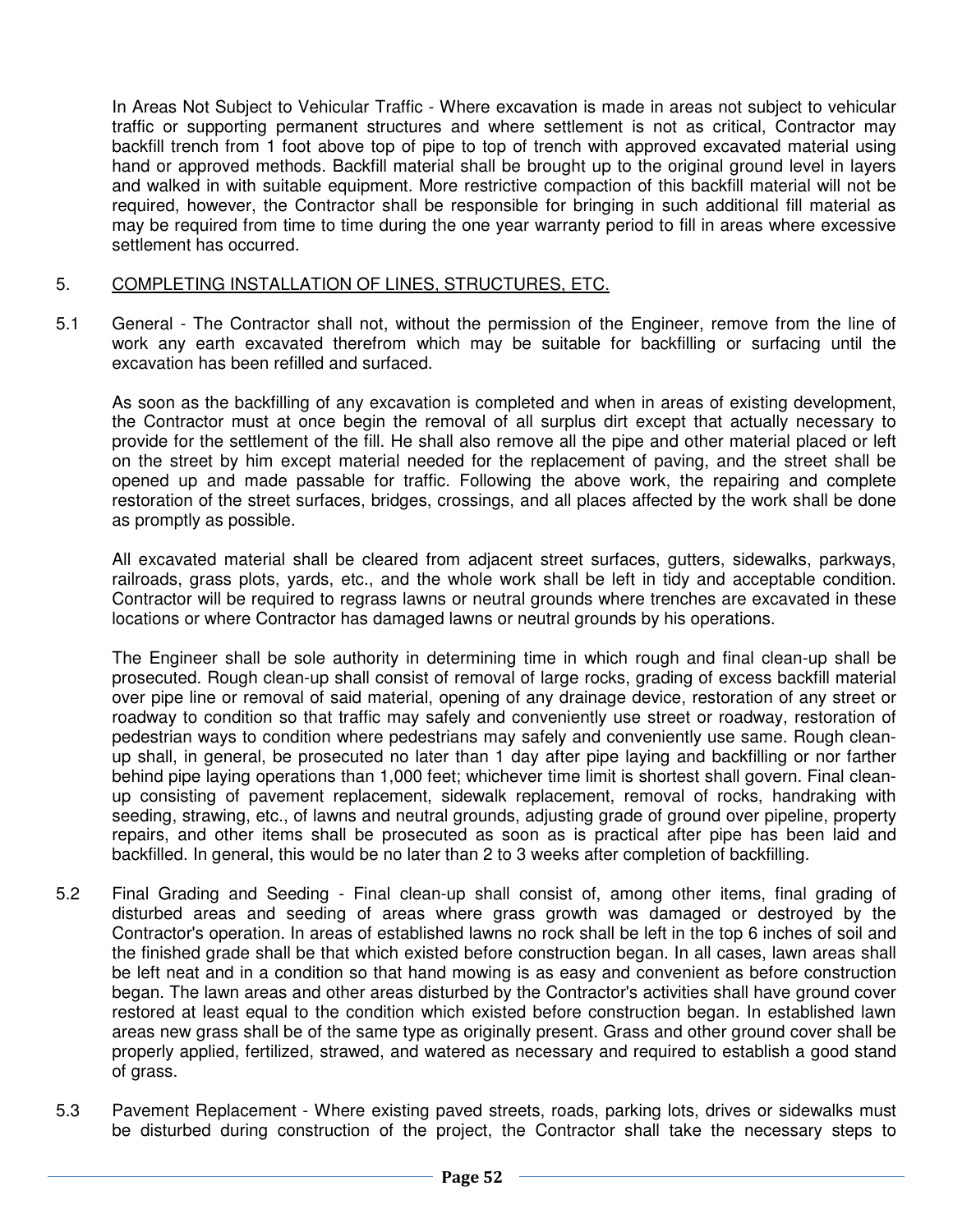In Areas Not Subject to Vehicular Traffic - Where excavation is made in areas not subject to vehicular traffic or supporting permanent structures and where settlement is not as critical, Contractor may backfill trench from 1 foot above top of pipe to top of trench with approved excavated material using hand or approved methods. Backfill material shall be brought up to the original ground level in layers and walked in with suitable equipment. More restrictive compaction of this backfill material will not be required, however, the Contractor shall be responsible for bringing in such additional fill material as may be required from time to time during the one year warranty period to fill in areas where excessive settlement has occurred.

## 5. COMPLETING INSTALLATION OF LINES, STRUCTURES, ETC.

5.1 General - The Contractor shall not, without the permission of the Engineer, remove from the line of work any earth excavated therefrom which may be suitable for backfilling or surfacing until the excavation has been refilled and surfaced.

As soon as the backfilling of any excavation is completed and when in areas of existing development, the Contractor must at once begin the removal of all surplus dirt except that actually necessary to provide for the settlement of the fill. He shall also remove all the pipe and other material placed or left on the street by him except material needed for the replacement of paving, and the street shall be opened up and made passable for traffic. Following the above work, the repairing and complete restoration of the street surfaces, bridges, crossings, and all places affected by the work shall be done as promptly as possible.

All excavated material shall be cleared from adjacent street surfaces, gutters, sidewalks, parkways, railroads, grass plots, yards, etc., and the whole work shall be left in tidy and acceptable condition. Contractor will be required to regrass lawns or neutral grounds where trenches are excavated in these locations or where Contractor has damaged lawns or neutral grounds by his operations.

The Engineer shall be sole authority in determining time in which rough and final clean-up shall be prosecuted. Rough clean-up shall consist of removal of large rocks, grading of excess backfill material over pipe line or removal of said material, opening of any drainage device, restoration of any street or roadway to condition so that traffic may safely and conveniently use street or roadway, restoration of pedestrian ways to condition where pedestrians may safely and conveniently use same. Rough clean-up shall, in general, be prosecuted no later than 1 day after pipe laying and backfilling or nor farther behind pipe laying operations than 1,000 feet; whichever time limit is shortest shall govern. Final clean-up consisting of pavement replacement, sidewalk replacement, removal of rocks, handraking with seeding, strawing, etc., of lawns and neutral grounds, adjusting grade of ground over pipeline, property repairs, and other items shall be prosecuted as soon as is practical after pipe has been laid and backfilled. In general, this would be no later than 2 to 3 weeks after completion of backfilling.

5.2 Final Grading and Seeding - Final clean-up shall consist of, among other items, final grading of disturbed areas and seeding of areas where grass growth was damaged or destroyed by the Contractor's operation. In areas of established lawns no rock shall be left in the top 6 inches of soil and the finished grade shall be that which existed before construction began. In all cases, lawn areas shall be left neat and in a condition so that hand mowing is as easy and convenient as before construction began. The lawn areas and other areas disturbed by the Contractor's activities shall have ground cover restored at least equal to the condition which existed before construction began. In established lawn areas new grass shall be of the same type as originally present. Grass and other ground cover shall be properly applied, fertilized, strawed, and watered as necessary and required to establish a good stand of grass.

5.3 Pavement Replacement - Where existing paved streets, roads, parking lots, drives or sidewalks must be disturbed during construction of the project, the Contractor shall take the necessary steps to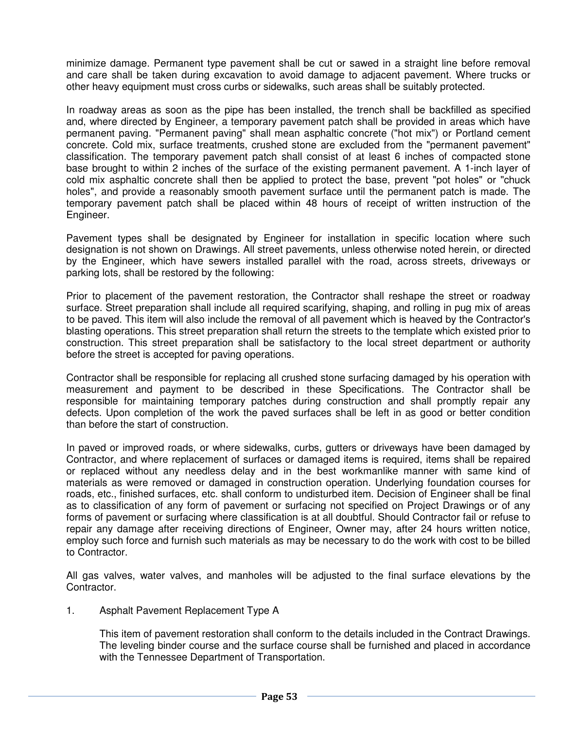minimize damage. Permanent type pavement shall be cut or sawed in a straight line before removal and care shall be taken during excavation to avoid damage to adjacent pavement. Where trucks or other heavy equipment must cross curbs or sidewalks, such areas shall be suitably protected.

In roadway areas as soon as the pipe has been installed, the trench shall be backfilled as specified and, where directed by Engineer, a temporary pavement patch shall be provided in areas which have permanent paving. "Permanent paving" shall mean asphaltic concrete ("hot mix") or Portland cement concrete. Cold mix, surface treatments, crushed stone are excluded from the "permanent pavement" classification. The temporary pavement patch shall consist of at least 6 inches of compacted stone base brought to within 2 inches of the surface of the existing permanent pavement. A 1-inch layer of cold mix asphaltic concrete shall then be applied to protect the base, prevent "pot holes" or "chuck holes", and provide a reasonably smooth pavement surface until the permanent patch is made. The temporary pavement patch shall be placed within 48 hours of receipt of written instruction of the Engineer.

Pavement types shall be designated by Engineer for installation in specific location where such designation is not shown on Drawings. All street pavements, unless otherwise noted herein, or directed by the Engineer, which have sewers installed parallel with the road, across streets, driveways or parking lots, shall be restored by the following:

Prior to placement of the pavement restoration, the Contractor shall reshape the street or roadway surface. Street preparation shall include all required scarifying, shaping, and rolling in pug mix of areas to be paved. This item will also include the removal of all pavement which is heaved by the Contractor's blasting operations. This street preparation shall return the streets to the template which existed prior to construction. This street preparation shall be satisfactory to the local street department or authority before the street is accepted for paving operations.

Contractor shall be responsible for replacing all crushed stone surfacing damaged by his operation with measurement and payment to be described in these Specifications. The Contractor shall be responsible for maintaining temporary patches during construction and shall promptly repair any defects. Upon completion of the work the paved surfaces shall be left in as good or better condition than before the start of construction.

In paved or improved roads, or where sidewalks, curbs, gutters or driveways have been damaged by Contractor, and where replacement of surfaces or damaged items is required, items shall be repaired or replaced without any needless delay and in the best workmanlike manner with same kind of materials as were removed or damaged in construction operation. Underlying foundation courses for roads, etc., finished surfaces, etc. shall conform to undisturbed item. Decision of Engineer shall be final as to classification of any form of pavement or surfacing not specified on Project Drawings or of any forms of pavement or surfacing where classification is at all doubtful. Should Contractor fail or refuse to repair any damage after receiving directions of Engineer, Owner may, after 24 hours written notice, employ such force and furnish such materials as may be necessary to do the work with cost to be billed to Contractor.

All gas valves, water valves, and manholes will be adjusted to the final surface elevations by the Contractor.

1. Asphalt Pavement Replacement Type A

   This item of pavement restoration shall conform to the details included in the Contract Drawings. The leveling binder course and the surface course shall be furnished and placed in accordance with the Tennessee Department of Transportation.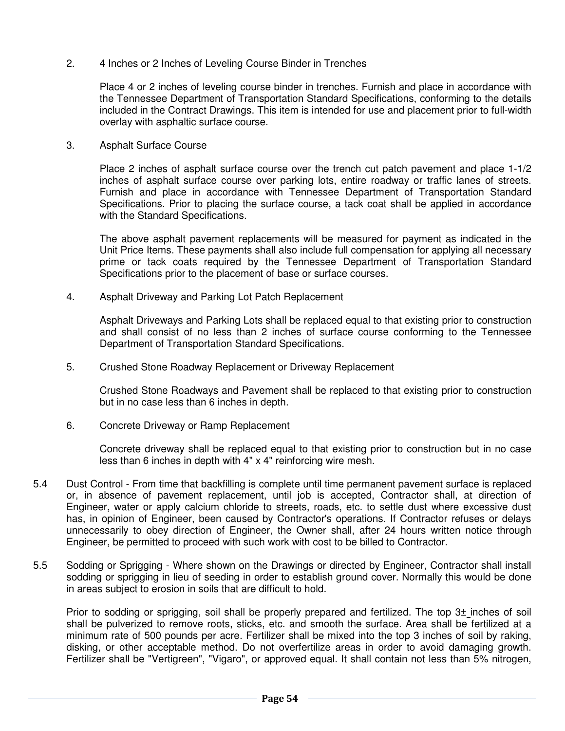2. 4 Inches or 2 Inches of Leveling Course Binder in Trenches

   Place 4 or 2 inches of leveling course binder in trenches. Furnish and place in accordance with the Tennessee Department of Transportation Standard Specifications, conforming to the details included in the Contract Drawings. This item is intended for use and placement prior to full-width overlay with asphaltic surface course.

3. Asphalt Surface Course

   Place 2 inches of asphalt surface course over the trench cut patch pavement and place 1-1/2 inches of asphalt surface course over parking lots, entire roadway or traffic lanes of streets. Furnish and place in accordance with Tennessee Department of Transportation Standard Specifications. Prior to placing the surface course, a tack coat shall be applied in accordance with the Standard Specifications.

   The above asphalt pavement replacements will be measured for payment as indicated in the Unit Price Items. These payments shall also include full compensation for applying all necessary prime or tack coats required by the Tennessee Department of Transportation Standard Specifications prior to the placement of base or surface courses.

4. Asphalt Driveway and Parking Lot Patch Replacement

   Asphalt Driveways and Parking Lots shall be replaced equal to that existing prior to construction and shall consist of no less than 2 inches of surface course conforming to the Tennessee Department of Transportation Standard Specifications.

5. Crushed Stone Roadway Replacement or Driveway Replacement

   Crushed Stone Roadways and Pavement shall be replaced to that existing prior to construction but in no case less than 6 inches in depth.

6. Concrete Driveway or Ramp Replacement

   Concrete driveway shall be replaced equal to that existing prior to construction but in no case less than 6 inches in depth with 4" x 4" reinforcing wire mesh.

5.4 Dust Control - From time that backfilling is complete until time permanent pavement surface is replaced or, in absence of pavement replacement, until job is accepted, Contractor shall, at direction of Engineer, water or apply calcium chloride to streets, roads, etc. to settle dust where excessive dust has, in opinion of Engineer, been caused by Contractor's operations. If Contractor refuses or delays unnecessarily to obey direction of Engineer, the Owner shall, after 24 hours written notice through Engineer, be permitted to proceed with such work with cost to be billed to Contractor.

5.5 Sodding or Sprigging - Where shown on the Drawings or directed by Engineer, Contractor shall install sodding or sprigging in lieu of seeding in order to establish ground cover. Normally this would be done in areas subject to erosion in soils that are difficult to hold.

   Prior to sodding or sprigging, soil shall be properly prepared and fertilized. The top 3± inches of soil shall be pulverized to remove roots, sticks, etc. and smooth the surface. Area shall be fertilized at a minimum rate of 500 pounds per acre. Fertilizer shall be mixed into the top 3 inches of soil by raking, disking, or other acceptable method. Do not overfertilize areas in order to avoid damaging growth. Fertilizer shall be "Vertigreen", "Vigaro", or approved equal. It shall contain not less than 5% nitrogen,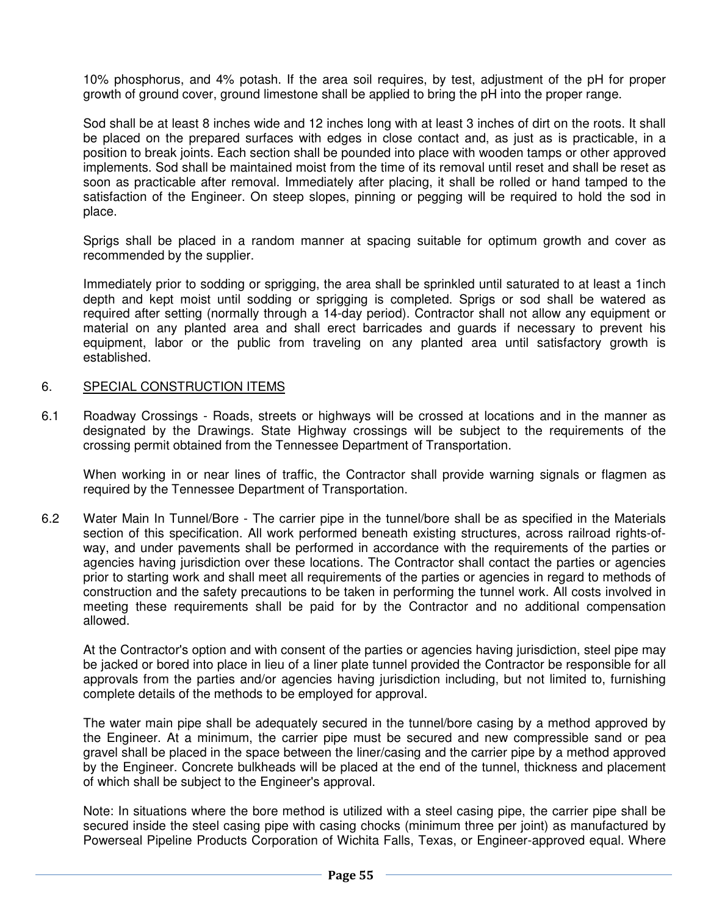10% phosphorus, and 4% potash. If the area soil requires, by test, adjustment of the pH for proper growth of ground cover, ground limestone shall be applied to bring the pH into the proper range.

Sod shall be at least 8 inches wide and 12 inches long with at least 3 inches of dirt on the roots. It shall be placed on the prepared surfaces with edges in close contact and, as just as is practicable, in a position to break joints. Each section shall be pounded into place with wooden tamps or other approved implements. Sod shall be maintained moist from the time of its removal until reset and shall be reset as soon as practicable after removal. Immediately after placing, it shall be rolled or hand tamped to the satisfaction of the Engineer. On steep slopes, pinning or pegging will be required to hold the sod in place.

Sprigs shall be placed in a random manner at spacing suitable for optimum growth and cover as recommended by the supplier.

Immediately prior to sodding or sprigging, the area shall be sprinkled until saturated to at least a 1inch depth and kept moist until sodding or sprigging is completed. Sprigs or sod shall be watered as required after setting (normally through a 14-day period). Contractor shall not allow any equipment or material on any planted area and shall erect barricades and guards if necessary to prevent his equipment, labor or the public from traveling on any planted area until satisfactory growth is established.

## 6. SPECIAL CONSTRUCTION ITEMS

6.1 Roadway Crossings - Roads, streets or highways will be crossed at locations and in the manner as designated by the Drawings. State Highway crossings will be subject to the requirements of the crossing permit obtained from the Tennessee Department of Transportation.

When working in or near lines of traffic, the Contractor shall provide warning signals or flagmen as required by the Tennessee Department of Transportation.

6.2 Water Main In Tunnel/Bore - The carrier pipe in the tunnel/bore shall be as specified in the Materials section of this specification. All work performed beneath existing structures, across railroad rights-of-way, and under pavements shall be performed in accordance with the requirements of the parties or agencies having jurisdiction over these locations. The Contractor shall contact the parties or agencies prior to starting work and shall meet all requirements of the parties or agencies in regard to methods of construction and the safety precautions to be taken in performing the tunnel work. All costs involved in meeting these requirements shall be paid for by the Contractor and no additional compensation allowed.

At the Contractor's option and with consent of the parties or agencies having jurisdiction, steel pipe may be jacked or bored into place in lieu of a liner plate tunnel provided the Contractor be responsible for all approvals from the parties and/or agencies having jurisdiction including, but not limited to, furnishing complete details of the methods to be employed for approval.

The water main pipe shall be adequately secured in the tunnel/bore casing by a method approved by the Engineer. At a minimum, the carrier pipe must be secured and new compressible sand or pea gravel shall be placed in the space between the liner/casing and the carrier pipe by a method approved by the Engineer. Concrete bulkheads will be placed at the end of the tunnel, thickness and placement of which shall be subject to the Engineer's approval.

Note: In situations where the bore method is utilized with a steel casing pipe, the carrier pipe shall be secured inside the steel casing pipe with casing chocks (minimum three per joint) as manufactured by Powerseal Pipeline Products Corporation of Wichita Falls, Texas, or Engineer-approved equal. Where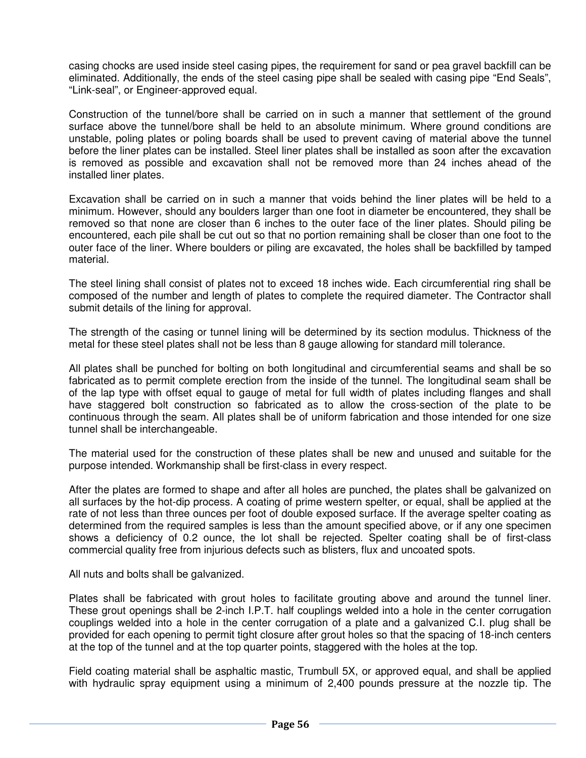casing chocks are used inside steel casing pipes, the requirement for sand or pea gravel backfill can be eliminated. Additionally, the ends of the steel casing pipe shall be sealed with casing pipe "End Seals", "Link-seal", or Engineer-approved equal.

Construction of the tunnel/bore shall be carried on in such a manner that settlement of the ground surface above the tunnel/bore shall be held to an absolute minimum. Where ground conditions are unstable, poling plates or poling boards shall be used to prevent caving of material above the tunnel before the liner plates can be installed. Steel liner plates shall be installed as soon after the excavation is removed as possible and excavation shall not be removed more than 24 inches ahead of the installed liner plates.

Excavation shall be carried on in such a manner that voids behind the liner plates will be held to a minimum. However, should any boulders larger than one foot in diameter be encountered, they shall be removed so that none are closer than 6 inches to the outer face of the liner plates. Should piling be encountered, each pile shall be cut out so that no portion remaining shall be closer than one foot to the outer face of the liner. Where boulders or piling are excavated, the holes shall be backfilled by tamped material.

The steel lining shall consist of plates not to exceed 18 inches wide. Each circumferential ring shall be composed of the number and length of plates to complete the required diameter. The Contractor shall submit details of the lining for approval.

The strength of the casing or tunnel lining will be determined by its section modulus. Thickness of the metal for these steel plates shall not be less than 8 gauge allowing for standard mill tolerance.

All plates shall be punched for bolting on both longitudinal and circumferential seams and shall be so fabricated as to permit complete erection from the inside of the tunnel. The longitudinal seam shall be of the lap type with offset equal to gauge of metal for full width of plates including flanges and shall have staggered bolt construction so fabricated as to allow the cross-section of the plate to be continuous through the seam. All plates shall be of uniform fabrication and those intended for one size tunnel shall be interchangeable.

The material used for the construction of these plates shall be new and unused and suitable for the purpose intended. Workmanship shall be first-class in every respect.

After the plates are formed to shape and after all holes are punched, the plates shall be galvanized on all surfaces by the hot-dip process. A coating of prime western spelter, or equal, shall be applied at the rate of not less than three ounces per foot of double exposed surface. If the average spelter coating as determined from the required samples is less than the amount specified above, or if any one specimen shows a deficiency of 0.2 ounce, the lot shall be rejected. Spelter coating shall be of first-class commercial quality free from injurious defects such as blisters, flux and uncoated spots.

All nuts and bolts shall be galvanized.

Plates shall be fabricated with grout holes to facilitate grouting above and around the tunnel liner. These grout openings shall be 2-inch I.P.T. half couplings welded into a hole in the center corrugation couplings welded into a hole in the center corrugation of a plate and a galvanized C.I. plug shall be provided for each opening to permit tight closure after grout holes so that the spacing of 18-inch centers at the top of the tunnel and at the top quarter points, staggered with the holes at the top.

Field coating material shall be asphaltic mastic, Trumbull 5X, or approved equal, and shall be applied with hydraulic spray equipment using a minimum of 2,400 pounds pressure at the nozzle tip. The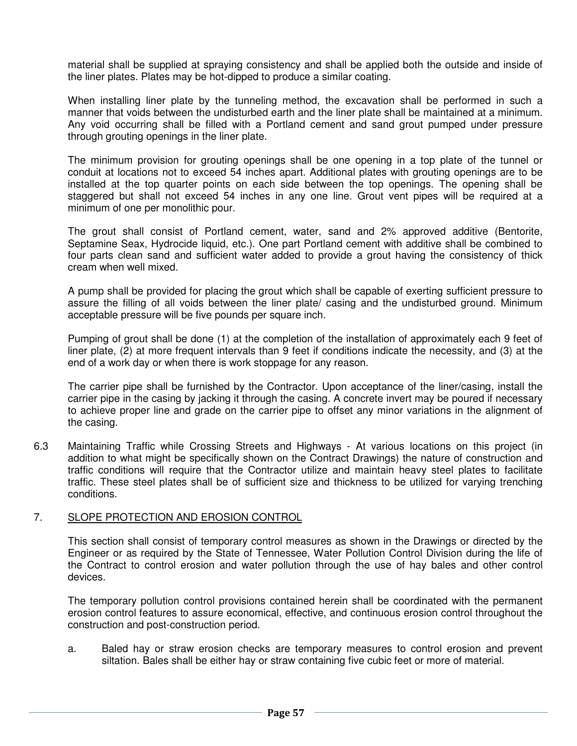material shall be supplied at spraying consistency and shall be applied both the outside and inside of the liner plates. Plates may be hot-dipped to produce a similar coating.

When installing liner plate by the tunneling method, the excavation shall be performed in such a manner that voids between the undisturbed earth and the liner plate shall be maintained at a minimum. Any void occurring shall be filled with a Portland cement and sand grout pumped under pressure through grouting openings in the liner plate.

The minimum provision for grouting openings shall be one opening in a top plate of the tunnel or conduit at locations not to exceed 54 inches apart. Additional plates with grouting openings are to be installed at the top quarter points on each side between the top openings. The opening shall be staggered but shall not exceed 54 inches in any one line. Grout vent pipes will be required at a minimum of one per monolithic pour.

The grout shall consist of Portland cement, water, sand and 2% approved additive (Bentorite, Septamine Seax, Hydrocide liquid, etc.). One part Portland cement with additive shall be combined to four parts clean sand and sufficient water added to provide a grout having the consistency of thick cream when well mixed.

A pump shall be provided for placing the grout which shall be capable of exerting sufficient pressure to assure the filling of all voids between the liner plate/ casing and the undisturbed ground. Minimum acceptable pressure will be five pounds per square inch.

Pumping of grout shall be done (1) at the completion of the installation of approximately each 9 feet of liner plate, (2) at more frequent intervals than 9 feet if conditions indicate the necessity, and (3) at the end of a work day or when there is work stoppage for any reason.

The carrier pipe shall be furnished by the Contractor. Upon acceptance of the liner/casing, install the carrier pipe in the casing by jacking it through the casing. A concrete invert may be poured if necessary to achieve proper line and grade on the carrier pipe to offset any minor variations in the alignment of the casing.

6.3 Maintaining Traffic while Crossing Streets and Highways - At various locations on this project (in addition to what might be specifically shown on the Contract Drawings) the nature of construction and traffic conditions will require that the Contractor utilize and maintain heavy steel plates to facilitate traffic. These steel plates shall be of sufficient size and thickness to be utilized for varying trenching conditions.

## 7. SLOPE PROTECTION AND EROSION CONTROL

This section shall consist of temporary control measures as shown in the Drawings or directed by the Engineer or as required by the State of Tennessee, Water Pollution Control Division during the life of the Contract to control erosion and water pollution through the use of hay bales and other control devices.

The temporary pollution control provisions contained herein shall be coordinated with the permanent erosion control features to assure economical, effective, and continuous erosion control throughout the construction and post-construction period.

a. Baled hay or straw erosion checks are temporary measures to control erosion and prevent siltation. Bales shall be either hay or straw containing five cubic feet or more of material.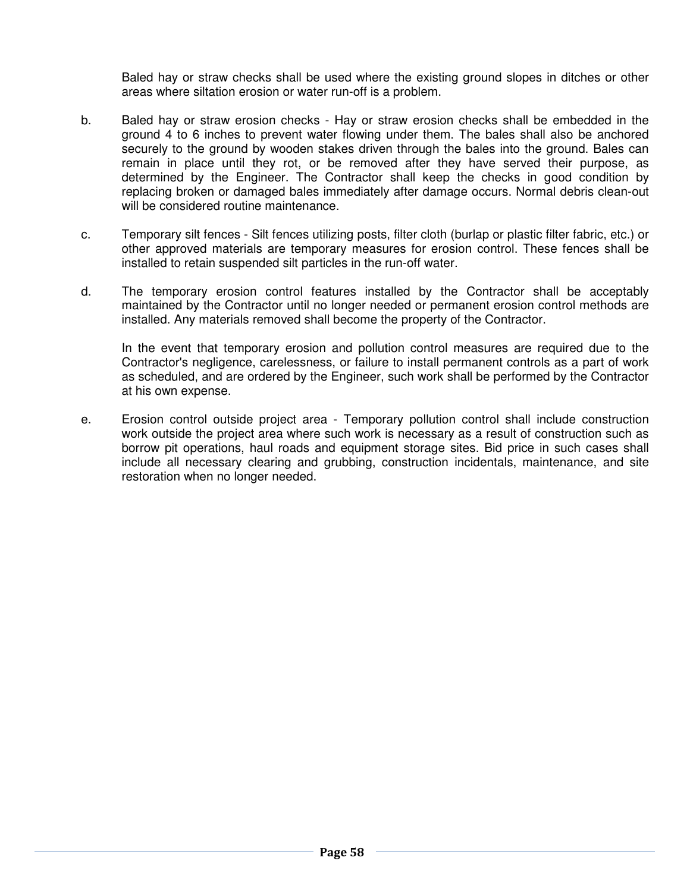Baled hay or straw checks shall be used where the existing ground slopes in ditches or other areas where siltation erosion or water run-off is a problem.

b. Baled hay or straw erosion checks - Hay or straw erosion checks shall be embedded in the ground 4 to 6 inches to prevent water flowing under them. The bales shall also be anchored securely to the ground by wooden stakes driven through the bales into the ground. Bales can remain in place until they rot, or be removed after they have served their purpose, as determined by the Engineer. The Contractor shall keep the checks in good condition by replacing broken or damaged bales immediately after damage occurs. Normal debris clean-out will be considered routine maintenance.

c. Temporary silt fences - Silt fences utilizing posts, filter cloth (burlap or plastic filter fabric, etc.) or other approved materials are temporary measures for erosion control. These fences shall be installed to retain suspended silt particles in the run-off water.

d. The temporary erosion control features installed by the Contractor shall be acceptably maintained by the Contractor until no longer needed or permanent erosion control methods are installed. Any materials removed shall become the property of the Contractor.

   In the event that temporary erosion and pollution control measures are required due to the Contractor's negligence, carelessness, or failure to install permanent controls as a part of work as scheduled, and are ordered by the Engineer, such work shall be performed by the Contractor at his own expense.

e. Erosion control outside project area - Temporary pollution control shall include construction work outside the project area where such work is necessary as a result of construction such as borrow pit operations, haul roads and equipment storage sites. Bid price in such cases shall include all necessary clearing and grubbing, construction incidentals, maintenance, and site restoration when no longer needed.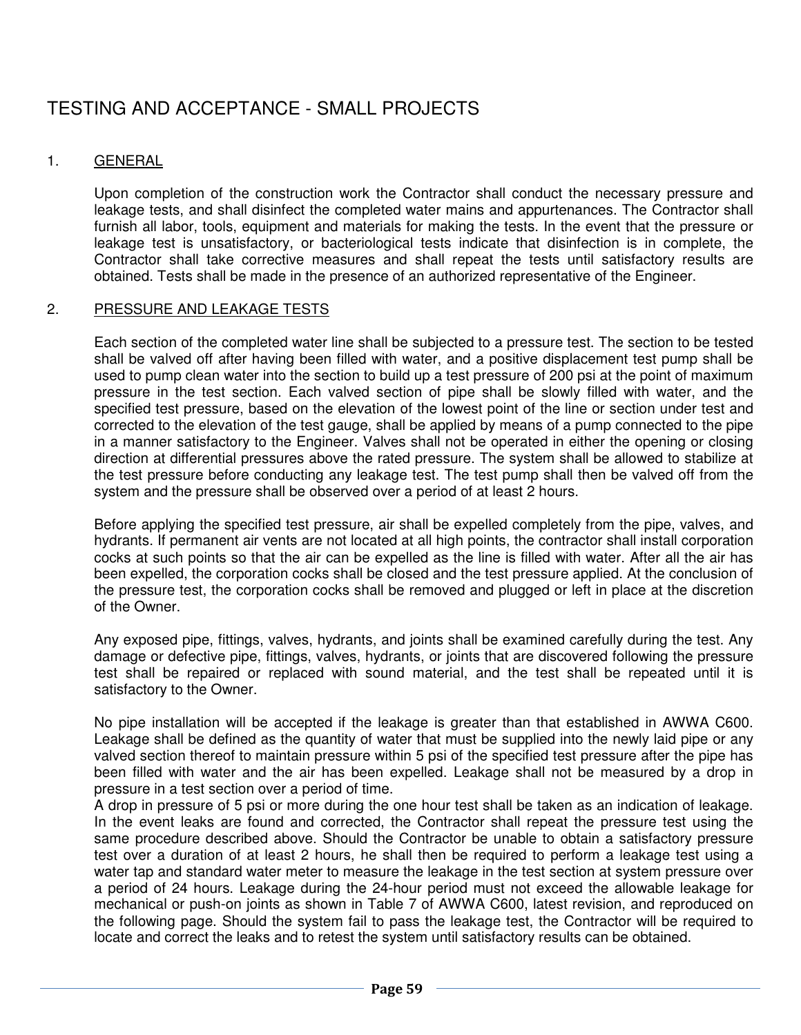# TESTING AND ACCEPTANCE - SMALL PROJECTS

## 1. GENERAL

Upon completion of the construction work the Contractor shall conduct the necessary pressure and leakage tests, and shall disinfect the completed water mains and appurtenances. The Contractor shall furnish all labor, tools, equipment and materials for making the tests. In the event that the pressure or leakage test is unsatisfactory, or bacteriological tests indicate that disinfection is in complete, the Contractor shall take corrective measures and shall repeat the tests until satisfactory results are obtained. Tests shall be made in the presence of an authorized representative of the Engineer.

## 2. PRESSURE AND LEAKAGE TESTS

Each section of the completed water line shall be subjected to a pressure test. The section to be tested shall be valved off after having been filled with water, and a positive displacement test pump shall be used to pump clean water into the section to build up a test pressure of 200 psi at the point of maximum pressure in the test section. Each valved section of pipe shall be slowly filled with water, and the specified test pressure, based on the elevation of the lowest point of the line or section under test and corrected to the elevation of the test gauge, shall be applied by means of a pump connected to the pipe in a manner satisfactory to the Engineer. Valves shall not be operated in either the opening or closing direction at differential pressures above the rated pressure. The system shall be allowed to stabilize at the test pressure before conducting any leakage test. The test pump shall then be valved off from the system and the pressure shall be observed over a period of at least 2 hours.

Before applying the specified test pressure, air shall be expelled completely from the pipe, valves, and hydrants. If permanent air vents are not located at all high points, the contractor shall install corporation cocks at such points so that the air can be expelled as the line is filled with water. After all the air has been expelled, the corporation cocks shall be closed and the test pressure applied. At the conclusion of the pressure test, the corporation cocks shall be removed and plugged or left in place at the discretion of the Owner.

Any exposed pipe, fittings, valves, hydrants, and joints shall be examined carefully during the test. Any damage or defective pipe, fittings, valves, hydrants, or joints that are discovered following the pressure test shall be repaired or replaced with sound material, and the test shall be repeated until it is satisfactory to the Owner.

No pipe installation will be accepted if the leakage is greater than that established in AWWA C600. Leakage shall be defined as the quantity of water that must be supplied into the newly laid pipe or any valved section thereof to maintain pressure within 5 psi of the specified test pressure after the pipe has been filled with water and the air has been expelled. Leakage shall not be measured by a drop in pressure in a test section over a period of time.
A drop in pressure of 5 psi or more during the one hour test shall be taken as an indication of leakage. In the event leaks are found and corrected, the Contractor shall repeat the pressure test using the same procedure described above. Should the Contractor be unable to obtain a satisfactory pressure test over a duration of at least 2 hours, he shall then be required to perform a leakage test using a water tap and standard water meter to measure the leakage in the test section at system pressure over a period of 24 hours. Leakage during the 24-hour period must not exceed the allowable leakage for mechanical or push-on joints as shown in Table 7 of AWWA C600, latest revision, and reproduced on the following page. Should the system fail to pass the leakage test, the Contractor will be required to locate and correct the leaks and to retest the system until satisfactory results can be obtained.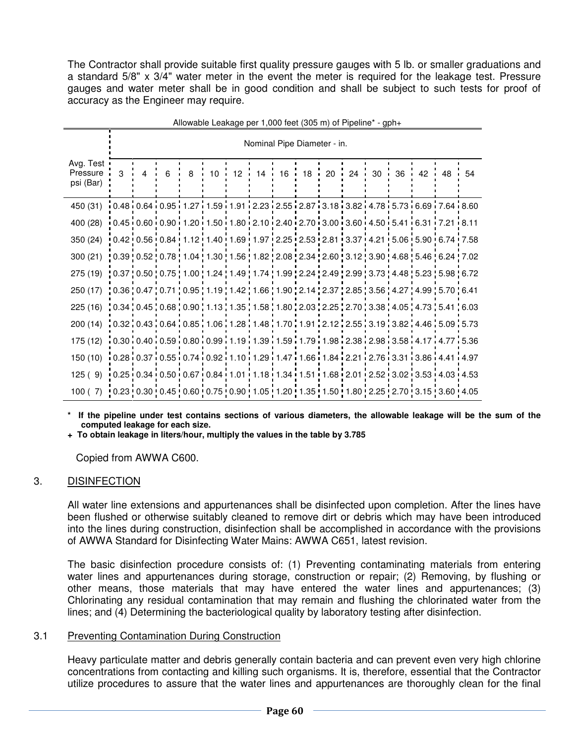The Contractor shall provide suitable first quality pressure gauges with 5 lb. or smaller graduations and a standard 5/8" x 3/4" water meter in the event the meter is required for the leakage test. Pressure gauges and water meter shall be in good condition and shall be subject to such tests for proof of accuracy as the Engineer may require.

Allowable Leakage per 1,000 feet (305 m) of Pipeline* - gph+

| Avg. Test Pressure psi (Bar) | Nominal Pipe Diameter - in. | | | | | | | | | | | | | | | |
|---|---|---|---|---|---|---|---|---|---|---|---|---|---|---|---|---|
| | 3 | 4 | 6 | 8 | 10 | 12 | 14 | 16 | 18 | 20 | 24 | 30 | 36 | 42 | 48 | 54 |
| 450 (31) | 0.48 | 0.64 | 0.95 | 1.27 | 1.59 | 1.91 | 2.23 | 2.55 | 2.87 | 3.18 | 3.82 | 4.78 | 5.73 | 6.69 | 7.64 | 8.60 |
| 400 (28) | 0.45 | 0.60 | 0.90 | 1.20 | 1.50 | 1.80 | 2.10 | 2.40 | 2.70 | 3.00 | 3.60 | 4.50 | 5.41 | 6.31 | 7.21 | 8.11 |
| 350 (24) | 0.42 | 0.56 | 0.84 | 1.12 | 1.40 | 1.69 | 1.97 | 2.25 | 2.53 | 2.81 | 3.37 | 4.21 | 5.06 | 5.90 | 6.74 | 7.58 |
| 300 (21) | 0.39 | 0.52 | 0.78 | 1.04 | 1.30 | 1.56 | 1.82 | 2.08 | 2.34 | 2.60 | 3.12 | 3.90 | 4.68 | 5.46 | 6.24 | 7.02 |
| 275 (19) | 0.37 | 0.50 | 0.75 | 1.00 | 1.24 | 1.49 | 1.74 | 1.99 | 2.24 | 2.49 | 2.99 | 3.73 | 4.48 | 5.23 | 5.98 | 6.72 |
| 250 (17) | 0.36 | 0.47 | 0.71 | 0.95 | 1.19 | 1.42 | 1.66 | 1.90 | 2.14 | 2.37 | 2.85 | 3.56 | 4.27 | 4.99 | 5.70 | 6.41 |
| 225 (16) | 0.34 | 0.45 | 0.68 | 0.90 | 1.13 | 1.35 | 1.58 | 1.80 | 2.03 | 2.25 | 2.70 | 3.38 | 4.05 | 4.73 | 5.41 | 6.03 |
| 200 (14) | 0.32 | 0.43 | 0.64 | 0.85 | 1.06 | 1.28 | 1.48 | 1.70 | 1.91 | 2.12 | 2.55 | 3.19 | 3.82 | 4.46 | 5.09 | 5.73 |
| 175 (12) | 0.30 | 0.40 | 0.59 | 0.80 | 0.99 | 1.19 | 1.39 | 1.59 | 1.79 | 1.98 | 2.38 | 2.98 | 3.58 | 4.17 | 4.77 | 5.36 |
| 150 (10) | 0.28 | 0.37 | 0.55 | 0.74 | 0.92 | 1.10 | 1.29 | 1.47 | 1.66 | 1.84 | 2.21 | 2.76 | 3.31 | 3.86 | 4.41 | 4.97 |
| 125 ( 9) | 0.25 | 0.34 | 0.50 | 0.67 | 0.84 | 1.01 | 1.18 | 1.34 | 1.51 | 1.68 | 2.01 | 2.52 | 3.02 | 3.53 | 4.03 | 4.53 |
| 100 ( 7) | 0.23 | 0.30 | 0.45 | 0.60 | 0.75 | 0.90 | 1.05 | 1.20 | 1.35 | 1.50 | 1.80 | 2.25 | 2.70 | 3.15 | 3.60 | 4.05 |

**\* If the pipeline under test contains sections of various diameters, the allowable leakage will be the sum of the computed leakage for each size.**

**+ To obtain leakage in liters/hour, multiply the values in the table by 3.785**

Copied from AWWA C600.

## 3. DISINFECTION

All water line extensions and appurtenances shall be disinfected upon completion. After the lines have been flushed or otherwise suitably cleaned to remove dirt or debris which may have been introduced into the lines during construction, disinfection shall be accomplished in accordance with the provisions of AWWA Standard for Disinfecting Water Mains: AWWA C651, latest revision.

The basic disinfection procedure consists of: (1) Preventing contaminating materials from entering water lines and appurtenances during storage, construction or repair; (2) Removing, by flushing or other means, those materials that may have entered the water lines and appurtenances; (3) Chlorinating any residual contamination that may remain and flushing the chlorinated water from the lines; and (4) Determining the bacteriological quality by laboratory testing after disinfection.

### 3.1 Preventing Contamination During Construction

Heavy particulate matter and debris generally contain bacteria and can prevent even very high chlorine concentrations from contacting and killing such organisms. It is, therefore, essential that the Contractor utilize procedures to assure that the water lines and appurtenances are thoroughly clean for the final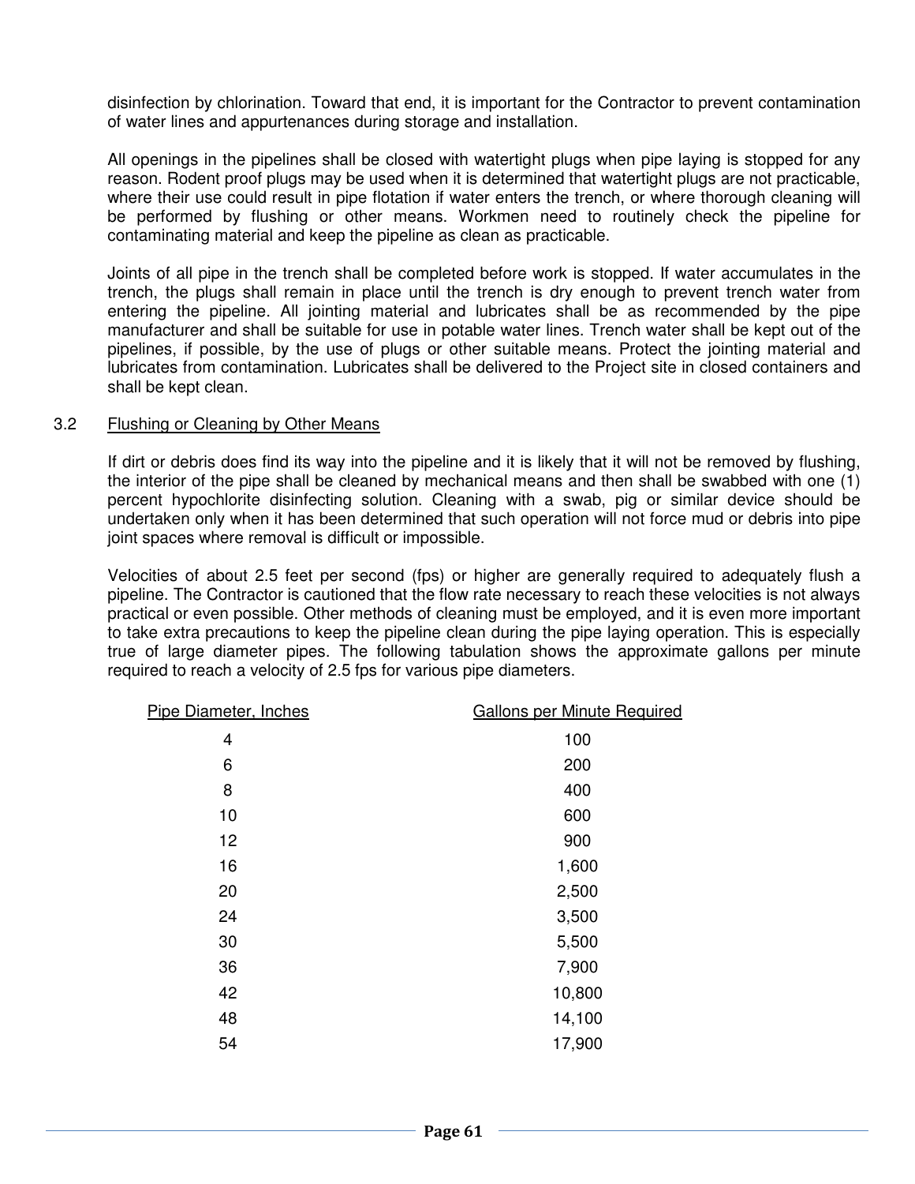disinfection by chlorination. Toward that end, it is important for the Contractor to prevent contamination of water lines and appurtenances during storage and installation.

All openings in the pipelines shall be closed with watertight plugs when pipe laying is stopped for any reason. Rodent proof plugs may be used when it is determined that watertight plugs are not practicable, where their use could result in pipe flotation if water enters the trench, or where thorough cleaning will be performed by flushing or other means. Workmen need to routinely check the pipeline for contaminating material and keep the pipeline as clean as practicable.

Joints of all pipe in the trench shall be completed before work is stopped. If water accumulates in the trench, the plugs shall remain in place until the trench is dry enough to prevent trench water from entering the pipeline. All jointing material and lubricates shall be as recommended by the pipe manufacturer and shall be suitable for use in potable water lines. Trench water shall be kept out of the pipelines, if possible, by the use of plugs or other suitable means. Protect the jointing material and lubricates from contamination. Lubricates shall be delivered to the Project site in closed containers and shall be kept clean.

3.2 <u>Flushing or Cleaning by Other Means</u>

If dirt or debris does find its way into the pipeline and it is likely that it will not be removed by flushing, the interior of the pipe shall be cleaned by mechanical means and then shall be swabbed with one (1) percent hypochlorite disinfecting solution. Cleaning with a swab, pig or similar device should be undertaken only when it has been determined that such operation will not force mud or debris into pipe joint spaces where removal is difficult or impossible.

Velocities of about 2.5 feet per second (fps) or higher are generally required to adequately flush a pipeline. The Contractor is cautioned that the flow rate necessary to reach these velocities is not always practical or even possible. Other methods of cleaning must be employed, and it is even more important to take extra precautions to keep the pipeline clean during the pipe laying operation. This is especially true of large diameter pipes. The following tabulation shows the approximate gallons per minute required to reach a velocity of 2.5 fps for various pipe diameters.

| Pipe Diameter, Inches | Gallons per Minute Required |
|---|---|
| 4 | 100 |
| 6 | 200 |
| 8 | 400 |
| 10 | 600 |
| 12 | 900 |
| 16 | 1,600 |
| 20 | 2,500 |
| 24 | 3,500 |
| 30 | 5,500 |
| 36 | 7,900 |
| 42 | 10,800 |
| 48 | 14,100 |
| 54 | 17,900 |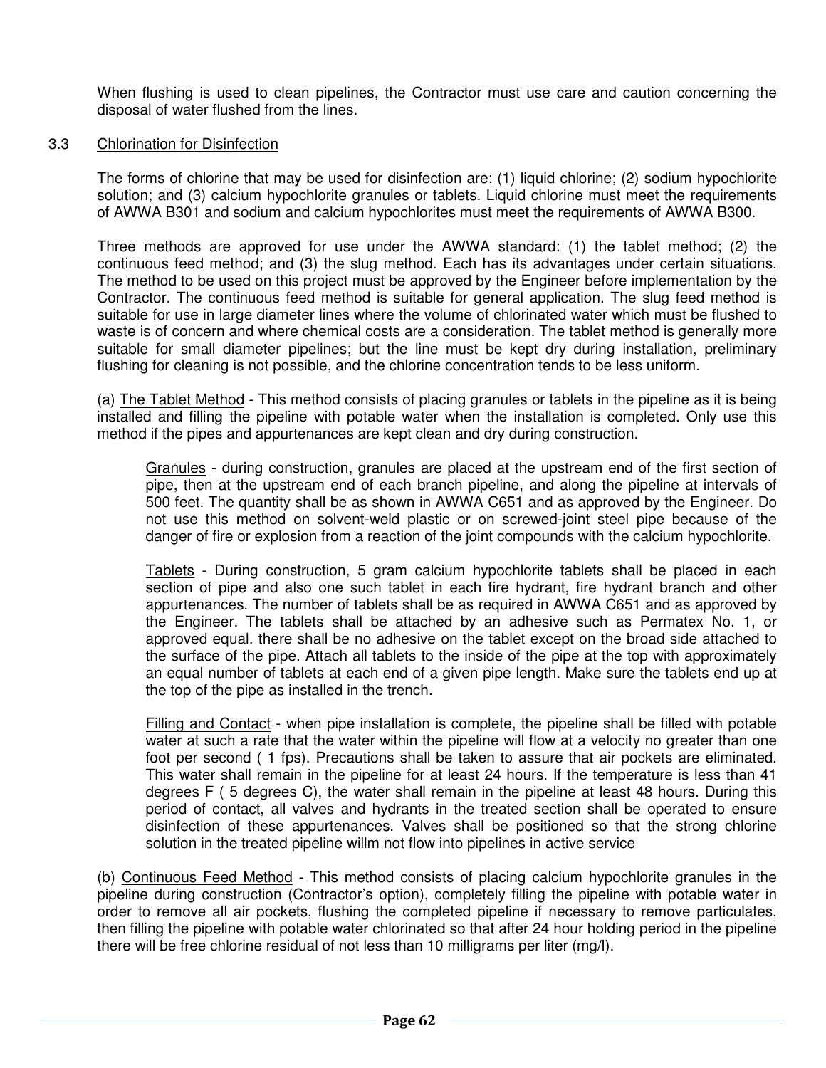When flushing is used to clean pipelines, the Contractor must use care and caution concerning the disposal of water flushed from the lines.

### 3.3 Chlorination for Disinfection

The forms of chlorine that may be used for disinfection are: (1) liquid chlorine; (2) sodium hypochlorite solution; and (3) calcium hypochlorite granules or tablets. Liquid chlorine must meet the requirements of AWWA B301 and sodium and calcium hypochlorites must meet the requirements of AWWA B300.

Three methods are approved for use under the AWWA standard: (1) the tablet method; (2) the continuous feed method; and (3) the slug method. Each has its advantages under certain situations. The method to be used on this project must be approved by the Engineer before implementation by the Contractor. The continuous feed method is suitable for general application. The slug feed method is suitable for use in large diameter lines where the volume of chlorinated water which must be flushed to waste is of concern and where chemical costs are a consideration. The tablet method is generally more suitable for small diameter pipelines; but the line must be kept dry during installation, preliminary flushing for cleaning is not possible, and the chlorine concentration tends to be less uniform.

(a) The Tablet Method - This method consists of placing granules or tablets in the pipeline as it is being installed and filling the pipeline with potable water when the installation is completed. Only use this method if the pipes and appurtenances are kept clean and dry during construction.

> Granules - during construction, granules are placed at the upstream end of the first section of pipe, then at the upstream end of each branch pipeline, and along the pipeline at intervals of 500 feet. The quantity shall be as shown in AWWA C651 and as approved by the Engineer. Do not use this method on solvent-weld plastic or on screwed-joint steel pipe because of the danger of fire or explosion from a reaction of the joint compounds with the calcium hypochlorite.
>
> Tablets - During construction, 5 gram calcium hypochlorite tablets shall be placed in each section of pipe and also one such tablet in each fire hydrant, fire hydrant branch and other appurtenances. The number of tablets shall be as required in AWWA C651 and as approved by the Engineer. The tablets shall be attached by an adhesive such as Permatex No. 1, or approved equal. there shall be no adhesive on the tablet except on the broad side attached to the surface of the pipe. Attach all tablets to the inside of the pipe at the top with approximately an equal number of tablets at each end of a given pipe length. Make sure the tablets end up at the top of the pipe as installed in the trench.
>
> Filling and Contact - when pipe installation is complete, the pipeline shall be filled with potable water at such a rate that the water within the pipeline will flow at a velocity no greater than one foot per second ( 1 fps). Precautions shall be taken to assure that air pockets are eliminated. This water shall remain in the pipeline for at least 24 hours. If the temperature is less than 41 degrees F ( 5 degrees C), the water shall remain in the pipeline at least 48 hours. During this period of contact, all valves and hydrants in the treated section shall be operated to ensure disinfection of these appurtenances. Valves shall be positioned so that the strong chlorine solution in the treated pipeline willm not flow into pipelines in active service

(b) Continuous Feed Method - This method consists of placing calcium hypochlorite granules in the pipeline during construction (Contractor's option), completely filling the pipeline with potable water in order to remove all air pockets, flushing the completed pipeline if necessary to remove particulates, then filling the pipeline with potable water chlorinated so that after 24 hour holding period in the pipeline there will be free chlorine residual of not less than 10 milligrams per liter (mg/l).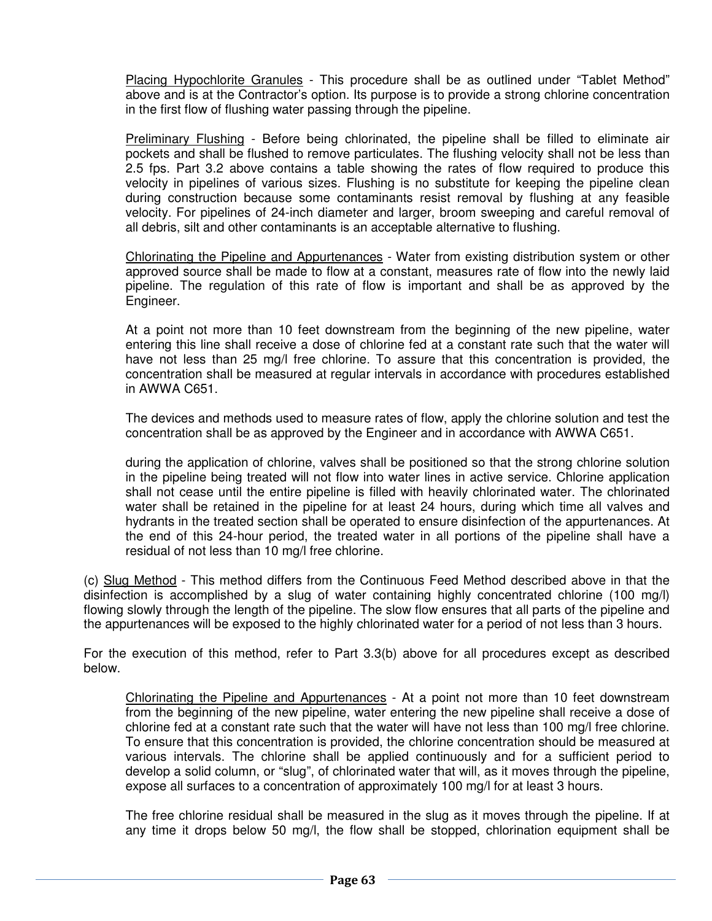Placing Hypochlorite Granules - This procedure shall be as outlined under "Tablet Method" above and is at the Contractor's option. Its purpose is to provide a strong chlorine concentration in the first flow of flushing water passing through the pipeline.

Preliminary Flushing - Before being chlorinated, the pipeline shall be filled to eliminate air pockets and shall be flushed to remove particulates. The flushing velocity shall not be less than 2.5 fps. Part 3.2 above contains a table showing the rates of flow required to produce this velocity in pipelines of various sizes. Flushing is no substitute for keeping the pipeline clean during construction because some contaminants resist removal by flushing at any feasible velocity. For pipelines of 24-inch diameter and larger, broom sweeping and careful removal of all debris, silt and other contaminants is an acceptable alternative to flushing.

Chlorinating the Pipeline and Appurtenances - Water from existing distribution system or other approved source shall be made to flow at a constant, measures rate of flow into the newly laid pipeline. The regulation of this rate of flow is important and shall be as approved by the Engineer.

At a point not more than 10 feet downstream from the beginning of the new pipeline, water entering this line shall receive a dose of chlorine fed at a constant rate such that the water will have not less than 25 mg/l free chlorine. To assure that this concentration is provided, the concentration shall be measured at regular intervals in accordance with procedures established in AWWA C651.

The devices and methods used to measure rates of flow, apply the chlorine solution and test the concentration shall be as approved by the Engineer and in accordance with AWWA C651.

during the application of chlorine, valves shall be positioned so that the strong chlorine solution in the pipeline being treated will not flow into water lines in active service. Chlorine application shall not cease until the entire pipeline is filled with heavily chlorinated water. The chlorinated water shall be retained in the pipeline for at least 24 hours, during which time all valves and hydrants in the treated section shall be operated to ensure disinfection of the appurtenances. At the end of this 24-hour period, the treated water in all portions of the pipeline shall have a residual of not less than 10 mg/l free chlorine.

(c) Slug Method - This method differs from the Continuous Feed Method described above in that the disinfection is accomplished by a slug of water containing highly concentrated chlorine (100 mg/l) flowing slowly through the length of the pipeline. The slow flow ensures that all parts of the pipeline and the appurtenances will be exposed to the highly chlorinated water for a period of not less than 3 hours.

For the execution of this method, refer to Part 3.3(b) above for all procedures except as described below.

Chlorinating the Pipeline and Appurtenances - At a point not more than 10 feet downstream from the beginning of the new pipeline, water entering the new pipeline shall receive a dose of chlorine fed at a constant rate such that the water will have not less than 100 mg/l free chlorine. To ensure that this concentration is provided, the chlorine concentration should be measured at various intervals. The chlorine shall be applied continuously and for a sufficient period to develop a solid column, or "slug", of chlorinated water that will, as it moves through the pipeline, expose all surfaces to a concentration of approximately 100 mg/l for at least 3 hours.

The free chlorine residual shall be measured in the slug as it moves through the pipeline. If at any time it drops below 50 mg/l, the flow shall be stopped, chlorination equipment shall be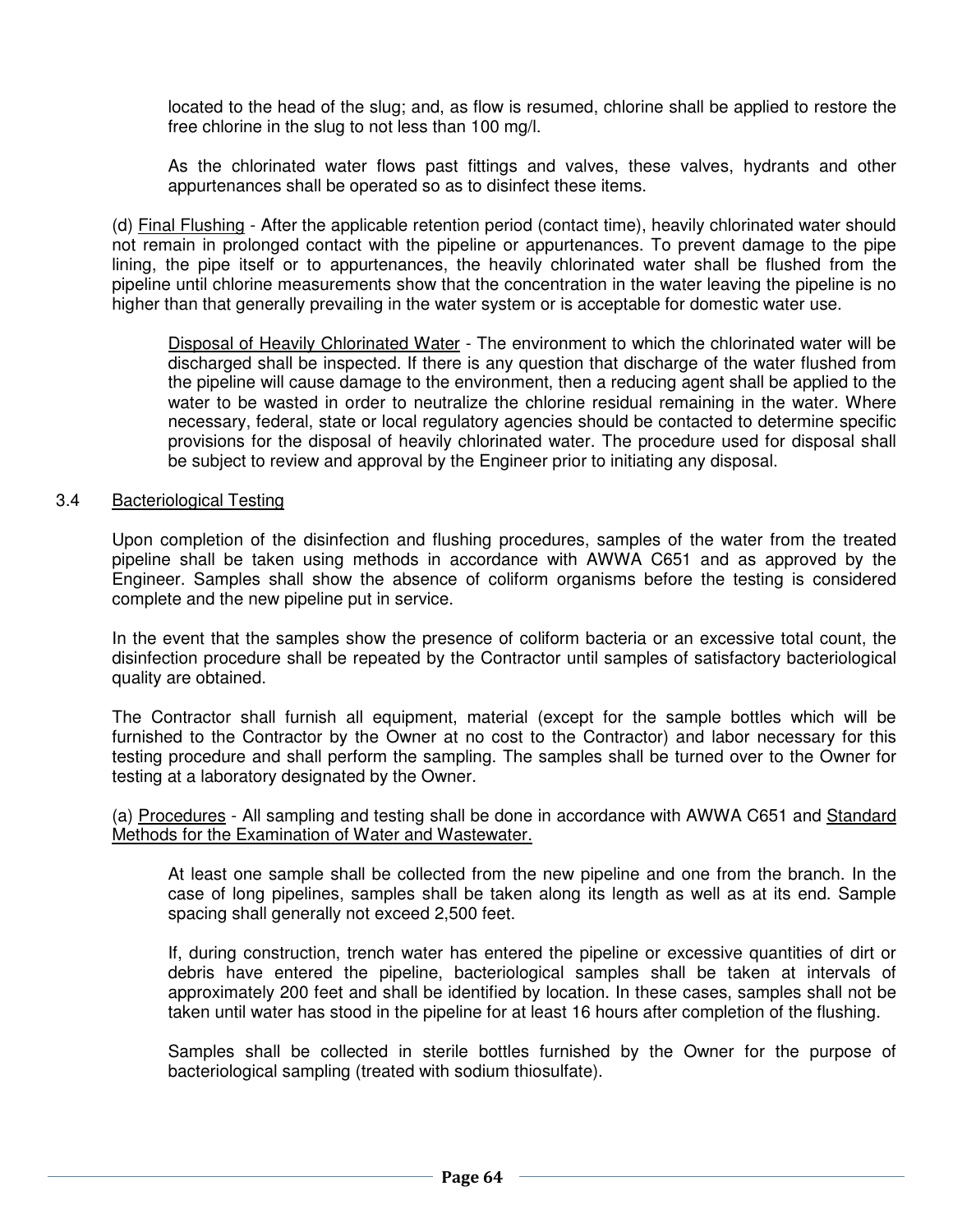located to the head of the slug; and, as flow is resumed, chlorine shall be applied to restore the free chlorine in the slug to not less than 100 mg/l.

As the chlorinated water flows past fittings and valves, these valves, hydrants and other appurtenances shall be operated so as to disinfect these items.

(d) Final Flushing - After the applicable retention period (contact time), heavily chlorinated water should not remain in prolonged contact with the pipeline or appurtenances. To prevent damage to the pipe lining, the pipe itself or to appurtenances, the heavily chlorinated water shall be flushed from the pipeline until chlorine measurements show that the concentration in the water leaving the pipeline is no higher than that generally prevailing in the water system or is acceptable for domestic water use.

Disposal of Heavily Chlorinated Water - The environment to which the chlorinated water will be discharged shall be inspected. If there is any question that discharge of the water flushed from the pipeline will cause damage to the environment, then a reducing agent shall be applied to the water to be wasted in order to neutralize the chlorine residual remaining in the water. Where necessary, federal, state or local regulatory agencies should be contacted to determine specific provisions for the disposal of heavily chlorinated water. The procedure used for disposal shall be subject to review and approval by the Engineer prior to initiating any disposal.

## 3.4 Bacteriological Testing

Upon completion of the disinfection and flushing procedures, samples of the water from the treated pipeline shall be taken using methods in accordance with AWWA C651 and as approved by the Engineer. Samples shall show the absence of coliform organisms before the testing is considered complete and the new pipeline put in service.

In the event that the samples show the presence of coliform bacteria or an excessive total count, the disinfection procedure shall be repeated by the Contractor until samples of satisfactory bacteriological quality are obtained.

The Contractor shall furnish all equipment, material (except for the sample bottles which will be furnished to the Contractor by the Owner at no cost to the Contractor) and labor necessary for this testing procedure and shall perform the sampling. The samples shall be turned over to the Owner for testing at a laboratory designated by the Owner.

(a) Procedures - All sampling and testing shall be done in accordance with AWWA C651 and Standard Methods for the Examination of Water and Wastewater.

At least one sample shall be collected from the new pipeline and one from the branch. In the case of long pipelines, samples shall be taken along its length as well as at its end. Sample spacing shall generally not exceed 2,500 feet.

If, during construction, trench water has entered the pipeline or excessive quantities of dirt or debris have entered the pipeline, bacteriological samples shall be taken at intervals of approximately 200 feet and shall be identified by location. In these cases, samples shall not be taken until water has stood in the pipeline for at least 16 hours after completion of the flushing.

Samples shall be collected in sterile bottles furnished by the Owner for the purpose of bacteriological sampling (treated with sodium thiosulfate).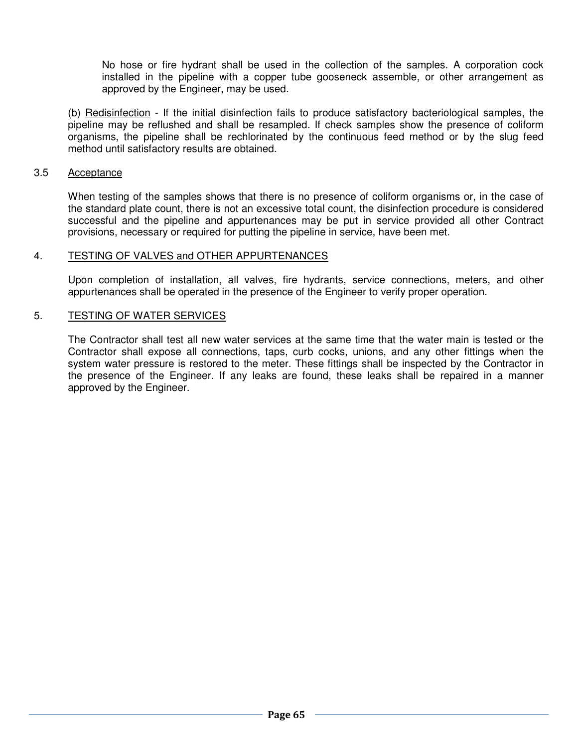No hose or fire hydrant shall be used in the collection of the samples. A corporation cock installed in the pipeline with a copper tube gooseneck assemble, or other arrangement as approved by the Engineer, may be used.

(b) Redisinfection - If the initial disinfection fails to produce satisfactory bacteriological samples, the pipeline may be reflushed and shall be resampled. If check samples show the presence of coliform organisms, the pipeline shall be rechlorinated by the continuous feed method or by the slug feed method until satisfactory results are obtained.

### 3.5 Acceptance

When testing of the samples shows that there is no presence of coliform organisms or, in the case of the standard plate count, there is not an excessive total count, the disinfection procedure is considered successful and the pipeline and appurtenances may be put in service provided all other Contract provisions, necessary or required for putting the pipeline in service, have been met.

## 4. TESTING OF VALVES and OTHER APPURTENANCES

Upon completion of installation, all valves, fire hydrants, service connections, meters, and other appurtenances shall be operated in the presence of the Engineer to verify proper operation.

## 5. TESTING OF WATER SERVICES

The Contractor shall test all new water services at the same time that the water main is tested or the Contractor shall expose all connections, taps, curb cocks, unions, and any other fittings when the system water pressure is restored to the meter. These fittings shall be inspected by the Contractor in the presence of the Engineer. If any leaks are found, these leaks shall be repaired in a manner approved by the Engineer.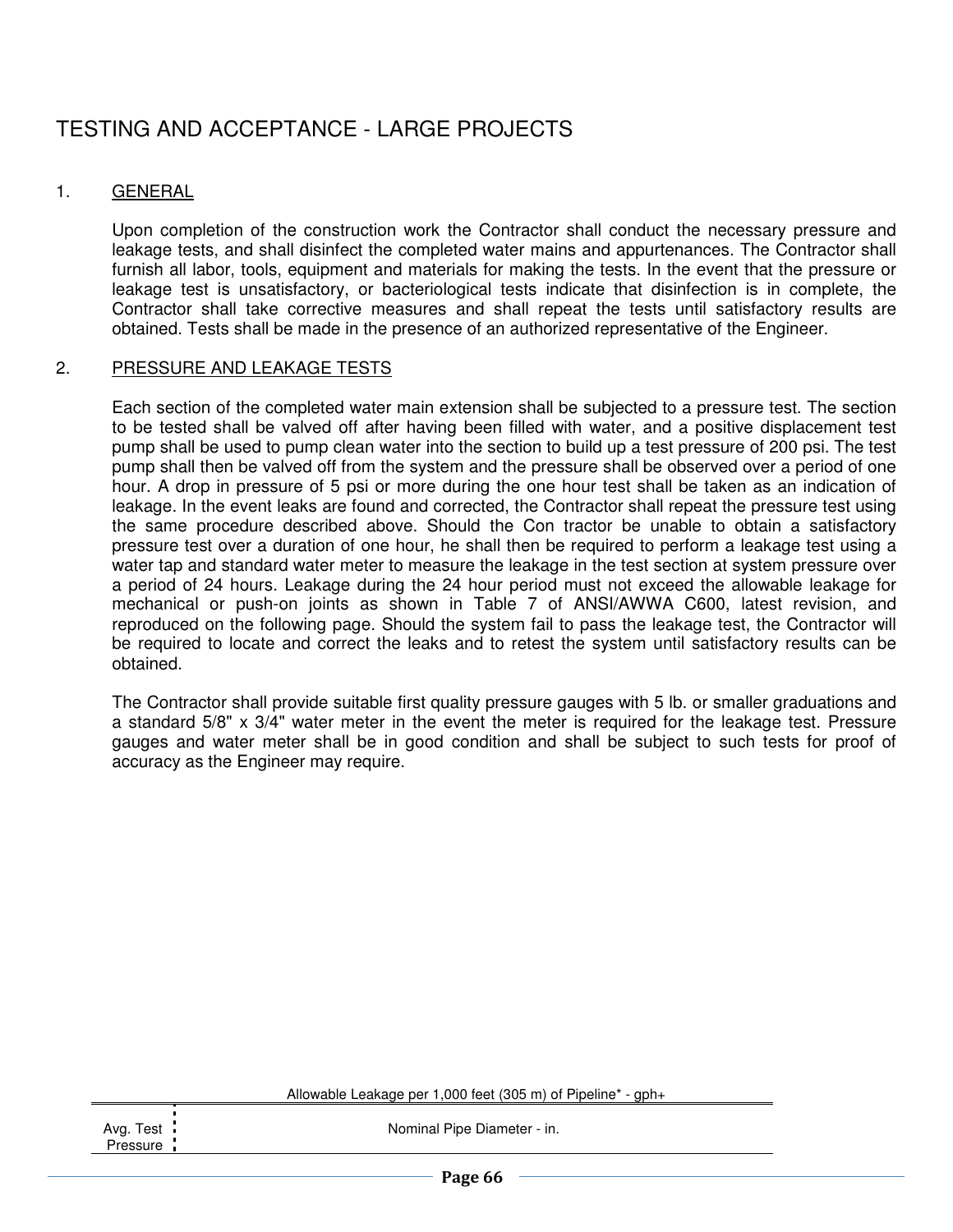# TESTING AND ACCEPTANCE - LARGE PROJECTS

1. GENERAL

   Upon completion of the construction work the Contractor shall conduct the necessary pressure and leakage tests, and shall disinfect the completed water mains and appurtenances. The Contractor shall furnish all labor, tools, equipment and materials for making the tests. In the event that the pressure or leakage test is unsatisfactory, or bacteriological tests indicate that disinfection is in complete, the Contractor shall take corrective measures and shall repeat the tests until satisfactory results are obtained. Tests shall be made in the presence of an authorized representative of the Engineer.

2. PRESSURE AND LEAKAGE TESTS

   Each section of the completed water main extension shall be subjected to a pressure test. The section to be tested shall be valved off after having been filled with water, and a positive displacement test pump shall be used to pump clean water into the section to build up a test pressure of 200 psi. The test pump shall then be valved off from the system and the pressure shall be observed over a period of one hour. A drop in pressure of 5 psi or more during the one hour test shall be taken as an indication of leakage. In the event leaks are found and corrected, the Contractor shall repeat the pressure test using the same procedure described above. Should the Con tractor be unable to obtain a satisfactory pressure test over a duration of one hour, he shall then be required to perform a leakage test using a water tap and standard water meter to measure the leakage in the test section at system pressure over a period of 24 hours. Leakage during the 24 hour period must not exceed the allowable leakage for mechanical or push-on joints as shown in Table 7 of ANSI/AWWA C600, latest revision, and reproduced on the following page. Should the system fail to pass the leakage test, the Contractor will be required to locate and correct the leaks and to retest the system until satisfactory results can be obtained.

   The Contractor shall provide suitable first quality pressure gauges with 5 lb. or smaller graduations and a standard 5/8" x 3/4" water meter in the event the meter is required for the leakage test. Pressure gauges and water meter shall be in good condition and shall be subject to such tests for proof of accuracy as the Engineer may require.

Allowable Leakage per 1,000 feet (305 m) of Pipeline* - gph+

| Avg. Test Pressure | Nominal Pipe Diameter - in. |
|---|---|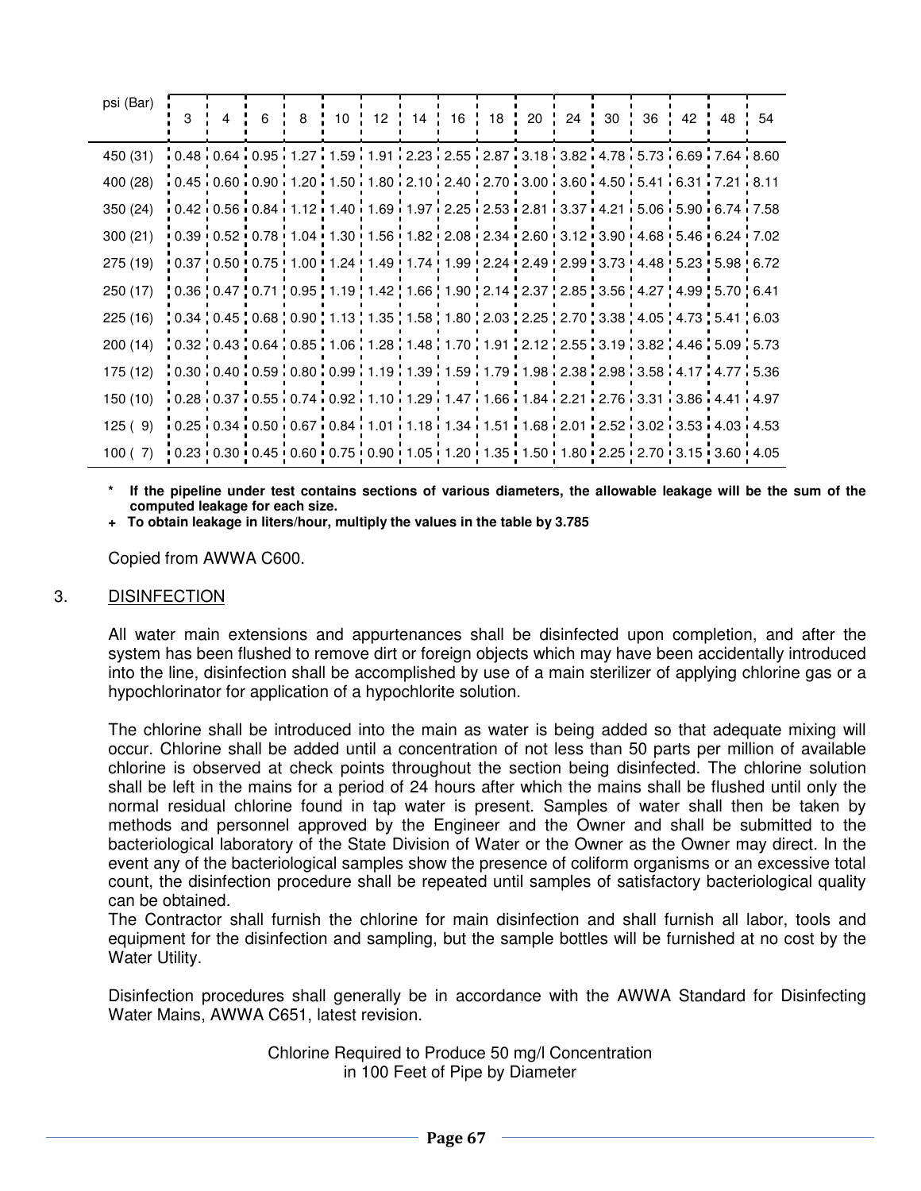| psi (Bar) | 3 | 4 | 6 | 8 | 10 | 12 | 14 | 16 | 18 | 20 | 24 | 30 | 36 | 42 | 48 | 54 |
|---|---|---|---|---|---|---|---|---|---|---|---|---|---|---|---|---|
| 450 (31) | 0.48 | 0.64 | 0.95 | 1.27 | 1.59 | 1.91 | 2.23 | 2.55 | 2.87 | 3.18 | 3.82 | 4.78 | 5.73 | 6.69 | 7.64 | 8.60 |
| 400 (28) | 0.45 | 0.60 | 0.90 | 1.20 | 1.50 | 1.80 | 2.10 | 2.40 | 2.70 | 3.00 | 3.60 | 4.50 | 5.41 | 6.31 | 7.21 | 8.11 |
| 350 (24) | 0.42 | 0.56 | 0.84 | 1.12 | 1.40 | 1.69 | 1.97 | 2.25 | 2.53 | 2.81 | 3.37 | 4.21 | 5.06 | 5.90 | 6.74 | 7.58 |
| 300 (21) | 0.39 | 0.52 | 0.78 | 1.04 | 1.30 | 1.56 | 1.82 | 2.08 | 2.34 | 2.60 | 3.12 | 3.90 | 4.68 | 5.46 | 6.24 | 7.02 |
| 275 (19) | 0.37 | 0.50 | 0.75 | 1.00 | 1.24 | 1.49 | 1.74 | 1.99 | 2.24 | 2.49 | 2.99 | 3.73 | 4.48 | 5.23 | 5.98 | 6.72 |
| 250 (17) | 0.36 | 0.47 | 0.71 | 0.95 | 1.19 | 1.42 | 1.66 | 1.90 | 2.14 | 2.37 | 2.85 | 3.56 | 4.27 | 4.99 | 5.70 | 6.41 |
| 225 (16) | 0.34 | 0.45 | 0.68 | 0.90 | 1.13 | 1.35 | 1.58 | 1.80 | 2.03 | 2.25 | 2.70 | 3.38 | 4.05 | 4.73 | 5.41 | 6.03 |
| 200 (14) | 0.32 | 0.43 | 0.64 | 0.85 | 1.06 | 1.28 | 1.48 | 1.70 | 1.91 | 2.12 | 2.55 | 3.19 | 3.82 | 4.46 | 5.09 | 5.73 |
| 175 (12) | 0.30 | 0.40 | 0.59 | 0.80 | 0.99 | 1.19 | 1.39 | 1.59 | 1.79 | 1.98 | 2.38 | 2.98 | 3.58 | 4.17 | 4.77 | 5.36 |
| 150 (10) | 0.28 | 0.37 | 0.55 | 0.74 | 0.92 | 1.10 | 1.29 | 1.47 | 1.66 | 1.84 | 2.21 | 2.76 | 3.31 | 3.86 | 4.41 | 4.97 |
| 125 ( 9) | 0.25 | 0.34 | 0.50 | 0.67 | 0.84 | 1.01 | 1.18 | 1.34 | 1.51 | 1.68 | 2.01 | 2.52 | 3.02 | 3.53 | 4.03 | 4.53 |
| 100 ( 7) | 0.23 | 0.30 | 0.45 | 0.60 | 0.75 | 0.90 | 1.05 | 1.20 | 1.35 | 1.50 | 1.80 | 2.25 | 2.70 | 3.15 | 3.60 | 4.05 |

**\* If the pipeline under test contains sections of various diameters, the allowable leakage will be the sum of the computed leakage for each size.**

**+ To obtain leakage in liters/hour, multiply the values in the table by 3.785**

Copied from AWWA C600.

## 3. DISINFECTION

All water main extensions and appurtenances shall be disinfected upon completion, and after the system has been flushed to remove dirt or foreign objects which may have been accidentally introduced into the line, disinfection shall be accomplished by use of a main sterilizer of applying chlorine gas or a hypochlorinator for application of a hypochlorite solution.

The chlorine shall be introduced into the main as water is being added so that adequate mixing will occur. Chlorine shall be added until a concentration of not less than 50 parts per million of available chlorine is observed at check points throughout the section being disinfected. The chlorine solution shall be left in the mains for a period of 24 hours after which the mains shall be flushed until only the normal residual chlorine found in tap water is present. Samples of water shall then be taken by methods and personnel approved by the Engineer and the Owner and shall be submitted to the bacteriological laboratory of the State Division of Water or the Owner as the Owner may direct. In the event any of the bacteriological samples show the presence of coliform organisms or an excessive total count, the disinfection procedure shall be repeated until samples of satisfactory bacteriological quality can be obtained.

The Contractor shall furnish the chlorine for main disinfection and shall furnish all labor, tools and equipment for the disinfection and sampling, but the sample bottles will be furnished at no cost by the Water Utility.

Disinfection procedures shall generally be in accordance with the AWWA Standard for Disinfecting Water Mains, AWWA C651, latest revision.

Chlorine Required to Produce 50 mg/l Concentration
in 100 Feet of Pipe by Diameter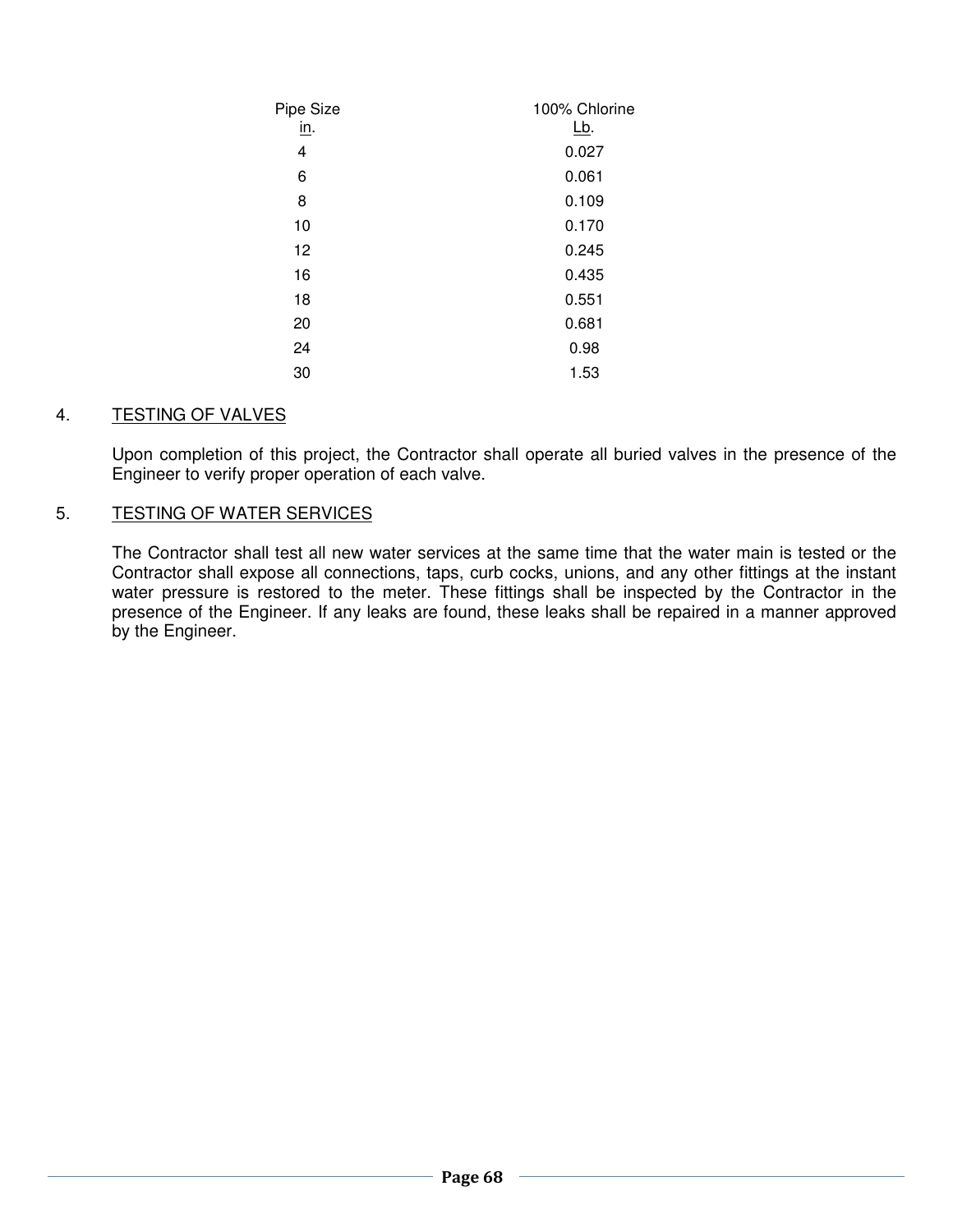| Pipe Size in. | 100% Chlorine Lb. |
|---|---|
| 4 | 0.027 |
| 6 | 0.061 |
| 8 | 0.109 |
| 10 | 0.170 |
| 12 | 0.245 |
| 16 | 0.435 |
| 18 | 0.551 |
| 20 | 0.681 |
| 24 | 0.98 |
| 30 | 1.53 |

4. TESTING OF VALVES

Upon completion of this project, the Contractor shall operate all buried valves in the presence of the Engineer to verify proper operation of each valve.

5. TESTING OF WATER SERVICES

The Contractor shall test all new water services at the same time that the water main is tested or the Contractor shall expose all connections, taps, curb cocks, unions, and any other fittings at the instant water pressure is restored to the meter. These fittings shall be inspected by the Contractor in the presence of the Engineer. If any leaks are found, these leaks shall be repaired in a manner approved by the Engineer.